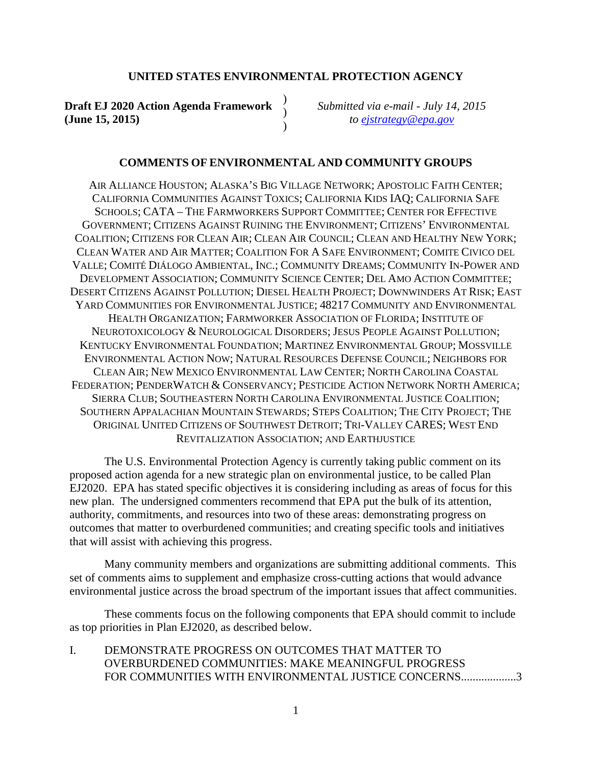# UNITED STATES ENVIRONMENTAL PROTECTION AGENCY

**Draft EJ 2020 Action Agenda Framework (June 15, 2015)** )
)
)

*Submitted via e-mail - July 14, 2015 to [ejstrategy@epa.gov](mailto:ejstrategy@epa.gov)*

## COMMENTS OF ENVIRONMENTAL AND COMMUNITY GROUPS

AIR ALLIANCE HOUSTON; ALASKA'S BIG VILLAGE NETWORK; APOSTOLIC FAITH CENTER; CALIFORNIA COMMUNITIES AGAINST TOXICS; CALIFORNIA KIDS IAQ; CALIFORNIA SAFE SCHOOLS; CATA – THE FARMWORKERS SUPPORT COMMITTEE; CENTER FOR EFFECTIVE GOVERNMENT; CITIZENS AGAINST RUINING THE ENVIRONMENT; CITIZENS' ENVIRONMENTAL COALITION; CITIZENS FOR CLEAN AIR; CLEAN AIR COUNCIL; CLEAN AND HEALTHY NEW YORK; CLEAN WATER AND AIR MATTER; COALITION FOR A SAFE ENVIRONMENT; COMITE CIVICO DEL VALLE; COMITÉ DIÁLOGO AMBIENTAL, INC.; COMMUNITY DREAMS; COMMUNITY IN-POWER AND DEVELOPMENT ASSOCIATION; COMMUNITY SCIENCE CENTER; DEL AMO ACTION COMMITTEE; DESERT CITIZENS AGAINST POLLUTION; DIESEL HEALTH PROJECT; DOWNWINDERS AT RISK; EAST YARD COMMUNITIES FOR ENVIRONMENTAL JUSTICE; 48217 COMMUNITY AND ENVIRONMENTAL HEALTH ORGANIZATION; FARMWORKER ASSOCIATION OF FLORIDA; INSTITUTE OF NEUROTOXICOLOGY & NEUROLOGICAL DISORDERS; JESUS PEOPLE AGAINST POLLUTION; KENTUCKY ENVIRONMENTAL FOUNDATION; MARTINEZ ENVIRONMENTAL GROUP; MOSSVILLE ENVIRONMENTAL ACTION NOW; NATURAL RESOURCES DEFENSE COUNCIL; NEIGHBORS FOR CLEAN AIR; NEW MEXICO ENVIRONMENTAL LAW CENTER; NORTH CAROLINA COASTAL FEDERATION; PENDERWATCH & CONSERVANCY; PESTICIDE ACTION NETWORK NORTH AMERICA; SIERRA CLUB; SOUTHEASTERN NORTH CAROLINA ENVIRONMENTAL JUSTICE COALITION; SOUTHERN APPALACHIAN MOUNTAIN STEWARDS; STEPS COALITION; THE CITY PROJECT; THE ORIGINAL UNITED CITIZENS OF SOUTHWEST DETROIT; TRI-VALLEY CARES; WEST END REVITALIZATION ASSOCIATION; AND EARTHJUSTICE

The U.S. Environmental Protection Agency is currently taking public comment on its proposed action agenda for a new strategic plan on environmental justice, to be called Plan EJ2020. EPA has stated specific objectives it is considering including as areas of focus for this new plan. The undersigned commenters recommend that EPA put the bulk of its attention, authority, commitments, and resources into two of these areas: demonstrating progress on outcomes that matter to overburdened communities; and creating specific tools and initiatives that will assist with achieving this progress.

Many community members and organizations are submitting additional comments. This set of comments aims to supplement and emphasize cross-cutting actions that would advance environmental justice across the broad spectrum of the important issues that affect communities.

These comments focus on the following components that EPA should commit to include as top priorities in Plan EJ2020, as described below.

I. DEMONSTRATE PROGRESS ON OUTCOMES THAT MATTER TO OVERBURDENED COMMUNITIES: MAKE MEANINGFUL PROGRESS FOR COMMUNITIES WITH ENVIRONMENTAL JUSTICE CONCERNS..................3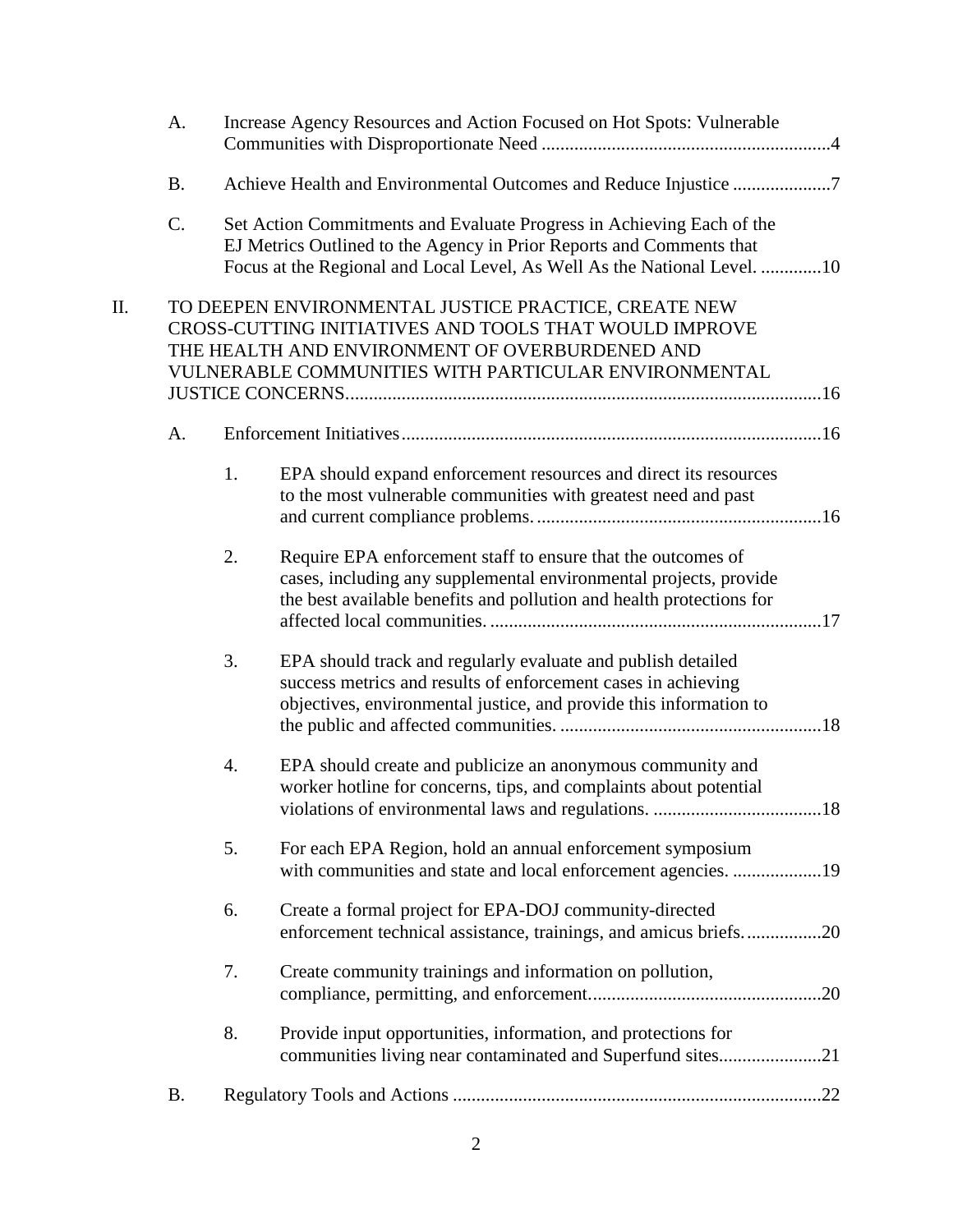A. Increase Agency Resources and Action Focused on Hot Spots: Vulnerable Communities with Disproportionate Need .............................................................4

B. Achieve Health and Environmental Outcomes and Reduce Injustice .....................7

C. Set Action Commitments and Evaluate Progress in Achieving Each of the EJ Metrics Outlined to the Agency in Prior Reports and Comments that Focus at the Regional and Local Level, As Well As the National Level. .............10

II. TO DEEPEN ENVIRONMENTAL JUSTICE PRACTICE, CREATE NEW CROSS-CUTTING INITIATIVES AND TOOLS THAT WOULD IMPROVE THE HEALTH AND ENVIRONMENT OF OVERBURDENED AND VULNERABLE COMMUNITIES WITH PARTICULAR ENVIRONMENTAL JUSTICE CONCERNS.....................................................................................................16

A. Enforcement Initiatives.........................................................................................16

1. EPA should expand enforcement resources and direct its resources to the most vulnerable communities with greatest need and past and current compliance problems. ............................................................16

2. Require EPA enforcement staff to ensure that the outcomes of cases, including any supplemental environmental projects, provide the best available benefits and pollution and health protections for affected local communities. .......................................................................17

3. EPA should track and regularly evaluate and publish detailed success metrics and results of enforcement cases in achieving objectives, environmental justice, and provide this information to the public and affected communities. ........................................................18

4. EPA should create and publicize an anonymous community and worker hotline for concerns, tips, and complaints about potential violations of environmental laws and regulations. ....................................18

5. For each EPA Region, hold an annual enforcement symposium with communities and state and local enforcement agencies. ...................19

6. Create a formal project for EPA-DOJ community-directed enforcement technical assistance, trainings, and amicus briefs. ................20

7. Create community trainings and information on pollution, compliance, permitting, and enforcement. ................................................20

8. Provide input opportunities, information, and protections for communities living near contaminated and Superfund sites......................21

B. Regulatory Tools and Actions ..............................................................................22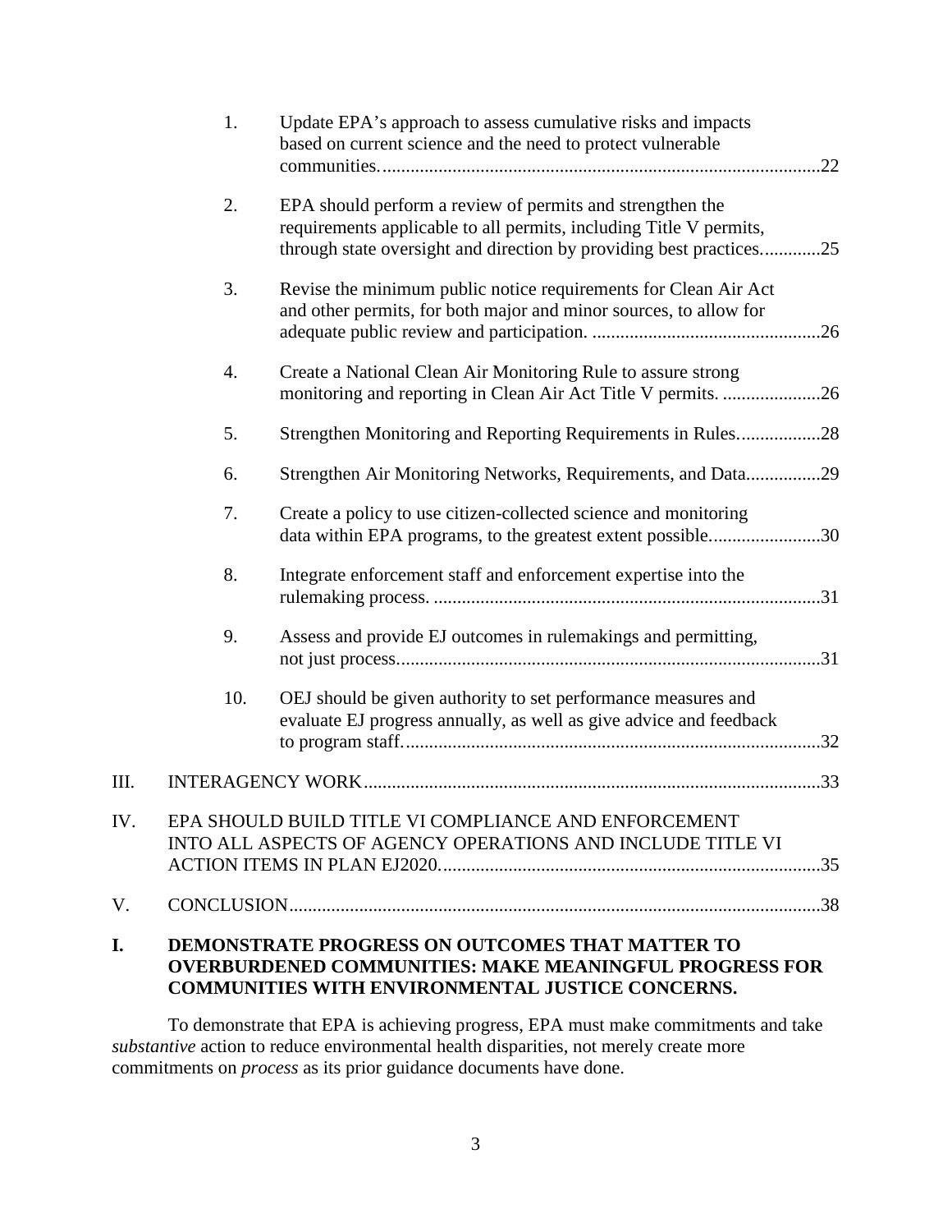1. Update EPA's approach to assess cumulative risks and impacts based on current science and the need to protect vulnerable communities. ....................................................................................22

2. EPA should perform a review of permits and strengthen the requirements applicable to all permits, including Title V permits, through state oversight and direction by providing best practices. ............25

3. Revise the minimum public notice requirements for Clean Air Act and other permits, for both major and minor sources, to allow for adequate public review and participation. ................................................26

4. Create a National Clean Air Monitoring Rule to assure strong monitoring and reporting in Clean Air Act Title V permits. .....................26

5. Strengthen Monitoring and Reporting Requirements in Rules. ................28

6. Strengthen Air Monitoring Networks, Requirements, and Data ................29

7. Create a policy to use citizen-collected science and monitoring data within EPA programs, to the greatest extent possible. .......................30

8. Integrate enforcement staff and enforcement expertise into the rulemaking process. ..................................................................................31

9. Assess and provide EJ outcomes in rulemakings and permitting, not just process. ..........................................................................................31

10. OEJ should be given authority to set performance measures and evaluate EJ progress annually, as well as give advice and feedback to program staff. .........................................................................................32

III. INTERAGENCY WORK .................................................................................................33

IV. EPA SHOULD BUILD TITLE VI COMPLIANCE AND ENFORCEMENT INTO ALL ASPECTS OF AGENCY OPERATIONS AND INCLUDE TITLE VI ACTION ITEMS IN PLAN EJ2020. ................................................................................35

V. CONCLUSION .................................................................................................................38

# I. DEMONSTRATE PROGRESS ON OUTCOMES THAT MATTER TO OVERBURDENED COMMUNITIES: MAKE MEANINGFUL PROGRESS FOR COMMUNITIES WITH ENVIRONMENTAL JUSTICE CONCERNS.

To demonstrate that EPA is achieving progress, EPA must make commitments and take *substantive* action to reduce environmental health disparities, not merely create more commitments on *process* as its prior guidance documents have done.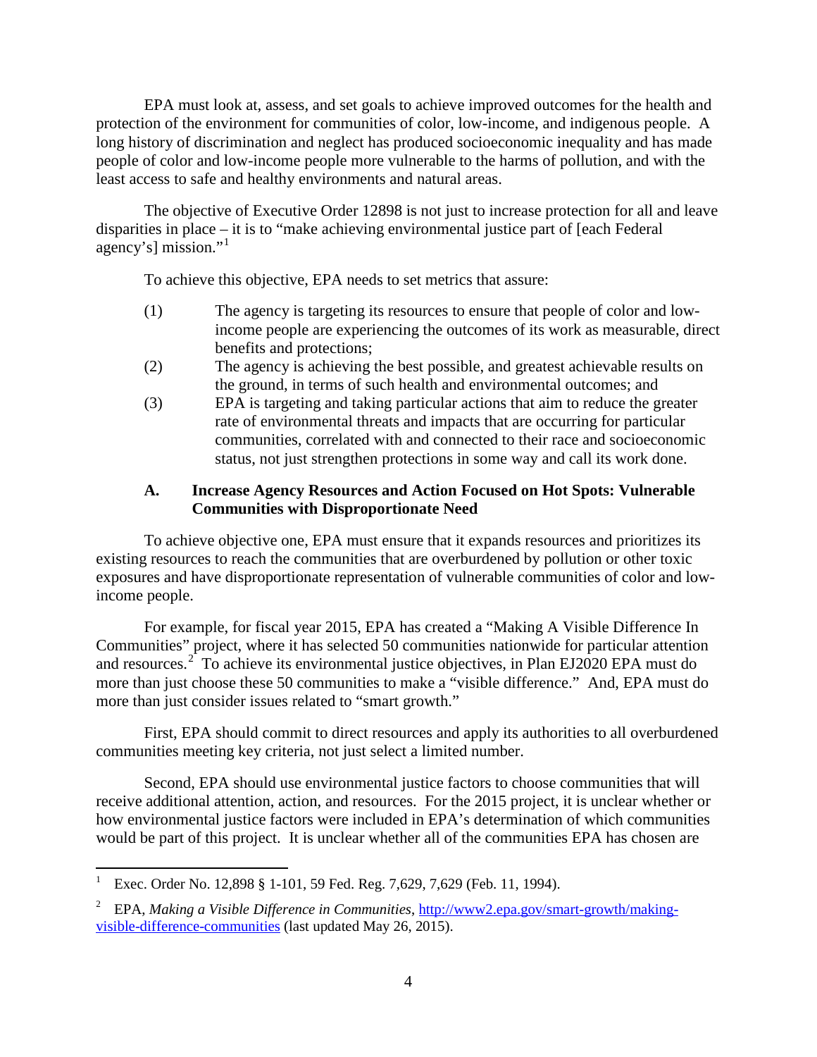EPA must look at, assess, and set goals to achieve improved outcomes for the health and protection of the environment for communities of color, low-income, and indigenous people. A long history of discrimination and neglect has produced socioeconomic inequality and has made people of color and low-income people more vulnerable to the harms of pollution, and with the least access to safe and healthy environments and natural areas.

The objective of Executive Order 12898 is not just to increase protection for all and leave disparities in place – it is to "make achieving environmental justice part of [each Federal agency's] mission."[1]

To achieve this objective, EPA needs to set metrics that assure:

(1) The agency is targeting its resources to ensure that people of color and low-income people are experiencing the outcomes of its work as measurable, direct benefits and protections;

(2) The agency is achieving the best possible, and greatest achievable results on the ground, in terms of such health and environmental outcomes; and

(3) EPA is targeting and taking particular actions that aim to reduce the greater rate of environmental threats and impacts that are occurring for particular communities, correlated with and connected to their race and socioeconomic status, not just strengthen protections in some way and call its work done.

### A. Increase Agency Resources and Action Focused on Hot Spots: Vulnerable Communities with Disproportionate Need

To achieve objective one, EPA must ensure that it expands resources and prioritizes its existing resources to reach the communities that are overburdened by pollution or other toxic exposures and have disproportionate representation of vulnerable communities of color and low-income people.

For example, for fiscal year 2015, EPA has created a "Making A Visible Difference In Communities" project, where it has selected 50 communities nationwide for particular attention and resources.[2] To achieve its environmental justice objectives, in Plan EJ2020 EPA must do more than just choose these 50 communities to make a "visible difference." And, EPA must do more than just consider issues related to "smart growth."

First, EPA should commit to direct resources and apply its authorities to all overburdened communities meeting key criteria, not just select a limited number.

Second, EPA should use environmental justice factors to choose communities that will receive additional attention, action, and resources. For the 2015 project, it is unclear whether or how environmental justice factors were included in EPA's determination of which communities would be part of this project. It is unclear whether all of the communities EPA has chosen are

---

[1] Exec. Order No. 12,898 § 1-101, 59 Fed. Reg. 7,629, 7,629 (Feb. 11, 1994).

[2] EPA, *Making a Visible Difference in Communities*, http://www2.epa.gov/smart-growth/making-visible-difference-communities (last updated May 26, 2015).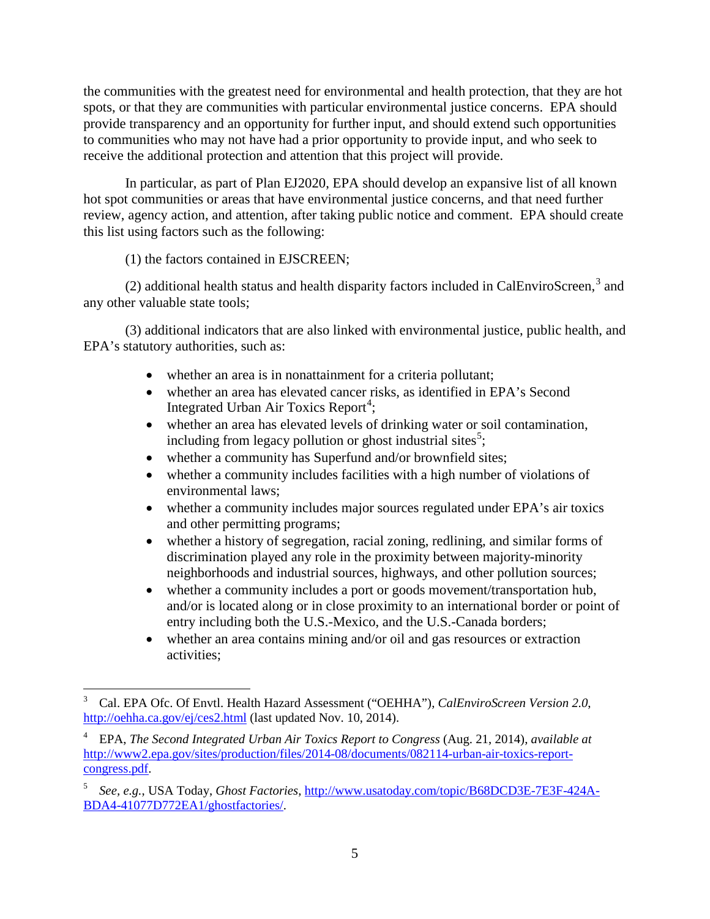the communities with the greatest need for environmental and health protection, that they are hot spots, or that they are communities with particular environmental justice concerns. EPA should provide transparency and an opportunity for further input, and should extend such opportunities to communities who may not have had a prior opportunity to provide input, and who seek to receive the additional protection and attention that this project will provide.

In particular, as part of Plan EJ2020, EPA should develop an expansive list of all known hot spot communities or areas that have environmental justice concerns, and that need further review, agency action, and attention, after taking public notice and comment. EPA should create this list using factors such as the following:

(1) the factors contained in EJSCREEN;

(2) additional health status and health disparity factors included in CalEnviroScreen,[3] and any other valuable state tools;

(3) additional indicators that are also linked with environmental justice, public health, and EPA's statutory authorities, such as:

- whether an area is in nonattainment for a criteria pollutant;
- whether an area has elevated cancer risks, as identified in EPA's Second Integrated Urban Air Toxics Report[4];
- whether an area has elevated levels of drinking water or soil contamination, including from legacy pollution or ghost industrial sites[5];
- whether a community has Superfund and/or brownfield sites;
- whether a community includes facilities with a high number of violations of environmental laws;
- whether a community includes major sources regulated under EPA's air toxics and other permitting programs;
- whether a history of segregation, racial zoning, redlining, and similar forms of discrimination played any role in the proximity between majority-minority neighborhoods and industrial sources, highways, and other pollution sources;
- whether a community includes a port or goods movement/transportation hub, and/or is located along or in close proximity to an international border or point of entry including both the U.S.-Mexico, and the U.S.-Canada borders;
- whether an area contains mining and/or oil and gas resources or extraction activities;

---

[3] Cal. EPA Ofc. Of Envtl. Health Hazard Assessment ("OEHHA"), *CalEnviroScreen Version 2.0*, http://oehha.ca.gov/ej/ces2.html (last updated Nov. 10, 2014).

[4] EPA, *The Second Integrated Urban Air Toxics Report to Congress* (Aug. 21, 2014), *available at* http://www2.epa.gov/sites/production/files/2014-08/documents/082114-urban-air-toxics-report-congress.pdf.

[5] *See, e.g.*, USA Today, *Ghost Factories*, http://www.usatoday.com/topic/B68DCD3E-7E3F-424A-BDA4-41077D772EA1/ghostfactories/.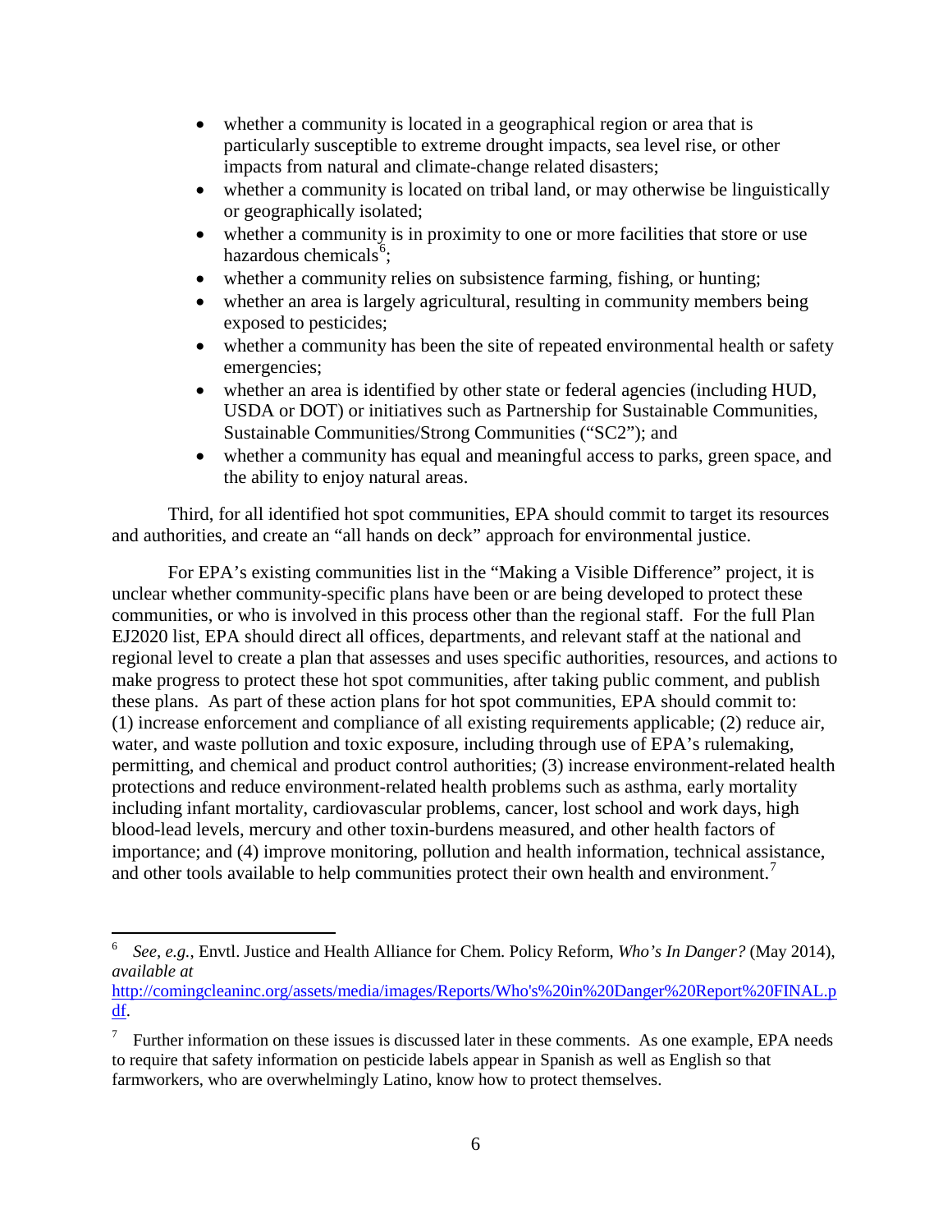- whether a community is located in a geographical region or area that is particularly susceptible to extreme drought impacts, sea level rise, or other impacts from natural and climate-change related disasters;
- whether a community is located on tribal land, or may otherwise be linguistically or geographically isolated;
- whether a community is in proximity to one or more facilities that store or use hazardous chemicals[6];
- whether a community relies on subsistence farming, fishing, or hunting;
- whether an area is largely agricultural, resulting in community members being exposed to pesticides;
- whether a community has been the site of repeated environmental health or safety emergencies;
- whether an area is identified by other state or federal agencies (including HUD, USDA or DOT) or initiatives such as Partnership for Sustainable Communities, Sustainable Communities/Strong Communities ("SC2"); and
- whether a community has equal and meaningful access to parks, green space, and the ability to enjoy natural areas.

Third, for all identified hot spot communities, EPA should commit to target its resources and authorities, and create an "all hands on deck" approach for environmental justice.

For EPA's existing communities list in the "Making a Visible Difference" project, it is unclear whether community-specific plans have been or are being developed to protect these communities, or who is involved in this process other than the regional staff. For the full Plan EJ2020 list, EPA should direct all offices, departments, and relevant staff at the national and regional level to create a plan that assesses and uses specific authorities, resources, and actions to make progress to protect these hot spot communities, after taking public comment, and publish these plans. As part of these action plans for hot spot communities, EPA should commit to: (1) increase enforcement and compliance of all existing requirements applicable; (2) reduce air, water, and waste pollution and toxic exposure, including through use of EPA's rulemaking, permitting, and chemical and product control authorities; (3) increase environment-related health protections and reduce environment-related health problems such as asthma, early mortality including infant mortality, cardiovascular problems, cancer, lost school and work days, high blood-lead levels, mercury and other toxin-burdens measured, and other health factors of importance; and (4) improve monitoring, pollution and health information, technical assistance, and other tools available to help communities protect their own health and environment.[7]

---

[6] *See, e.g.*, Envtl. Justice and Health Alliance for Chem. Policy Reform, *Who's In Danger?* (May 2014), *available at* http://comingcleaninc.org/assets/media/images/Reports/Who's%20in%20Danger%20Report%20FINAL.pdf.

[7] Further information on these issues is discussed later in these comments. As one example, EPA needs to require that safety information on pesticide labels appear in Spanish as well as English so that farmworkers, who are overwhelmingly Latino, know how to protect themselves.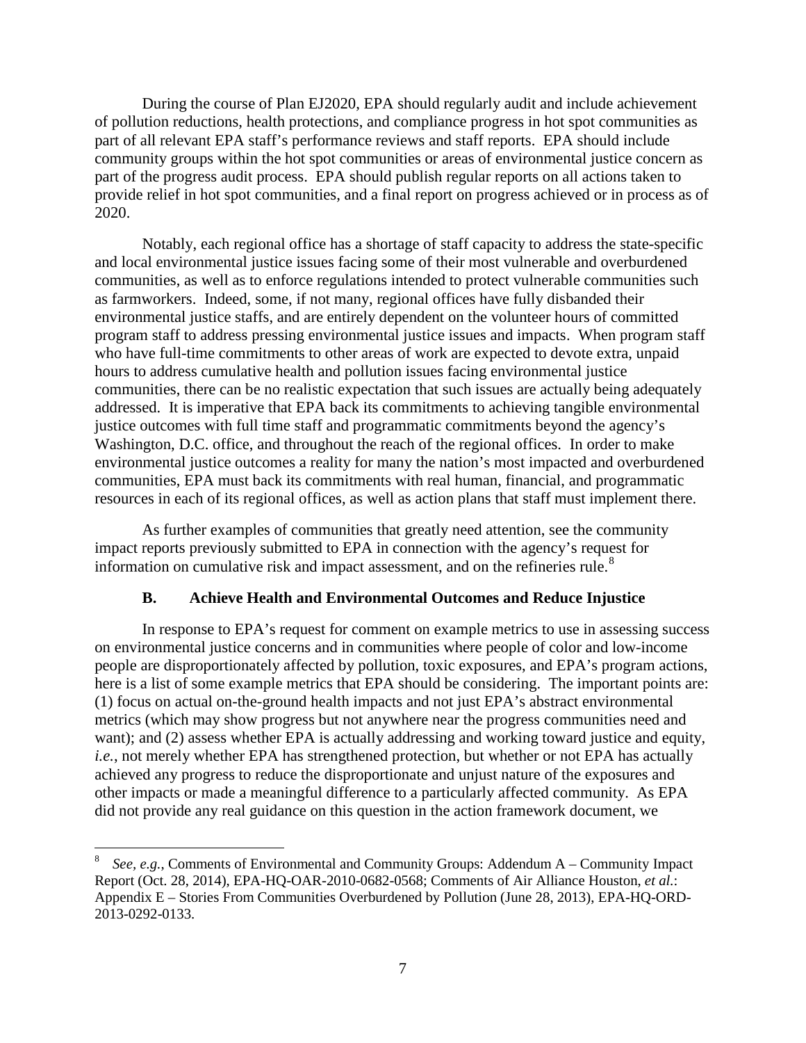During the course of Plan EJ2020, EPA should regularly audit and include achievement of pollution reductions, health protections, and compliance progress in hot spot communities as part of all relevant EPA staff's performance reviews and staff reports. EPA should include community groups within the hot spot communities or areas of environmental justice concern as part of the progress audit process. EPA should publish regular reports on all actions taken to provide relief in hot spot communities, and a final report on progress achieved or in process as of 2020.

Notably, each regional office has a shortage of staff capacity to address the state-specific and local environmental justice issues facing some of their most vulnerable and overburdened communities, as well as to enforce regulations intended to protect vulnerable communities such as farmworkers. Indeed, some, if not many, regional offices have fully disbanded their environmental justice staffs, and are entirely dependent on the volunteer hours of committed program staff to address pressing environmental justice issues and impacts. When program staff who have full-time commitments to other areas of work are expected to devote extra, unpaid hours to address cumulative health and pollution issues facing environmental justice communities, there can be no realistic expectation that such issues are actually being adequately addressed. It is imperative that EPA back its commitments to achieving tangible environmental justice outcomes with full time staff and programmatic commitments beyond the agency's Washington, D.C. office, and throughout the reach of the regional offices. In order to make environmental justice outcomes a reality for many the nation's most impacted and overburdened communities, EPA must back its commitments with real human, financial, and programmatic resources in each of its regional offices, as well as action plans that staff must implement there.

As further examples of communities that greatly need attention, see the community impact reports previously submitted to EPA in connection with the agency's request for information on cumulative risk and impact assessment, and on the refineries rule.[8]

### B. Achieve Health and Environmental Outcomes and Reduce Injustice

In response to EPA's request for comment on example metrics to use in assessing success on environmental justice concerns and in communities where people of color and low-income people are disproportionately affected by pollution, toxic exposures, and EPA's program actions, here is a list of some example metrics that EPA should be considering. The important points are: (1) focus on actual on-the-ground health impacts and not just EPA's abstract environmental metrics (which may show progress but not anywhere near the progress communities need and want); and (2) assess whether EPA is actually addressing and working toward justice and equity, *i.e.*, not merely whether EPA has strengthened protection, but whether or not EPA has actually achieved any progress to reduce the disproportionate and unjust nature of the exposures and other impacts or made a meaningful difference to a particularly affected community. As EPA did not provide any real guidance on this question in the action framework document, we

---

[8] *See, e.g.*, Comments of Environmental and Community Groups: Addendum A – Community Impact Report (Oct. 28, 2014), EPA-HQ-OAR-2010-0682-0568; Comments of Air Alliance Houston, *et al.*: Appendix E – Stories From Communities Overburdened by Pollution (June 28, 2013), EPA-HQ-ORD-2013-0292-0133.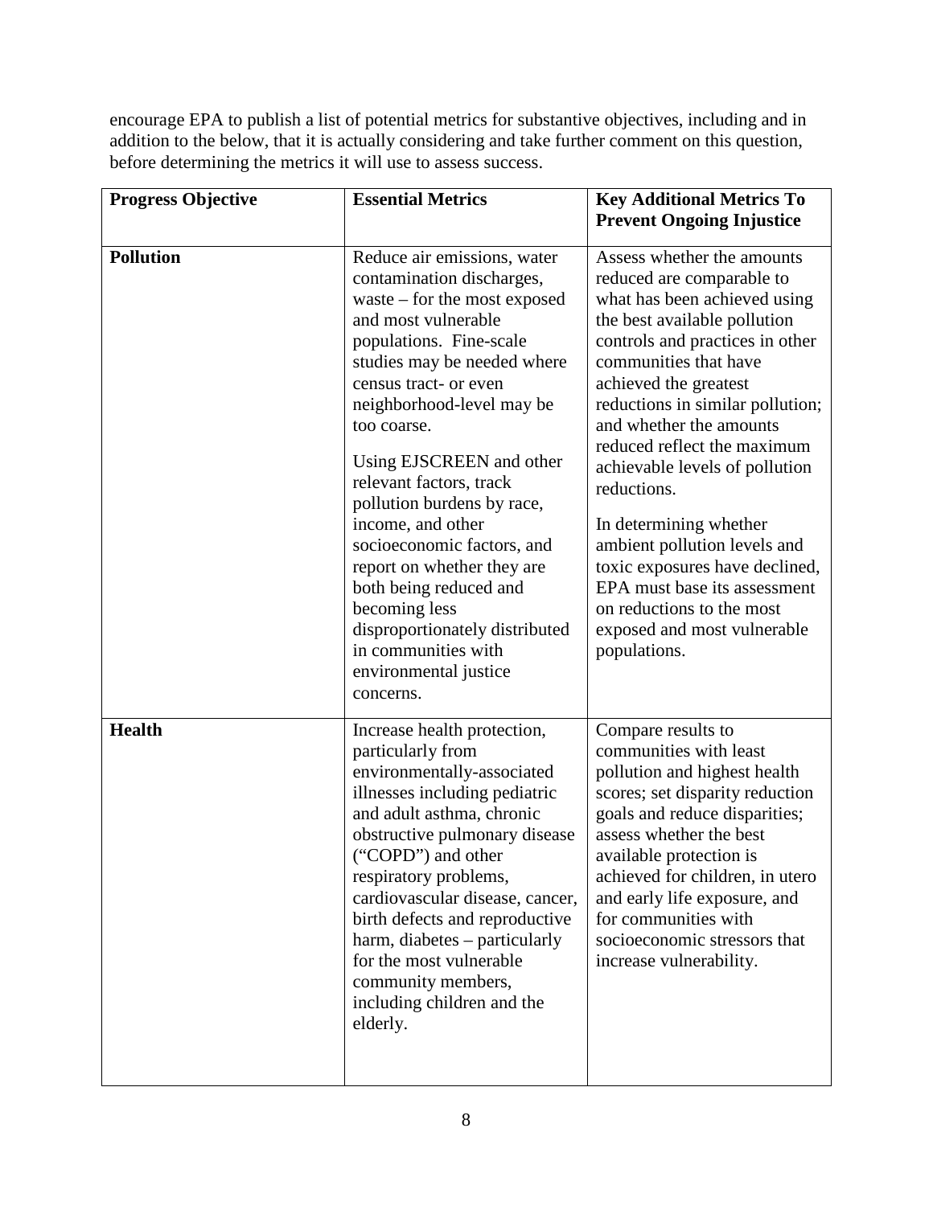encourage EPA to publish a list of potential metrics for substantive objectives, including and in addition to the below, that it is actually considering and take further comment on this question, before determining the metrics it will use to assess success.

| **Progress Objective** | **Essential Metrics** | **Key Additional Metrics To Prevent Ongoing Injustice** |
|---|---|---|
| **Pollution** | Reduce air emissions, water contamination discharges, waste – for the most exposed and most vulnerable populations. Fine-scale studies may be needed where census tract- or even neighborhood-level may be too coarse.<br><br>Using EJSCREEN and other relevant factors, track pollution burdens by race, income, and other socioeconomic factors, and report on whether they are both being reduced and becoming less disproportionately distributed in communities with environmental justice concerns. | Assess whether the amounts reduced are comparable to what has been achieved using the best available pollution controls and practices in other communities that have achieved the greatest reductions in similar pollution; and whether the amounts reduced reflect the maximum achievable levels of pollution reductions.<br><br>In determining whether ambient pollution levels and toxic exposures have declined, EPA must base its assessment on reductions to the most exposed and most vulnerable populations. |
| **Health** | Increase health protection, particularly from environmentally-associated illnesses including pediatric and adult asthma, chronic obstructive pulmonary disease ("COPD") and other respiratory problems, cardiovascular disease, cancer, birth defects and reproductive harm, diabetes – particularly for the most vulnerable community members, including children and the elderly. | Compare results to communities with least pollution and highest health scores; set disparity reduction goals and reduce disparities; assess whether the best available protection is achieved for children, in utero and early life exposure, and for communities with socioeconomic stressors that increase vulnerability. |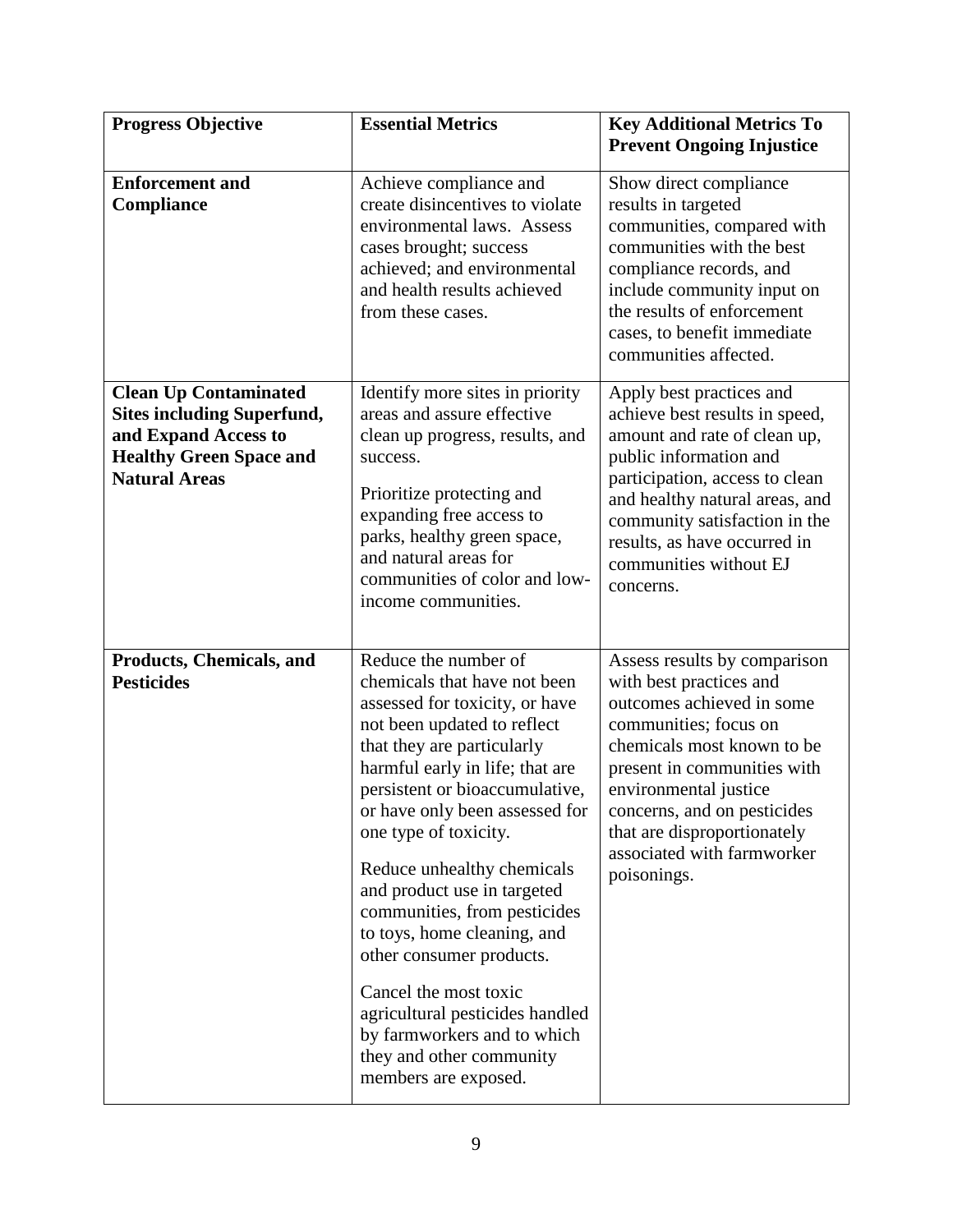| Progress Objective | Essential Metrics | Key Additional Metrics To Prevent Ongoing Injustice |
|---|---|---|
| **Enforcement and Compliance** | Achieve compliance and create disincentives to violate environmental laws. Assess cases brought; success achieved; and environmental and health results achieved from these cases. | Show direct compliance results in targeted communities, compared with communities with the best compliance records, and include community input on the results of enforcement cases, to benefit immediate communities affected. |
| **Clean Up Contaminated Sites including Superfund, and Expand Access to Healthy Green Space and Natural Areas** | Identify more sites in priority areas and assure effective clean up progress, results, and success.<br><br>Prioritize protecting and expanding free access to parks, healthy green space, and natural areas for communities of color and low-income communities. | Apply best practices and achieve best results in speed, amount and rate of clean up, public information and participation, access to clean and healthy natural areas, and community satisfaction in the results, as have occurred in communities without EJ concerns. |
| **Products, Chemicals, and Pesticides** | Reduce the number of chemicals that have not been assessed for toxicity, or have not been updated to reflect that they are particularly harmful early in life; that are persistent or bioaccumulative, or have only been assessed for one type of toxicity.<br><br>Reduce unhealthy chemicals and product use in targeted communities, from pesticides to toys, home cleaning, and other consumer products.<br><br>Cancel the most toxic agricultural pesticides handled by farmworkers and to which they and other community members are exposed. | Assess results by comparison with best practices and outcomes achieved in some communities; focus on chemicals most known to be present in communities with environmental justice concerns, and on pesticides that are disproportionately associated with farmworker poisonings. |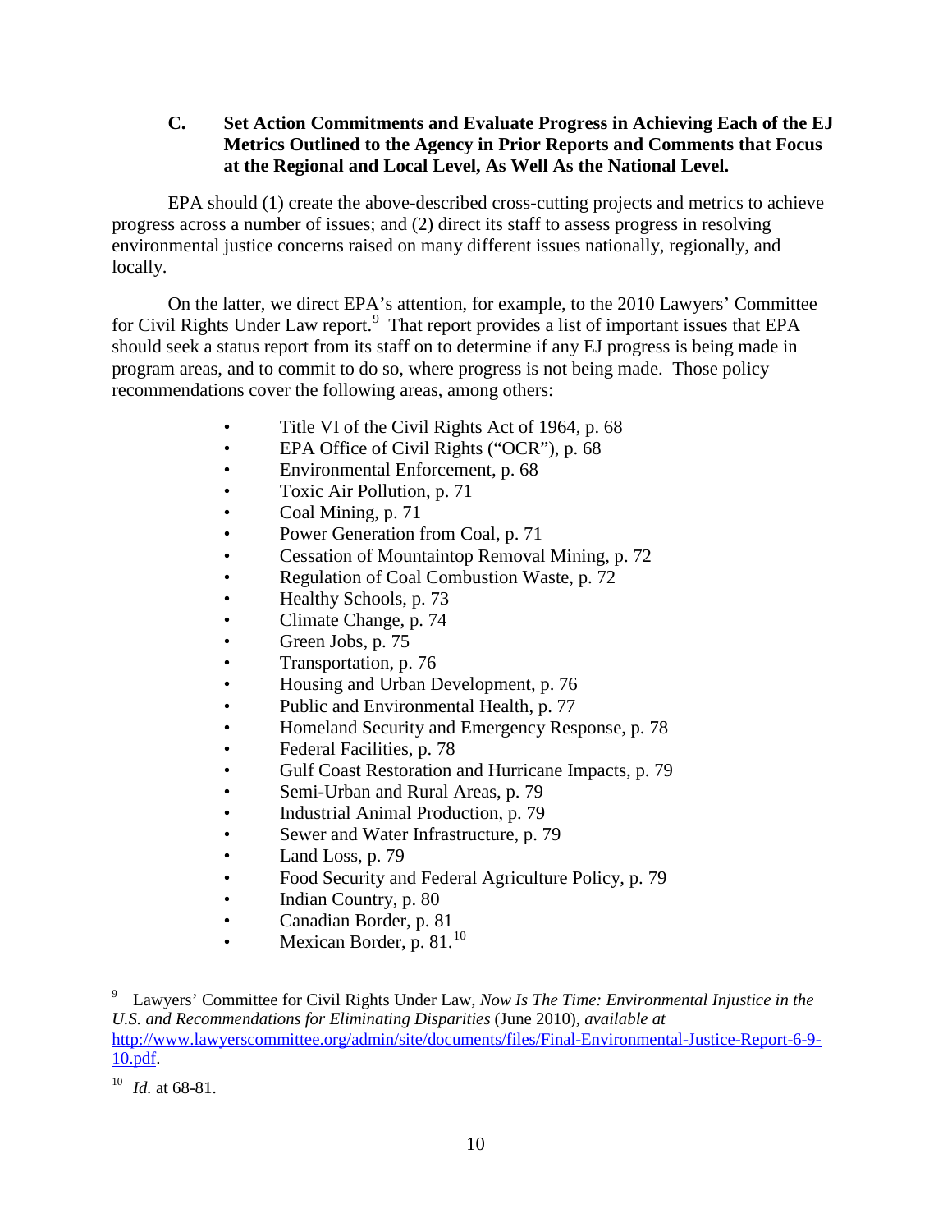### C. Set Action Commitments and Evaluate Progress in Achieving Each of the EJ Metrics Outlined to the Agency in Prior Reports and Comments that Focus at the Regional and Local Level, As Well As the National Level.

EPA should (1) create the above-described cross-cutting projects and metrics to achieve progress across a number of issues; and (2) direct its staff to assess progress in resolving environmental justice concerns raised on many different issues nationally, regionally, and locally.

On the latter, we direct EPA's attention, for example, to the 2010 Lawyers' Committee for Civil Rights Under Law report.[9] That report provides a list of important issues that EPA should seek a status report from its staff on to determine if any EJ progress is being made in program areas, and to commit to do so, where progress is not being made. Those policy recommendations cover the following areas, among others:

- Title VI of the Civil Rights Act of 1964, p. 68
- EPA Office of Civil Rights ("OCR"), p. 68
- Environmental Enforcement, p. 68
- Toxic Air Pollution, p. 71
- Coal Mining, p. 71
- Power Generation from Coal, p. 71
- Cessation of Mountaintop Removal Mining, p. 72
- Regulation of Coal Combustion Waste, p. 72
- Healthy Schools, p. 73
- Climate Change, p. 74
- Green Jobs, p. 75
- Transportation, p. 76
- Housing and Urban Development, p. 76
- Public and Environmental Health, p. 77
- Homeland Security and Emergency Response, p. 78
- Federal Facilities, p. 78
- Gulf Coast Restoration and Hurricane Impacts, p. 79
- Semi-Urban and Rural Areas, p. 79
- Industrial Animal Production, p. 79
- Sewer and Water Infrastructure, p. 79
- Land Loss, p. 79
- Food Security and Federal Agriculture Policy, p. 79
- Indian Country, p. 80
- Canadian Border, p. 81
- Mexican Border, p. 81.[10]

---

[9] Lawyers' Committee for Civil Rights Under Law, *Now Is The Time: Environmental Injustice in the U.S. and Recommendations for Eliminating Disparities* (June 2010), *available at* http://www.lawyerscommittee.org/admin/site/documents/files/Final-Environmental-Justice-Report-6-9-10.pdf.

[10] *Id.* at 68-81.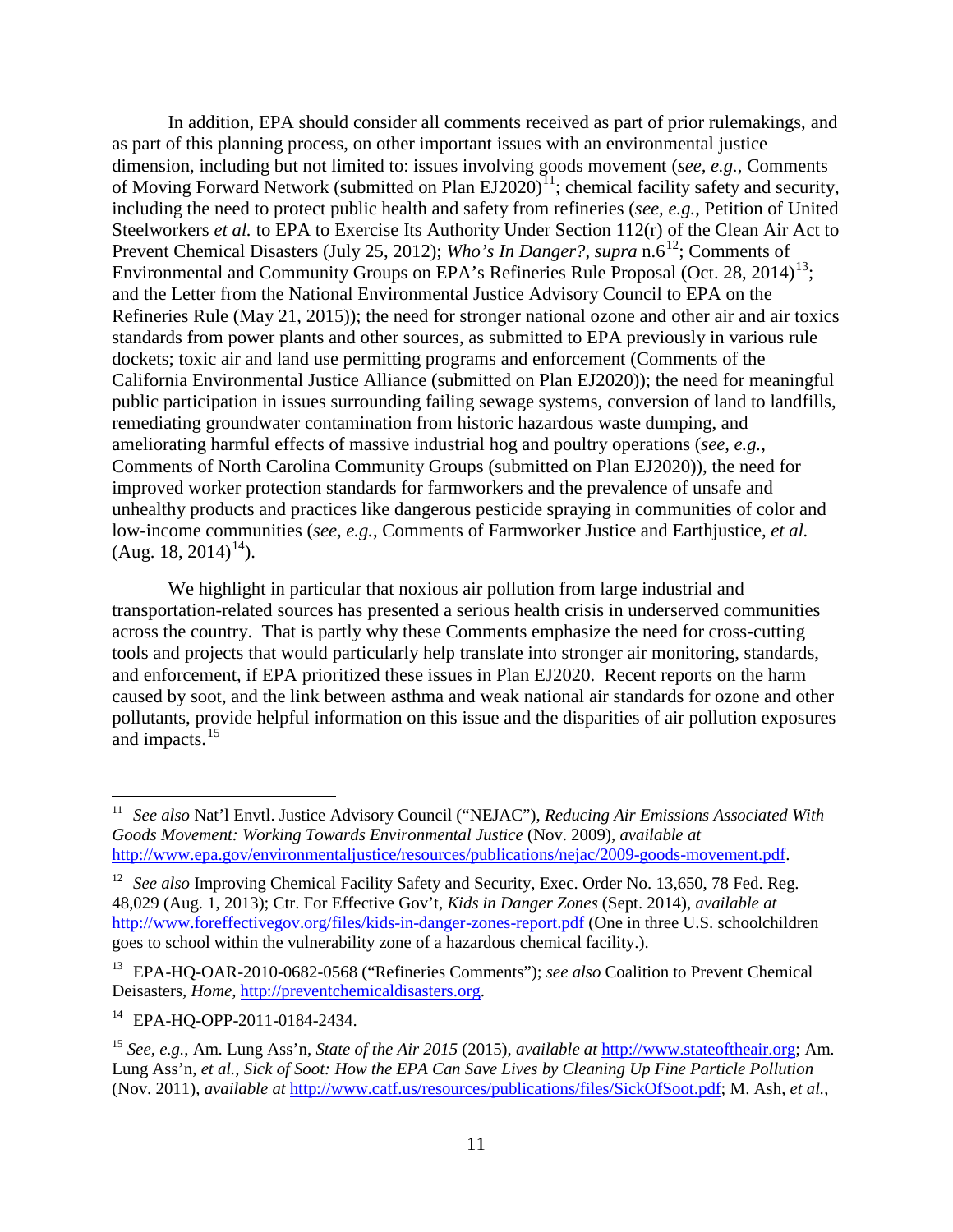In addition, EPA should consider all comments received as part of prior rulemakings, and as part of this planning process, on other important issues with an environmental justice dimension, including but not limited to: issues involving goods movement (*see, e.g.*, Comments of Moving Forward Network (submitted on Plan EJ2020)[11]; chemical facility safety and security, including the need to protect public health and safety from refineries (*see, e.g.*, Petition of United Steelworkers *et al.* to EPA to Exercise Its Authority Under Section 112(r) of the Clean Air Act to Prevent Chemical Disasters (July 25, 2012); *Who's In Danger?*, *supra* n.6[12]; Comments of Environmental and Community Groups on EPA's Refineries Rule Proposal (Oct. 28, 2014)[13]; and the Letter from the National Environmental Justice Advisory Council to EPA on the Refineries Rule (May 21, 2015)); the need for stronger national ozone and other air and air toxics standards from power plants and other sources, as submitted to EPA previously in various rule dockets; toxic air and land use permitting programs and enforcement (Comments of the California Environmental Justice Alliance (submitted on Plan EJ2020)); the need for meaningful public participation in issues surrounding failing sewage systems, conversion of land to landfills, remediating groundwater contamination from historic hazardous waste dumping, and ameliorating harmful effects of massive industrial hog and poultry operations (*see, e.g.*, Comments of North Carolina Community Groups (submitted on Plan EJ2020)), the need for improved worker protection standards for farmworkers and the prevalence of unsafe and unhealthy products and practices like dangerous pesticide spraying in communities of color and low-income communities (*see, e.g.*, Comments of Farmworker Justice and Earthjustice, *et al.* (Aug. 18, 2014)[14]).

We highlight in particular that noxious air pollution from large industrial and transportation-related sources has presented a serious health crisis in underserved communities across the country. That is partly why these Comments emphasize the need for cross-cutting tools and projects that would particularly help translate into stronger air monitoring, standards, and enforcement, if EPA prioritized these issues in Plan EJ2020. Recent reports on the harm caused by soot, and the link between asthma and weak national air standards for ozone and other pollutants, provide helpful information on this issue and the disparities of air pollution exposures and impacts.[15]

---

[11] *See also* Nat'l Envtl. Justice Advisory Council ("NEJAC"), *Reducing Air Emissions Associated With Goods Movement: Working Towards Environmental Justice* (Nov. 2009), *available at* http://www.epa.gov/environmentaljustice/resources/publications/nejac/2009-goods-movement.pdf.

[12] *See also* Improving Chemical Facility Safety and Security, Exec. Order No. 13,650, 78 Fed. Reg. 48,029 (Aug. 1, 2013); Ctr. For Effective Gov't, *Kids in Danger Zones* (Sept. 2014), *available at* http://www.foreffectivegov.org/files/kids-in-danger-zones-report.pdf (One in three U.S. schoolchildren goes to school within the vulnerability zone of a hazardous chemical facility.).

[13] EPA-HQ-OAR-2010-0682-0568 ("Refineries Comments"); *see also* Coalition to Prevent Chemical Deisasters, *Home*, http://preventchemicaldisasters.org.

[14] EPA-HQ-OPP-2011-0184-2434.

[15] *See, e.g.*, Am. Lung Ass'n, *State of the Air 2015* (2015), *available at* http://www.stateoftheair.org; Am. Lung Ass'n, *et al.*, *Sick of Soot: How the EPA Can Save Lives by Cleaning Up Fine Particle Pollution* (Nov. 2011), *available at* http://www.catf.us/resources/publications/files/SickOfSoot.pdf; M. Ash, *et al.*,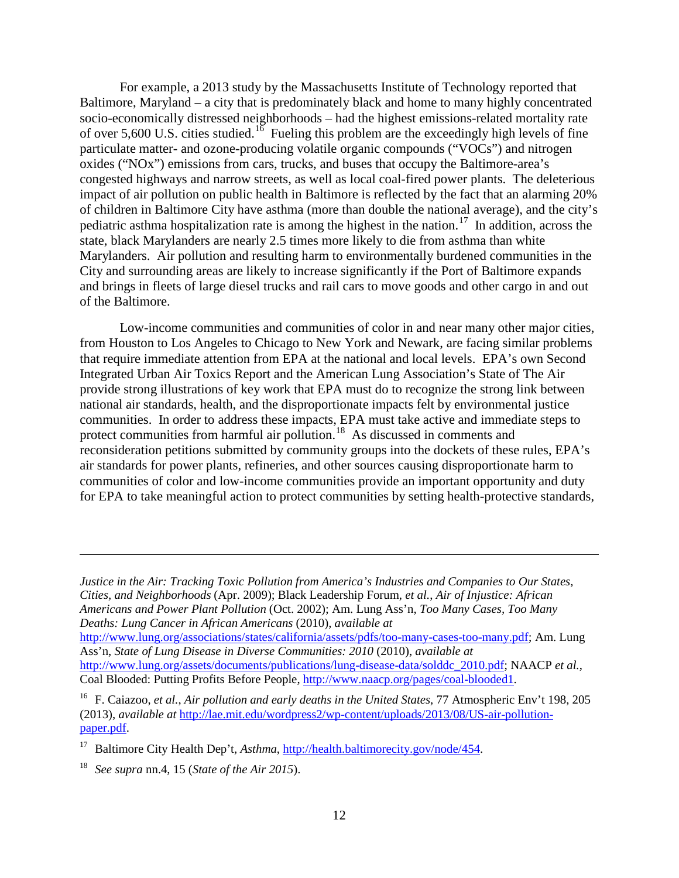For example, a 2013 study by the Massachusetts Institute of Technology reported that Baltimore, Maryland – a city that is predominately black and home to many highly concentrated socio-economically distressed neighborhoods – had the highest emissions-related mortality rate of over 5,600 U.S. cities studied.[16] Fueling this problem are the exceedingly high levels of fine particulate matter- and ozone-producing volatile organic compounds ("VOCs") and nitrogen oxides ("NOx") emissions from cars, trucks, and buses that occupy the Baltimore-area's congested highways and narrow streets, as well as local coal-fired power plants. The deleterious impact of air pollution on public health in Baltimore is reflected by the fact that an alarming 20% of children in Baltimore City have asthma (more than double the national average), and the city's pediatric asthma hospitalization rate is among the highest in the nation.[17] In addition, across the state, black Marylanders are nearly 2.5 times more likely to die from asthma than white Marylanders. Air pollution and resulting harm to environmentally burdened communities in the City and surrounding areas are likely to increase significantly if the Port of Baltimore expands and brings in fleets of large diesel trucks and rail cars to move goods and other cargo in and out of the Baltimore.

Low-income communities and communities of color in and near many other major cities, from Houston to Los Angeles to Chicago to New York and Newark, are facing similar problems that require immediate attention from EPA at the national and local levels. EPA's own Second Integrated Urban Air Toxics Report and the American Lung Association's State of The Air provide strong illustrations of key work that EPA must do to recognize the strong link between national air standards, health, and the disproportionate impacts felt by environmental justice communities. In order to address these impacts, EPA must take active and immediate steps to protect communities from harmful air pollution.[18] As discussed in comments and reconsideration petitions submitted by community groups into the dockets of these rules, EPA's air standards for power plants, refineries, and other sources causing disproportionate harm to communities of color and low-income communities provide an important opportunity and duty for EPA to take meaningful action to protect communities by setting health-protective standards,

---

*Justice in the Air: Tracking Toxic Pollution from America's Industries and Companies to Our States, Cities, and Neighborhoods* (Apr. 2009); Black Leadership Forum, *et al.*, *Air of Injustice: African Americans and Power Plant Pollution* (Oct. 2002); Am. Lung Ass'n, *Too Many Cases, Too Many Deaths: Lung Cancer in African Americans* (2010), *available at* http://www.lung.org/associations/states/california/assets/pdfs/too-many-cases-too-many.pdf; Am. Lung Ass'n, *State of Lung Disease in Diverse Communities: 2010* (2010), *available at* http://www.lung.org/assets/documents/publications/lung-disease-data/solddc_2010.pdf; NAACP *et al.*, Coal Blooded: Putting Profits Before People, http://www.naacp.org/pages/coal-blooded1.

[16] F. Caiazoo, *et al.*, *Air pollution and early deaths in the United States*, 77 Atmospheric Env't 198, 205 (2013), *available at* http://lae.mit.edu/wordpress2/wp-content/uploads/2013/08/US-air-pollution-paper.pdf.

[17] Baltimore City Health Dep't, *Asthma*, http://health.baltimorecity.gov/node/454.

[18] *See supra* nn.4, 15 (*State of the Air 2015*).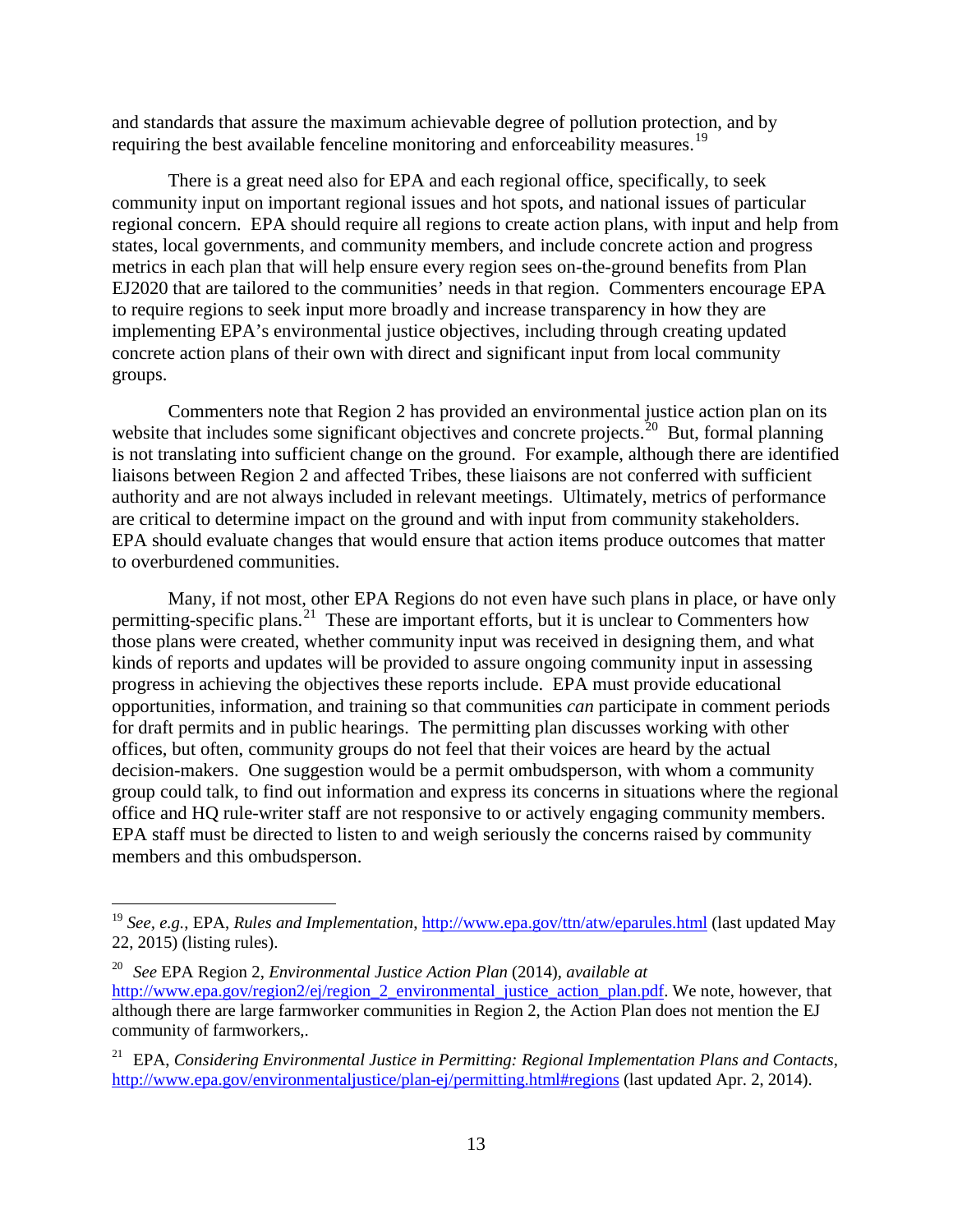and standards that assure the maximum achievable degree of pollution protection, and by requiring the best available fenceline monitoring and enforceability measures.[19]

There is a great need also for EPA and each regional office, specifically, to seek community input on important regional issues and hot spots, and national issues of particular regional concern. EPA should require all regions to create action plans, with input and help from states, local governments, and community members, and include concrete action and progress metrics in each plan that will help ensure every region sees on-the-ground benefits from Plan EJ2020 that are tailored to the communities' needs in that region. Commenters encourage EPA to require regions to seek input more broadly and increase transparency in how they are implementing EPA's environmental justice objectives, including through creating updated concrete action plans of their own with direct and significant input from local community groups.

Commenters note that Region 2 has provided an environmental justice action plan on its website that includes some significant objectives and concrete projects.[20] But, formal planning is not translating into sufficient change on the ground. For example, although there are identified liaisons between Region 2 and affected Tribes, these liaisons are not conferred with sufficient authority and are not always included in relevant meetings. Ultimately, metrics of performance are critical to determine impact on the ground and with input from community stakeholders. EPA should evaluate changes that would ensure that action items produce outcomes that matter to overburdened communities.

Many, if not most, other EPA Regions do not even have such plans in place, or have only permitting-specific plans.[21] These are important efforts, but it is unclear to Commenters how those plans were created, whether community input was received in designing them, and what kinds of reports and updates will be provided to assure ongoing community input in assessing progress in achieving the objectives these reports include. EPA must provide educational opportunities, information, and training so that communities *can* participate in comment periods for draft permits and in public hearings. The permitting plan discusses working with other offices, but often, community groups do not feel that their voices are heard by the actual decision-makers. One suggestion would be a permit ombudsperson, with whom a community group could talk, to find out information and express its concerns in situations where the regional office and HQ rule-writer staff are not responsive to or actively engaging community members. EPA staff must be directed to listen to and weigh seriously the concerns raised by community members and this ombudsperson.

---

[19] *See, e.g.*, EPA, *Rules and Implementation*, http://www.epa.gov/ttn/atw/eparules.html (last updated May 22, 2015) (listing rules).

[20] *See* EPA Region 2, *Environmental Justice Action Plan* (2014), *available at* http://www.epa.gov/region2/ej/region_2_environmental_justice_action_plan.pdf. We note, however, that although there are large farmworker communities in Region 2, the Action Plan does not mention the EJ community of farmworkers,.

[21] EPA, *Considering Environmental Justice in Permitting: Regional Implementation Plans and Contacts*, http://www.epa.gov/environmentaljustice/plan-ej/permitting.html#regions (last updated Apr. 2, 2014).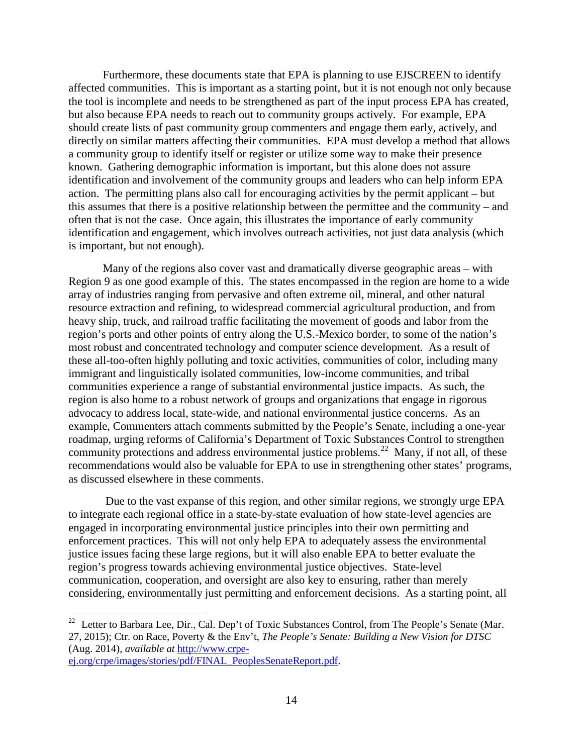Furthermore, these documents state that EPA is planning to use EJSCREEN to identify affected communities. This is important as a starting point, but it is not enough not only because the tool is incomplete and needs to be strengthened as part of the input process EPA has created, but also because EPA needs to reach out to community groups actively. For example, EPA should create lists of past community group commenters and engage them early, actively, and directly on similar matters affecting their communities. EPA must develop a method that allows a community group to identify itself or register or utilize some way to make their presence known. Gathering demographic information is important, but this alone does not assure identification and involvement of the community groups and leaders who can help inform EPA action. The permitting plans also call for encouraging activities by the permit applicant – but this assumes that there is a positive relationship between the permittee and the community – and often that is not the case. Once again, this illustrates the importance of early community identification and engagement, which involves outreach activities, not just data analysis (which is important, but not enough).

Many of the regions also cover vast and dramatically diverse geographic areas – with Region 9 as one good example of this. The states encompassed in the region are home to a wide array of industries ranging from pervasive and often extreme oil, mineral, and other natural resource extraction and refining, to widespread commercial agricultural production, and from heavy ship, truck, and railroad traffic facilitating the movement of goods and labor from the region's ports and other points of entry along the U.S.-Mexico border, to some of the nation's most robust and concentrated technology and computer science development. As a result of these all-too-often highly polluting and toxic activities, communities of color, including many immigrant and linguistically isolated communities, low-income communities, and tribal communities experience a range of substantial environmental justice impacts. As such, the region is also home to a robust network of groups and organizations that engage in rigorous advocacy to address local, state-wide, and national environmental justice concerns. As an example, Commenters attach comments submitted by the People's Senate, including a one-year roadmap, urging reforms of California's Department of Toxic Substances Control to strengthen community protections and address environmental justice problems.[22] Many, if not all, of these recommendations would also be valuable for EPA to use in strengthening other states' programs, as discussed elsewhere in these comments.

Due to the vast expanse of this region, and other similar regions, we strongly urge EPA to integrate each regional office in a state-by-state evaluation of how state-level agencies are engaged in incorporating environmental justice principles into their own permitting and enforcement practices. This will not only help EPA to adequately assess the environmental justice issues facing these large regions, but it will also enable EPA to better evaluate the region's progress towards achieving environmental justice objectives. State-level communication, cooperation, and oversight are also key to ensuring, rather than merely considering, environmentally just permitting and enforcement decisions. As a starting point, all

---

[22] Letter to Barbara Lee, Dir., Cal. Dep't of Toxic Substances Control, from The People's Senate (Mar. 27, 2015); Ctr. on Race, Poverty & the Env't, *The People's Senate: Building a New Vision for DTSC* (Aug. 2014), *available at* [http://www.crpe-ej.org/crpe/images/stories/pdf/FINAL_PeoplesSenateReport.pdf](http://www.crpe-ej.org/crpe/images/stories/pdf/FINAL_PeoplesSenateReport.pdf).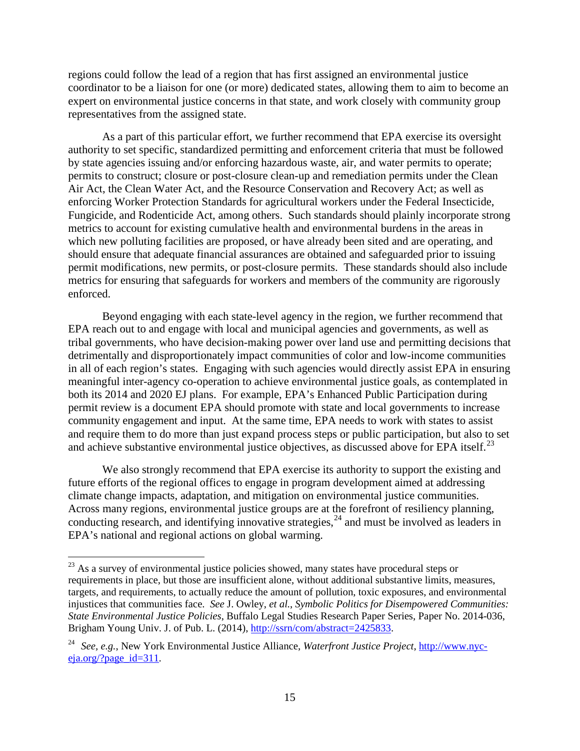regions could follow the lead of a region that has first assigned an environmental justice coordinator to be a liaison for one (or more) dedicated states, allowing them to aim to become an expert on environmental justice concerns in that state, and work closely with community group representatives from the assigned state.

As a part of this particular effort, we further recommend that EPA exercise its oversight authority to set specific, standardized permitting and enforcement criteria that must be followed by state agencies issuing and/or enforcing hazardous waste, air, and water permits to operate; permits to construct; closure or post-closure clean-up and remediation permits under the Clean Air Act, the Clean Water Act, and the Resource Conservation and Recovery Act; as well as enforcing Worker Protection Standards for agricultural workers under the Federal Insecticide, Fungicide, and Rodenticide Act, among others. Such standards should plainly incorporate strong metrics to account for existing cumulative health and environmental burdens in the areas in which new polluting facilities are proposed, or have already been sited and are operating, and should ensure that adequate financial assurances are obtained and safeguarded prior to issuing permit modifications, new permits, or post-closure permits. These standards should also include metrics for ensuring that safeguards for workers and members of the community are rigorously enforced.

Beyond engaging with each state-level agency in the region, we further recommend that EPA reach out to and engage with local and municipal agencies and governments, as well as tribal governments, who have decision-making power over land use and permitting decisions that detrimentally and disproportionately impact communities of color and low-income communities in all of each region's states. Engaging with such agencies would directly assist EPA in ensuring meaningful inter-agency co-operation to achieve environmental justice goals, as contemplated in both its 2014 and 2020 EJ plans. For example, EPA's Enhanced Public Participation during permit review is a document EPA should promote with state and local governments to increase community engagement and input. At the same time, EPA needs to work with states to assist and require them to do more than just expand process steps or public participation, but also to set and achieve substantive environmental justice objectives, as discussed above for EPA itself.[23]

We also strongly recommend that EPA exercise its authority to support the existing and future efforts of the regional offices to engage in program development aimed at addressing climate change impacts, adaptation, and mitigation on environmental justice communities. Across many regions, environmental justice groups are at the forefront of resiliency planning, conducting research, and identifying innovative strategies,[24] and must be involved as leaders in EPA's national and regional actions on global warming.

---

[23] As a survey of environmental justice policies showed, many states have procedural steps or requirements in place, but those are insufficient alone, without additional substantive limits, measures, targets, and requirements, to actually reduce the amount of pollution, toxic exposures, and environmental injustices that communities face. *See* J. Owley, *et al.*, *Symbolic Politics for Disempowered Communities: State Environmental Justice Policies*, Buffalo Legal Studies Research Paper Series, Paper No. 2014-036, Brigham Young Univ. J. of Pub. L. (2014), http://ssrn/com/abstract=2425833.

[24] *See, e.g.*, New York Environmental Justice Alliance, *Waterfront Justice Project*, http://www.nyc-eja.org/?page_id=311.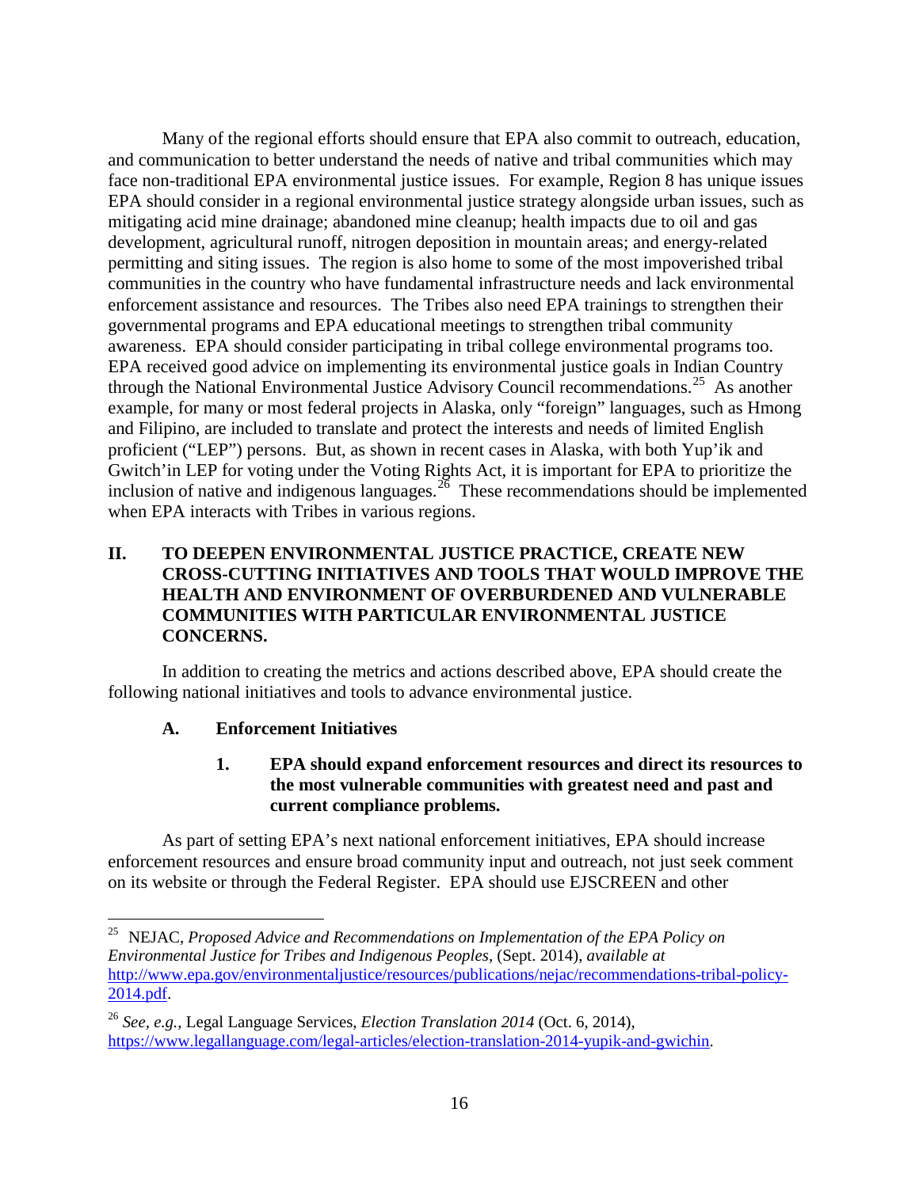Many of the regional efforts should ensure that EPA also commit to outreach, education, and communication to better understand the needs of native and tribal communities which may face non-traditional EPA environmental justice issues. For example, Region 8 has unique issues EPA should consider in a regional environmental justice strategy alongside urban issues, such as mitigating acid mine drainage; abandoned mine cleanup; health impacts due to oil and gas development, agricultural runoff, nitrogen deposition in mountain areas; and energy-related permitting and siting issues. The region is also home to some of the most impoverished tribal communities in the country who have fundamental infrastructure needs and lack environmental enforcement assistance and resources. The Tribes also need EPA trainings to strengthen their governmental programs and EPA educational meetings to strengthen tribal community awareness. EPA should consider participating in tribal college environmental programs too. EPA received good advice on implementing its environmental justice goals in Indian Country through the National Environmental Justice Advisory Council recommendations.[25] As another example, for many or most federal projects in Alaska, only "foreign" languages, such as Hmong and Filipino, are included to translate and protect the interests and needs of limited English proficient ("LEP") persons. But, as shown in recent cases in Alaska, with both Yup'ik and Gwitch'in LEP for voting under the Voting Rights Act, it is important for EPA to prioritize the inclusion of native and indigenous languages.[26] These recommendations should be implemented when EPA interacts with Tribes in various regions.

## II. TO DEEPEN ENVIRONMENTAL JUSTICE PRACTICE, CREATE NEW CROSS-CUTTING INITIATIVES AND TOOLS THAT WOULD IMPROVE THE HEALTH AND ENVIRONMENT OF OVERBURDENED AND VULNERABLE COMMUNITIES WITH PARTICULAR ENVIRONMENTAL JUSTICE CONCERNS.

In addition to creating the metrics and actions described above, EPA should create the following national initiatives and tools to advance environmental justice.

### A. Enforcement Initiatives

#### 1. EPA should expand enforcement resources and direct its resources to the most vulnerable communities with greatest need and past and current compliance problems.

As part of setting EPA's next national enforcement initiatives, EPA should increase enforcement resources and ensure broad community input and outreach, not just seek comment on its website or through the Federal Register. EPA should use EJSCREEN and other

---

[25] NEJAC, *Proposed Advice and Recommendations on Implementation of the EPA Policy on Environmental Justice for Tribes and Indigenous Peoples*, (Sept. 2014), *available at* http://www.epa.gov/environmentaljustice/resources/publications/nejac/recommendations-tribal-policy-2014.pdf.

[26] *See, e.g.*, Legal Language Services, *Election Translation 2014* (Oct. 6, 2014), https://www.legallanguage.com/legal-articles/election-translation-2014-yupik-and-gwichin.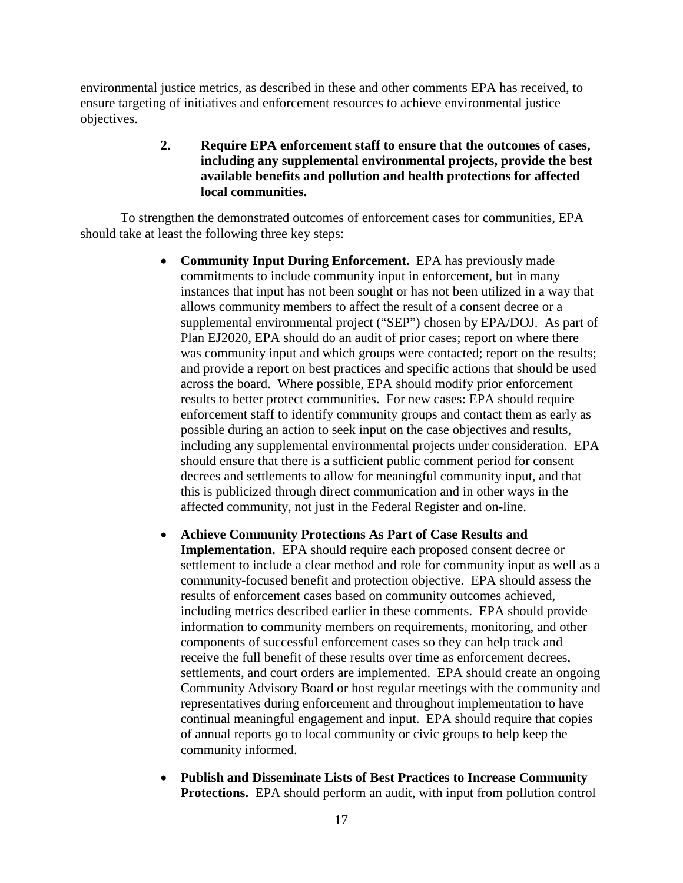environmental justice metrics, as described in these and other comments EPA has received, to ensure targeting of initiatives and enforcement resources to achieve environmental justice objectives.

### 2. Require EPA enforcement staff to ensure that the outcomes of cases, including any supplemental environmental projects, provide the best available benefits and pollution and health protections for affected local communities.

To strengthen the demonstrated outcomes of enforcement cases for communities, EPA should take at least the following three key steps:

- **Community Input During Enforcement.** EPA has previously made commitments to include community input in enforcement, but in many instances that input has not been sought or has not been utilized in a way that allows community members to affect the result of a consent decree or a supplemental environmental project ("SEP") chosen by EPA/DOJ. As part of Plan EJ2020, EPA should do an audit of prior cases; report on where there was community input and which groups were contacted; report on the results; and provide a report on best practices and specific actions that should be used across the board. Where possible, EPA should modify prior enforcement results to better protect communities. For new cases: EPA should require enforcement staff to identify community groups and contact them as early as possible during an action to seek input on the case objectives and results, including any supplemental environmental projects under consideration. EPA should ensure that there is a sufficient public comment period for consent decrees and settlements to allow for meaningful community input, and that this is publicized through direct communication and in other ways in the affected community, not just in the Federal Register and on-line.

- **Achieve Community Protections As Part of Case Results and Implementation.** EPA should require each proposed consent decree or settlement to include a clear method and role for community input as well as a community-focused benefit and protection objective. EPA should assess the results of enforcement cases based on community outcomes achieved, including metrics described earlier in these comments. EPA should provide information to community members on requirements, monitoring, and other components of successful enforcement cases so they can help track and receive the full benefit of these results over time as enforcement decrees, settlements, and court orders are implemented. EPA should create an ongoing Community Advisory Board or host regular meetings with the community and representatives during enforcement and throughout implementation to have continual meaningful engagement and input. EPA should require that copies of annual reports go to local community or civic groups to help keep the community informed.

- **Publish and Disseminate Lists of Best Practices to Increase Community Protections.** EPA should perform an audit, with input from pollution control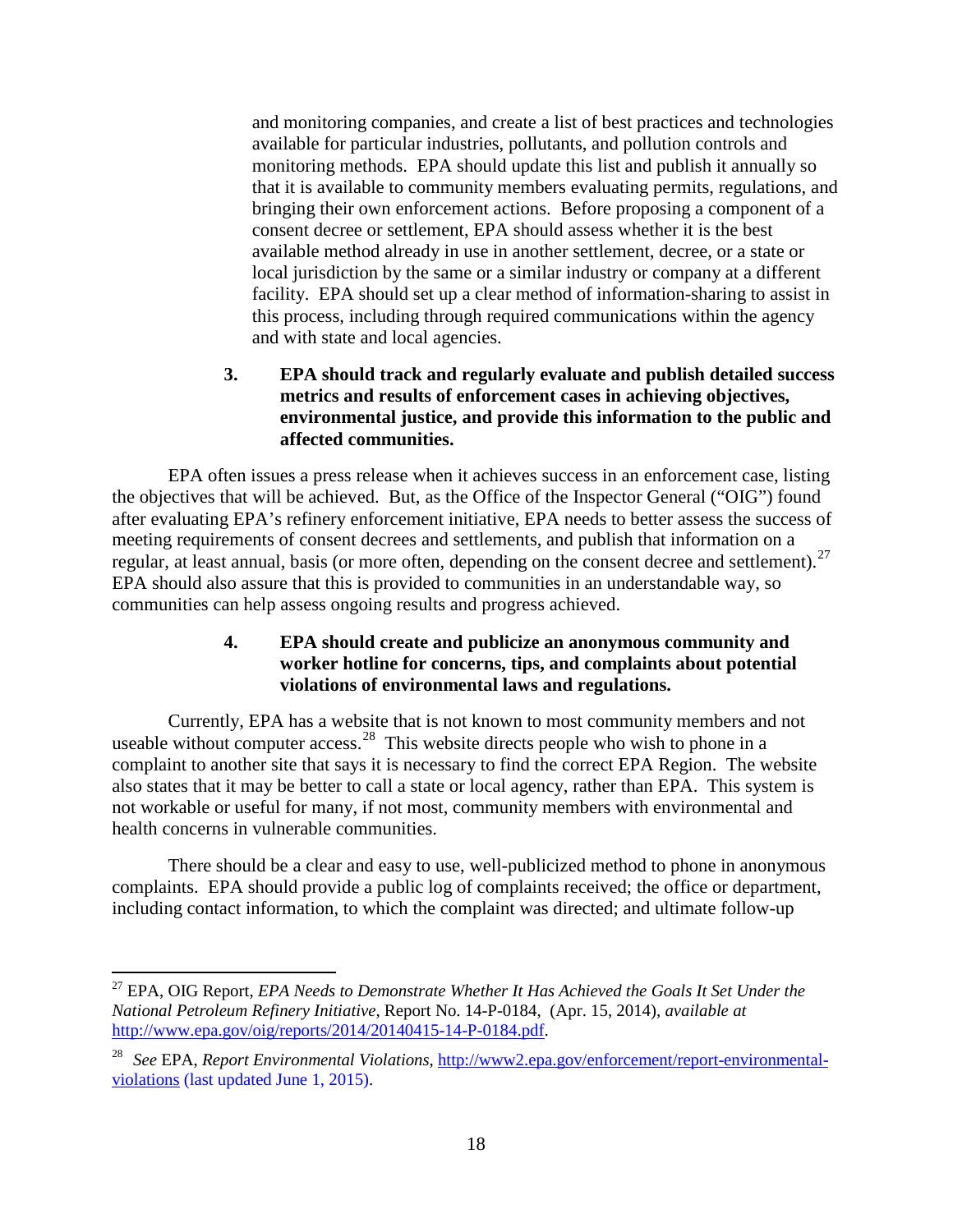and monitoring companies, and create a list of best practices and technologies available for particular industries, pollutants, and pollution controls and monitoring methods. EPA should update this list and publish it annually so that it is available to community members evaluating permits, regulations, and bringing their own enforcement actions. Before proposing a component of a consent decree or settlement, EPA should assess whether it is the best available method already in use in another settlement, decree, or a state or local jurisdiction by the same or a similar industry or company at a different facility. EPA should set up a clear method of information-sharing to assist in this process, including through required communications within the agency and with state and local agencies.

**3. EPA should track and regularly evaluate and publish detailed success metrics and results of enforcement cases in achieving objectives, environmental justice, and provide this information to the public and affected communities.**

EPA often issues a press release when it achieves success in an enforcement case, listing the objectives that will be achieved. But, as the Office of the Inspector General ("OIG") found after evaluating EPA's refinery enforcement initiative, EPA needs to better assess the success of meeting requirements of consent decrees and settlements, and publish that information on a regular, at least annual, basis (or more often, depending on the consent decree and settlement).[27] EPA should also assure that this is provided to communities in an understandable way, so communities can help assess ongoing results and progress achieved.

**4. EPA should create and publicize an anonymous community and worker hotline for concerns, tips, and complaints about potential violations of environmental laws and regulations.**

Currently, EPA has a website that is not known to most community members and not useable without computer access.[28] This website directs people who wish to phone in a complaint to another site that says it is necessary to find the correct EPA Region. The website also states that it may be better to call a state or local agency, rather than EPA. This system is not workable or useful for many, if not most, community members with environmental and health concerns in vulnerable communities.

There should be a clear and easy to use, well-publicized method to phone in anonymous complaints. EPA should provide a public log of complaints received; the office or department, including contact information, to which the complaint was directed; and ultimate follow-up

---

[27] EPA, OIG Report, *EPA Needs to Demonstrate Whether It Has Achieved the Goals It Set Under the National Petroleum Refinery Initiative*, Report No. 14-P-0184, (Apr. 15, 2014), *available at* http://www.epa.gov/oig/reports/2014/20140415-14-P-0184.pdf.

[28] *See* EPA, *Report Environmental Violations*, http://www2.epa.gov/enforcement/report-environmental-violations (last updated June 1, 2015).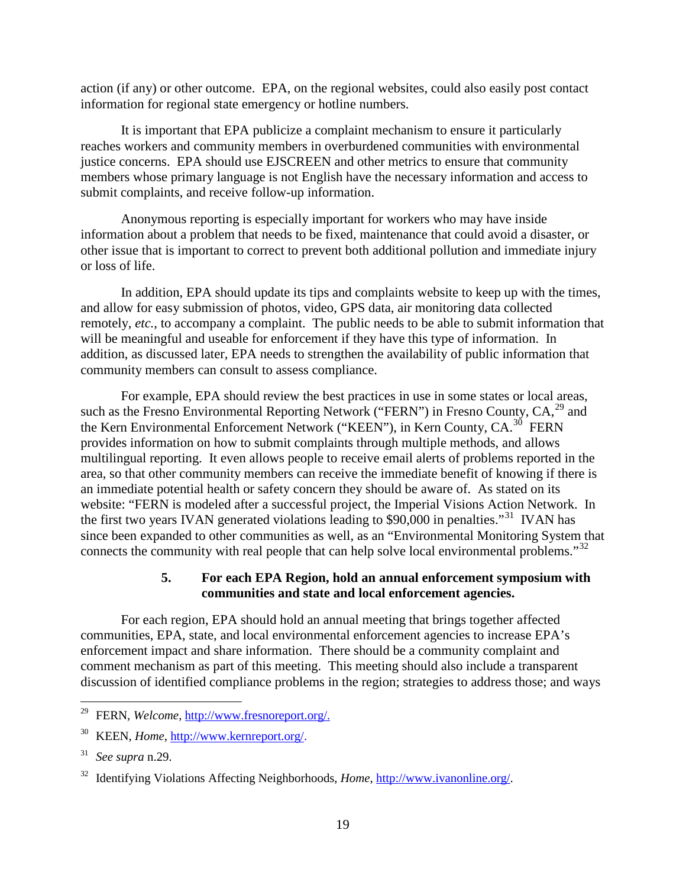action (if any) or other outcome. EPA, on the regional websites, could also easily post contact information for regional state emergency or hotline numbers.

It is important that EPA publicize a complaint mechanism to ensure it particularly reaches workers and community members in overburdened communities with environmental justice concerns. EPA should use EJSCREEN and other metrics to ensure that community members whose primary language is not English have the necessary information and access to submit complaints, and receive follow-up information.

Anonymous reporting is especially important for workers who may have inside information about a problem that needs to be fixed, maintenance that could avoid a disaster, or other issue that is important to correct to prevent both additional pollution and immediate injury or loss of life.

In addition, EPA should update its tips and complaints website to keep up with the times, and allow for easy submission of photos, video, GPS data, air monitoring data collected remotely, *etc.*, to accompany a complaint. The public needs to be able to submit information that will be meaningful and useable for enforcement if they have this type of information. In addition, as discussed later, EPA needs to strengthen the availability of public information that community members can consult to assess compliance.

For example, EPA should review the best practices in use in some states or local areas, such as the Fresno Environmental Reporting Network ("FERN") in Fresno County, CA,[29] and the Kern Environmental Enforcement Network ("KEEN"), in Kern County, CA.[30] FERN provides information on how to submit complaints through multiple methods, and allows multilingual reporting. It even allows people to receive email alerts of problems reported in the area, so that other community members can receive the immediate benefit of knowing if there is an immediate potential health or safety concern they should be aware of. As stated on its website: "FERN is modeled after a successful project, the Imperial Visions Action Network. In the first two years IVAN generated violations leading to $90,000 in penalties."[31] IVAN has since been expanded to other communities as well, as an "Environmental Monitoring System that connects the community with real people that can help solve local environmental problems."[32]

### 5. For each EPA Region, hold an annual enforcement symposium with communities and state and local enforcement agencies.

For each region, EPA should hold an annual meeting that brings together affected communities, EPA, state, and local environmental enforcement agencies to increase EPA's enforcement impact and share information. There should be a community complaint and comment mechanism as part of this meeting. This meeting should also include a transparent discussion of identified compliance problems in the region; strategies to address those; and ways

---

[29] FERN, *Welcome*, http://www.fresnoreport.org/.

[30] KEEN, *Home*, http://www.kernreport.org/.

[31] *See supra* n.29.

[32] Identifying Violations Affecting Neighborhoods, *Home*, http://www.ivanonline.org/.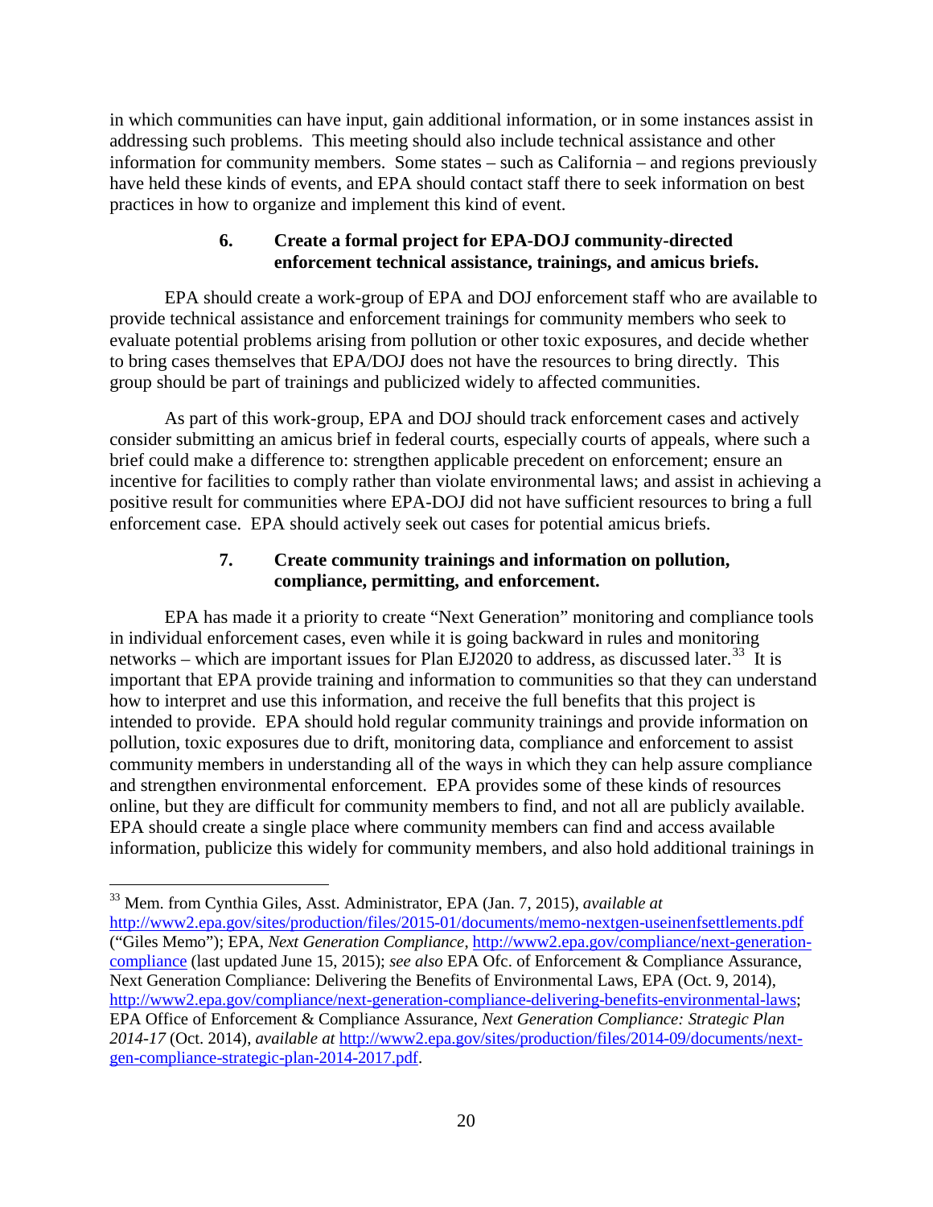in which communities can have input, gain additional information, or in some instances assist in addressing such problems. This meeting should also include technical assistance and other information for community members. Some states – such as California – and regions previously have held these kinds of events, and EPA should contact staff there to seek information on best practices in how to organize and implement this kind of event.

### 6. Create a formal project for EPA-DOJ community-directed enforcement technical assistance, trainings, and amicus briefs.

EPA should create a work-group of EPA and DOJ enforcement staff who are available to provide technical assistance and enforcement trainings for community members who seek to evaluate potential problems arising from pollution or other toxic exposures, and decide whether to bring cases themselves that EPA/DOJ does not have the resources to bring directly. This group should be part of trainings and publicized widely to affected communities.

As part of this work-group, EPA and DOJ should track enforcement cases and actively consider submitting an amicus brief in federal courts, especially courts of appeals, where such a brief could make a difference to: strengthen applicable precedent on enforcement; ensure an incentive for facilities to comply rather than violate environmental laws; and assist in achieving a positive result for communities where EPA-DOJ did not have sufficient resources to bring a full enforcement case. EPA should actively seek out cases for potential amicus briefs.

### 7. Create community trainings and information on pollution, compliance, permitting, and enforcement.

EPA has made it a priority to create "Next Generation" monitoring and compliance tools in individual enforcement cases, even while it is going backward in rules and monitoring networks – which are important issues for Plan EJ2020 to address, as discussed later.[33] It is important that EPA provide training and information to communities so that they can understand how to interpret and use this information, and receive the full benefits that this project is intended to provide. EPA should hold regular community trainings and provide information on pollution, toxic exposures due to drift, monitoring data, compliance and enforcement to assist community members in understanding all of the ways in which they can help assure compliance and strengthen environmental enforcement. EPA provides some of these kinds of resources online, but they are difficult for community members to find, and not all are publicly available. EPA should create a single place where community members can find and access available information, publicize this widely for community members, and also hold additional trainings in

---

[33] Mem. from Cynthia Giles, Asst. Administrator, EPA (Jan. 7, 2015), *available at* http://www2.epa.gov/sites/production/files/2015-01/documents/memo-nextgen-useinenfsettlements.pdf ("Giles Memo"); EPA, *Next Generation Compliance*, http://www2.epa.gov/compliance/next-generation-compliance (last updated June 15, 2015); *see also* EPA Ofc. of Enforcement & Compliance Assurance, Next Generation Compliance: Delivering the Benefits of Environmental Laws, EPA (Oct. 9, 2014), http://www2.epa.gov/compliance/next-generation-compliance-delivering-benefits-environmental-laws; EPA Office of Enforcement & Compliance Assurance, *Next Generation Compliance: Strategic Plan 2014-17* (Oct. 2014), *available at* http://www2.epa.gov/sites/production/files/2014-09/documents/next-gen-compliance-strategic-plan-2014-2017.pdf.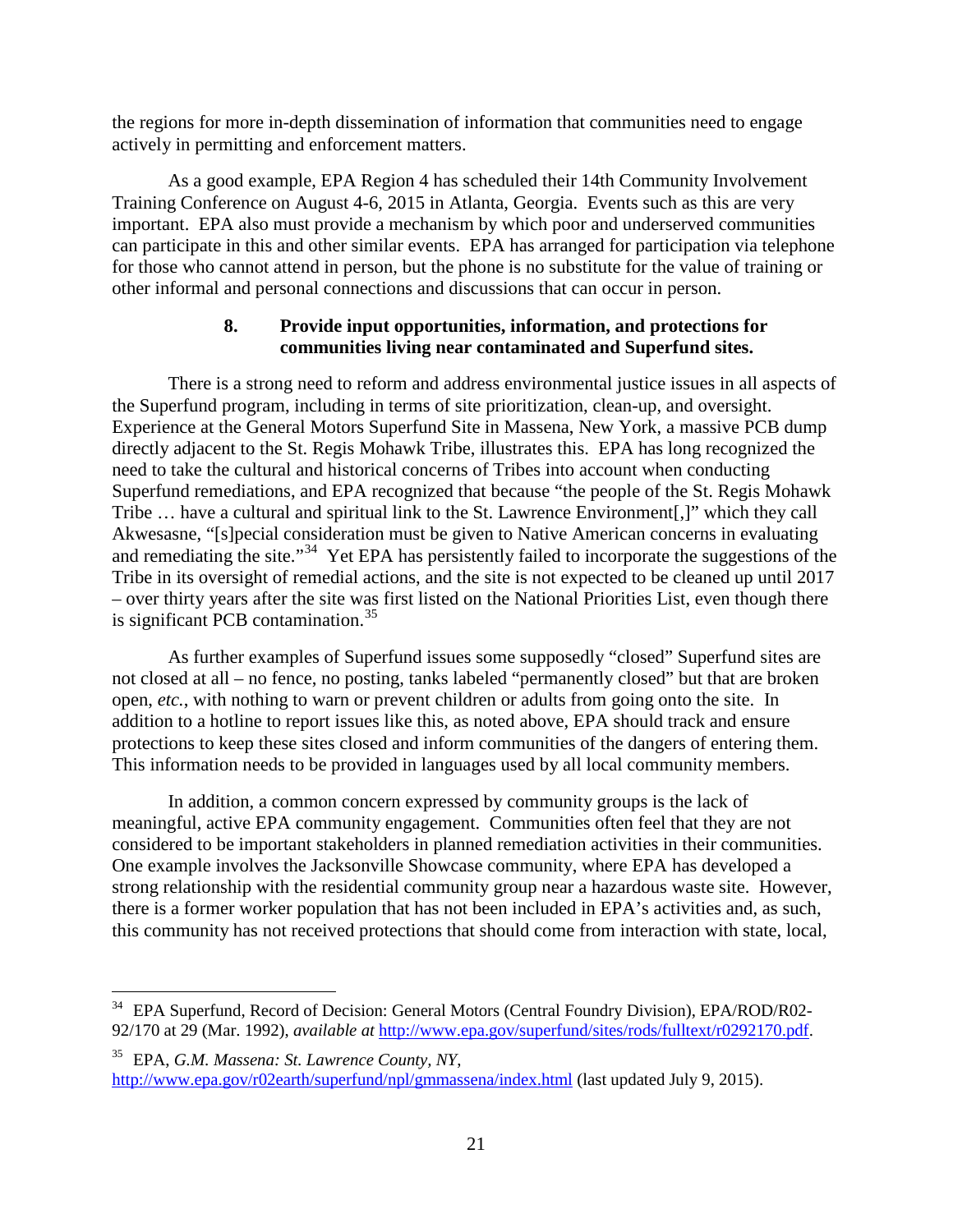the regions for more in-depth dissemination of information that communities need to engage actively in permitting and enforcement matters.

As a good example, EPA Region 4 has scheduled their 14th Community Involvement Training Conference on August 4-6, 2015 in Atlanta, Georgia. Events such as this are very important. EPA also must provide a mechanism by which poor and underserved communities can participate in this and other similar events. EPA has arranged for participation via telephone for those who cannot attend in person, but the phone is no substitute for the value of training or other informal and personal connections and discussions that can occur in person.

### 8. Provide input opportunities, information, and protections for communities living near contaminated and Superfund sites.

There is a strong need to reform and address environmental justice issues in all aspects of the Superfund program, including in terms of site prioritization, clean-up, and oversight. Experience at the General Motors Superfund Site in Massena, New York, a massive PCB dump directly adjacent to the St. Regis Mohawk Tribe, illustrates this. EPA has long recognized the need to take the cultural and historical concerns of Tribes into account when conducting Superfund remediations, and EPA recognized that because "the people of the St. Regis Mohawk Tribe … have a cultural and spiritual link to the St. Lawrence Environment[,]" which they call Akwesasne, "[s]pecial consideration must be given to Native American concerns in evaluating and remediating the site."[34] Yet EPA has persistently failed to incorporate the suggestions of the Tribe in its oversight of remedial actions, and the site is not expected to be cleaned up until 2017 – over thirty years after the site was first listed on the National Priorities List, even though there is significant PCB contamination.[35]

As further examples of Superfund issues some supposedly "closed" Superfund sites are not closed at all – no fence, no posting, tanks labeled "permanently closed" but that are broken open, *etc.*, with nothing to warn or prevent children or adults from going onto the site. In addition to a hotline to report issues like this, as noted above, EPA should track and ensure protections to keep these sites closed and inform communities of the dangers of entering them. This information needs to be provided in languages used by all local community members.

In addition, a common concern expressed by community groups is the lack of meaningful, active EPA community engagement. Communities often feel that they are not considered to be important stakeholders in planned remediation activities in their communities. One example involves the Jacksonville Showcase community, where EPA has developed a strong relationship with the residential community group near a hazardous waste site. However, there is a former worker population that has not been included in EPA's activities and, as such, this community has not received protections that should come from interaction with state, local,

---

[34] EPA Superfund, Record of Decision: General Motors (Central Foundry Division), EPA/ROD/R02-92/170 at 29 (Mar. 1992), *available at* http://www.epa.gov/superfund/sites/rods/fulltext/r0292170.pdf.

[35] EPA, *G.M. Massena: St. Lawrence County, NY*, http://www.epa.gov/r02earth/superfund/npl/gmmassena/index.html (last updated July 9, 2015).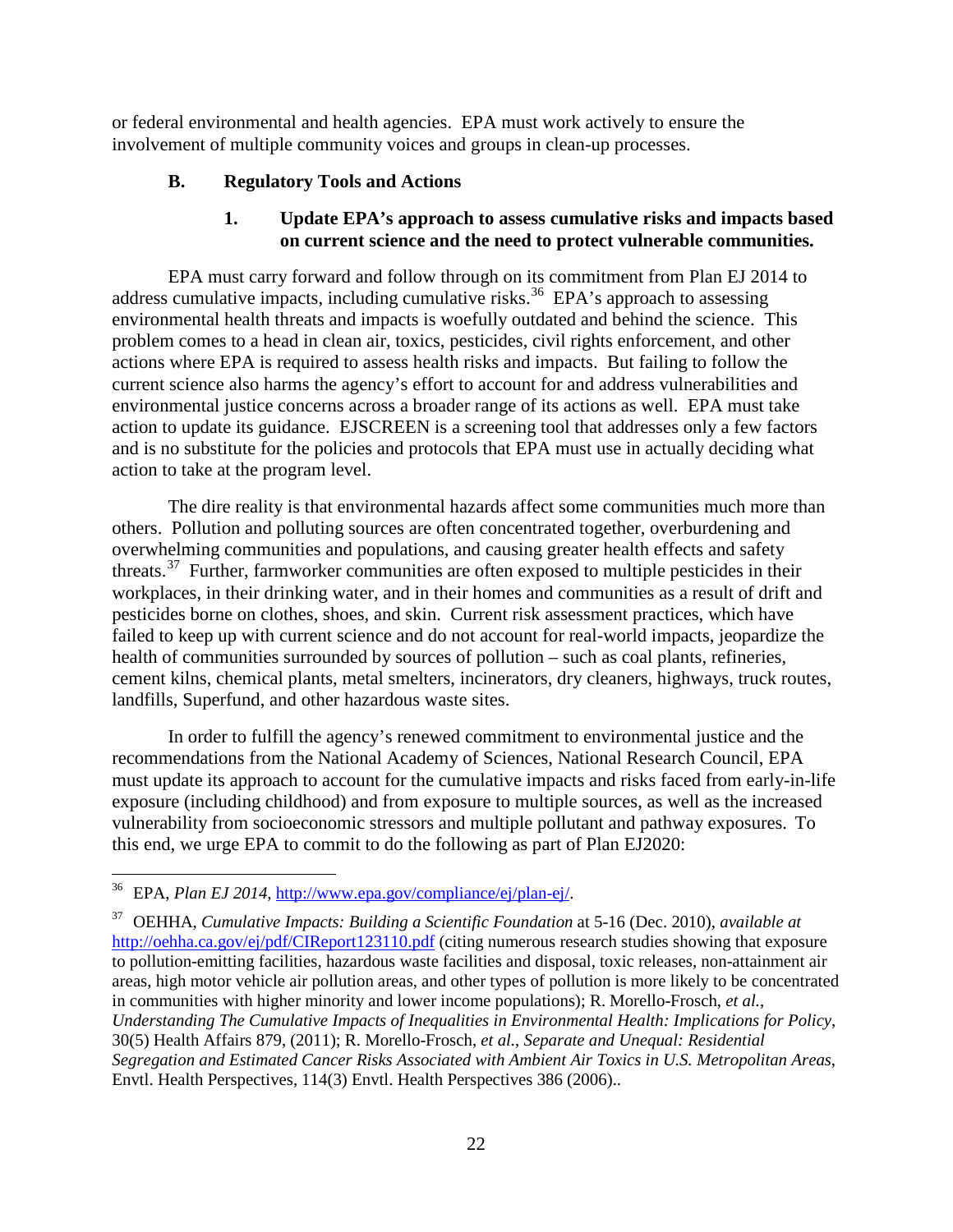or federal environmental and health agencies. EPA must work actively to ensure the involvement of multiple community voices and groups in clean-up processes.

### B. Regulatory Tools and Actions

#### 1. Update EPA's approach to assess cumulative risks and impacts based on current science and the need to protect vulnerable communities.

EPA must carry forward and follow through on its commitment from Plan EJ 2014 to address cumulative impacts, including cumulative risks.[36] EPA's approach to assessing environmental health threats and impacts is woefully outdated and behind the science. This problem comes to a head in clean air, toxics, pesticides, civil rights enforcement, and other actions where EPA is required to assess health risks and impacts. But failing to follow the current science also harms the agency's effort to account for and address vulnerabilities and environmental justice concerns across a broader range of its actions as well. EPA must take action to update its guidance. EJSCREEN is a screening tool that addresses only a few factors and is no substitute for the policies and protocols that EPA must use in actually deciding what action to take at the program level.

The dire reality is that environmental hazards affect some communities much more than others. Pollution and polluting sources are often concentrated together, overburdening and overwhelming communities and populations, and causing greater health effects and safety threats.[37] Further, farmworker communities are often exposed to multiple pesticides in their workplaces, in their drinking water, and in their homes and communities as a result of drift and pesticides borne on clothes, shoes, and skin. Current risk assessment practices, which have failed to keep up with current science and do not account for real-world impacts, jeopardize the health of communities surrounded by sources of pollution – such as coal plants, refineries, cement kilns, chemical plants, metal smelters, incinerators, dry cleaners, highways, truck routes, landfills, Superfund, and other hazardous waste sites.

In order to fulfill the agency's renewed commitment to environmental justice and the recommendations from the National Academy of Sciences, National Research Council, EPA must update its approach to account for the cumulative impacts and risks faced from early-in-life exposure (including childhood) and from exposure to multiple sources, as well as the increased vulnerability from socioeconomic stressors and multiple pollutant and pathway exposures. To this end, we urge EPA to commit to do the following as part of Plan EJ2020:

---

[36] EPA, *Plan EJ 2014*, http://www.epa.gov/compliance/ej/plan-ej/.

[37] OEHHA, *Cumulative Impacts: Building a Scientific Foundation* at 5-16 (Dec. 2010), *available at* http://oehha.ca.gov/ej/pdf/CIReport123110.pdf (citing numerous research studies showing that exposure to pollution-emitting facilities, hazardous waste facilities and disposal, toxic releases, non-attainment air areas, high motor vehicle air pollution areas, and other types of pollution is more likely to be concentrated in communities with higher minority and lower income populations); R. Morello-Frosch, *et al.*, *Understanding The Cumulative Impacts of Inequalities in Environmental Health: Implications for Policy*, 30(5) Health Affairs 879, (2011); R. Morello-Frosch, *et al.*, *Separate and Unequal: Residential Segregation and Estimated Cancer Risks Associated with Ambient Air Toxics in U.S. Metropolitan Areas*, Envtl. Health Perspectives, 114(3) Envtl. Health Perspectives 386 (2006)..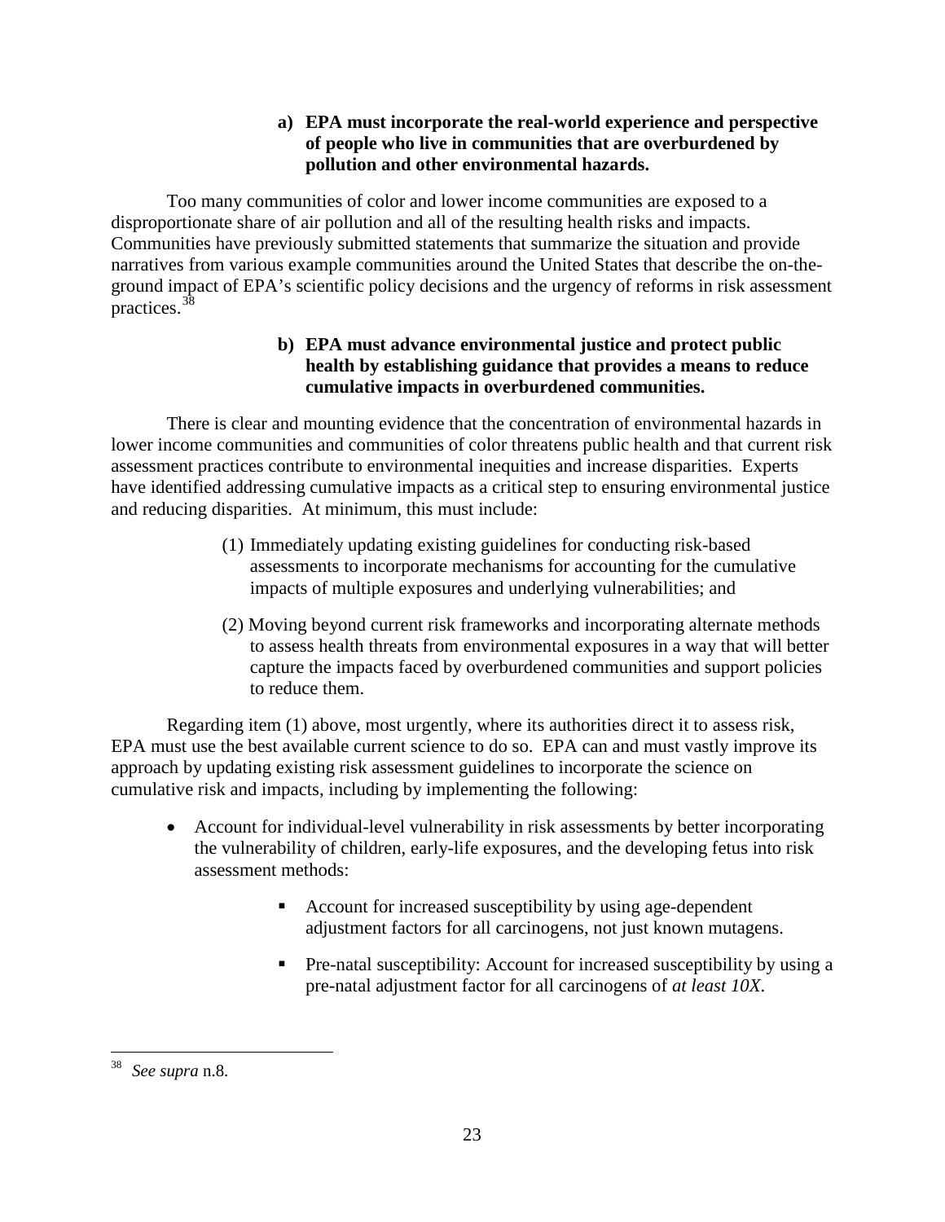**a) EPA must incorporate the real-world experience and perspective of people who live in communities that are overburdened by pollution and other environmental hazards.**

Too many communities of color and lower income communities are exposed to a disproportionate share of air pollution and all of the resulting health risks and impacts. Communities have previously submitted statements that summarize the situation and provide narratives from various example communities around the United States that describe the on-the-ground impact of EPA's scientific policy decisions and the urgency of reforms in risk assessment practices.[38]

**b) EPA must advance environmental justice and protect public health by establishing guidance that provides a means to reduce cumulative impacts in overburdened communities.**

There is clear and mounting evidence that the concentration of environmental hazards in lower income communities and communities of color threatens public health and that current risk assessment practices contribute to environmental inequities and increase disparities. Experts have identified addressing cumulative impacts as a critical step to ensuring environmental justice and reducing disparities. At minimum, this must include:

(1) Immediately updating existing guidelines for conducting risk-based assessments to incorporate mechanisms for accounting for the cumulative impacts of multiple exposures and underlying vulnerabilities; and

(2) Moving beyond current risk frameworks and incorporating alternate methods to assess health threats from environmental exposures in a way that will better capture the impacts faced by overburdened communities and support policies to reduce them.

Regarding item (1) above, most urgently, where its authorities direct it to assess risk, EPA must use the best available current science to do so. EPA can and must vastly improve its approach by updating existing risk assessment guidelines to incorporate the science on cumulative risk and impacts, including by implementing the following:

- Account for individual-level vulnerability in risk assessments by better incorporating the vulnerability of children, early-life exposures, and the developing fetus into risk assessment methods:
  - Account for increased susceptibility by using age-dependent adjustment factors for all carcinogens, not just known mutagens.
  - Pre-natal susceptibility: Account for increased susceptibility by using a pre-natal adjustment factor for all carcinogens of *at least 10X*.

[38] *See supra* n.8.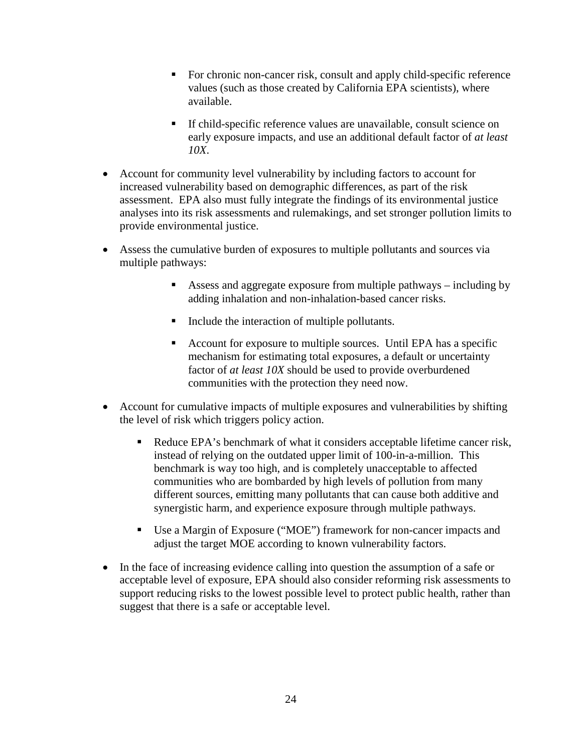- For chronic non-cancer risk, consult and apply child-specific reference values (such as those created by California EPA scientists), where available.

    - If child-specific reference values are unavailable, consult science on early exposure impacts, and use an additional default factor of *at least 10X*.

- Account for community level vulnerability by including factors to account for increased vulnerability based on demographic differences, as part of the risk assessment. EPA also must fully integrate the findings of its environmental justice analyses into its risk assessments and rulemakings, and set stronger pollution limits to provide environmental justice.

- Assess the cumulative burden of exposures to multiple pollutants and sources via multiple pathways:

    - Assess and aggregate exposure from multiple pathways – including by adding inhalation and non-inhalation-based cancer risks.

    - Include the interaction of multiple pollutants.

    - Account for exposure to multiple sources. Until EPA has a specific mechanism for estimating total exposures, a default or uncertainty factor of *at least 10X* should be used to provide overburdened communities with the protection they need now.

- Account for cumulative impacts of multiple exposures and vulnerabilities by shifting the level of risk which triggers policy action.

    - Reduce EPA's benchmark of what it considers acceptable lifetime cancer risk, instead of relying on the outdated upper limit of 100-in-a-million. This benchmark is way too high, and is completely unacceptable to affected communities who are bombarded by high levels of pollution from many different sources, emitting many pollutants that can cause both additive and synergistic harm, and experience exposure through multiple pathways.

    - Use a Margin of Exposure ("MOE") framework for non-cancer impacts and adjust the target MOE according to known vulnerability factors.

- In the face of increasing evidence calling into question the assumption of a safe or acceptable level of exposure, EPA should also consider reforming risk assessments to support reducing risks to the lowest possible level to protect public health, rather than suggest that there is a safe or acceptable level.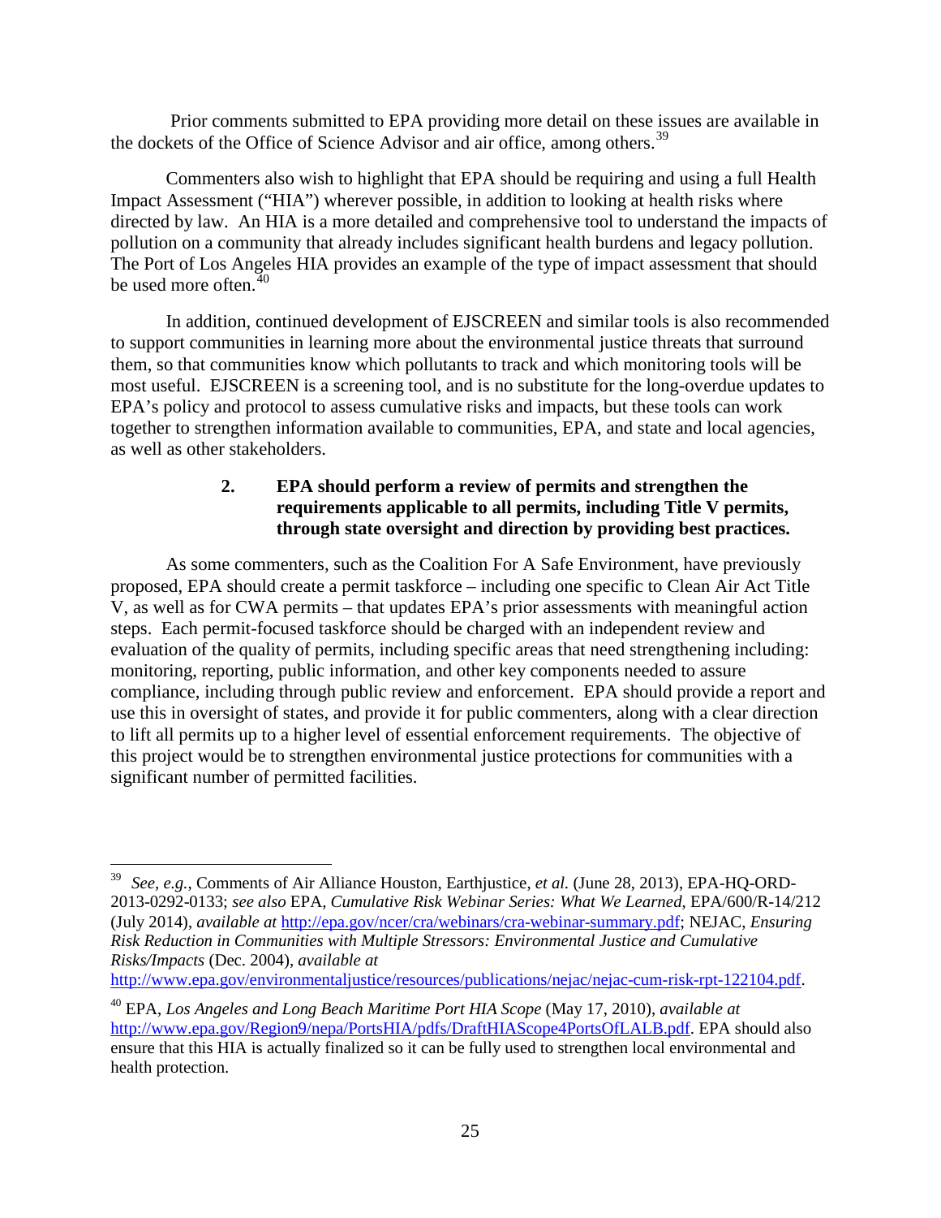Prior comments submitted to EPA providing more detail on these issues are available in the dockets of the Office of Science Advisor and air office, among others.[39]

Commenters also wish to highlight that EPA should be requiring and using a full Health Impact Assessment ("HIA") wherever possible, in addition to looking at health risks where directed by law. An HIA is a more detailed and comprehensive tool to understand the impacts of pollution on a community that already includes significant health burdens and legacy pollution. The Port of Los Angeles HIA provides an example of the type of impact assessment that should be used more often.[40]

In addition, continued development of EJSCREEN and similar tools is also recommended to support communities in learning more about the environmental justice threats that surround them, so that communities know which pollutants to track and which monitoring tools will be most useful. EJSCREEN is a screening tool, and is no substitute for the long-overdue updates to EPA's policy and protocol to assess cumulative risks and impacts, but these tools can work together to strengthen information available to communities, EPA, and state and local agencies, as well as other stakeholders.

### 2. EPA should perform a review of permits and strengthen the requirements applicable to all permits, including Title V permits, through state oversight and direction by providing best practices.

As some commenters, such as the Coalition For A Safe Environment, have previously proposed, EPA should create a permit taskforce – including one specific to Clean Air Act Title V, as well as for CWA permits – that updates EPA's prior assessments with meaningful action steps. Each permit-focused taskforce should be charged with an independent review and evaluation of the quality of permits, including specific areas that need strengthening including: monitoring, reporting, public information, and other key components needed to assure compliance, including through public review and enforcement. EPA should provide a report and use this in oversight of states, and provide it for public commenters, along with a clear direction to lift all permits up to a higher level of essential enforcement requirements. The objective of this project would be to strengthen environmental justice protections for communities with a significant number of permitted facilities.

---

[39] *See, e.g.*, Comments of Air Alliance Houston, Earthjustice, *et al.* (June 28, 2013), EPA-HQ-ORD-2013-0292-0133; *see also* EPA, *Cumulative Risk Webinar Series: What We Learned*, EPA/600/R-14/212 (July 2014), *available at* http://epa.gov/ncer/cra/webinars/cra-webinar-summary.pdf; NEJAC, *Ensuring Risk Reduction in Communities with Multiple Stressors: Environmental Justice and Cumulative Risks/Impacts* (Dec. 2004), *available at* http://www.epa.gov/environmentaljustice/resources/publications/nejac/nejac-cum-risk-rpt-122104.pdf.

[40] EPA, *Los Angeles and Long Beach Maritime Port HIA Scope* (May 17, 2010), *available at* http://www.epa.gov/Region9/nepa/PortsHIA/pdfs/DraftHIAScope4PortsOfLALB.pdf. EPA should also ensure that this HIA is actually finalized so it can be fully used to strengthen local environmental and health protection.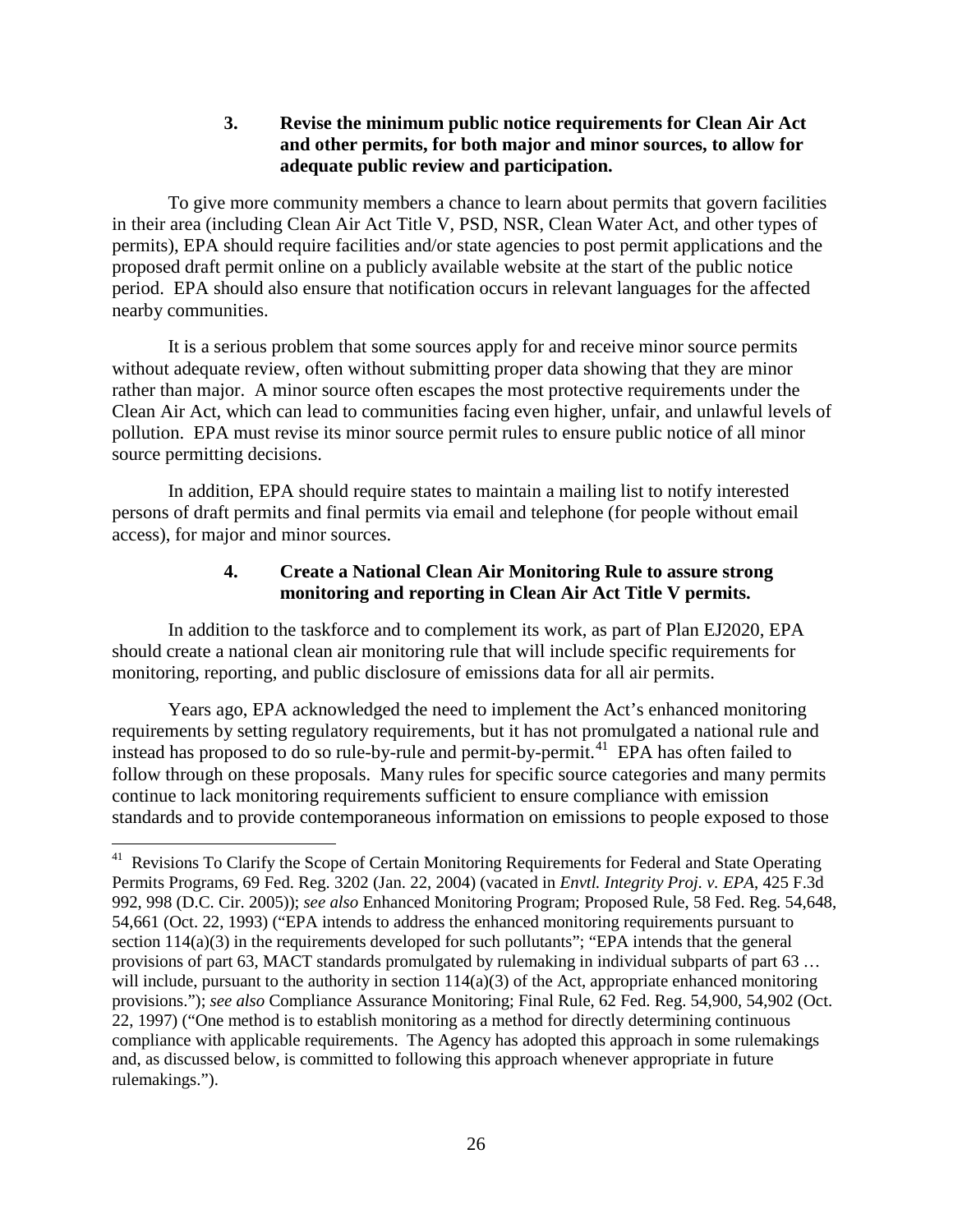### 3. Revise the minimum public notice requirements for Clean Air Act and other permits, for both major and minor sources, to allow for adequate public review and participation.

To give more community members a chance to learn about permits that govern facilities in their area (including Clean Air Act Title V, PSD, NSR, Clean Water Act, and other types of permits), EPA should require facilities and/or state agencies to post permit applications and the proposed draft permit online on a publicly available website at the start of the public notice period. EPA should also ensure that notification occurs in relevant languages for the affected nearby communities.

It is a serious problem that some sources apply for and receive minor source permits without adequate review, often without submitting proper data showing that they are minor rather than major. A minor source often escapes the most protective requirements under the Clean Air Act, which can lead to communities facing even higher, unfair, and unlawful levels of pollution. EPA must revise its minor source permit rules to ensure public notice of all minor source permitting decisions.

In addition, EPA should require states to maintain a mailing list to notify interested persons of draft permits and final permits via email and telephone (for people without email access), for major and minor sources.

### 4. Create a National Clean Air Monitoring Rule to assure strong monitoring and reporting in Clean Air Act Title V permits.

In addition to the taskforce and to complement its work, as part of Plan EJ2020, EPA should create a national clean air monitoring rule that will include specific requirements for monitoring, reporting, and public disclosure of emissions data for all air permits.

Years ago, EPA acknowledged the need to implement the Act's enhanced monitoring requirements by setting regulatory requirements, but it has not promulgated a national rule and instead has proposed to do so rule-by-rule and permit-by-permit.[41] EPA has often failed to follow through on these proposals. Many rules for specific source categories and many permits continue to lack monitoring requirements sufficient to ensure compliance with emission standards and to provide contemporaneous information on emissions to people exposed to those

[41] Revisions To Clarify the Scope of Certain Monitoring Requirements for Federal and State Operating Permits Programs, 69 Fed. Reg. 3202 (Jan. 22, 2004) (vacated in *Envtl. Integrity Proj. v. EPA*, 425 F.3d 992, 998 (D.C. Cir. 2005)); *see also* Enhanced Monitoring Program; Proposed Rule, 58 Fed. Reg. 54,648, 54,661 (Oct. 22, 1993) ("EPA intends to address the enhanced monitoring requirements pursuant to section 114(a)(3) in the requirements developed for such pollutants"; "EPA intends that the general provisions of part 63, MACT standards promulgated by rulemaking in individual subparts of part 63 … will include, pursuant to the authority in section 114(a)(3) of the Act, appropriate enhanced monitoring provisions."); *see also* Compliance Assurance Monitoring; Final Rule, 62 Fed. Reg. 54,900, 54,902 (Oct. 22, 1997) ("One method is to establish monitoring as a method for directly determining continuous compliance with applicable requirements. The Agency has adopted this approach in some rulemakings and, as discussed below, is committed to following this approach whenever appropriate in future rulemakings.").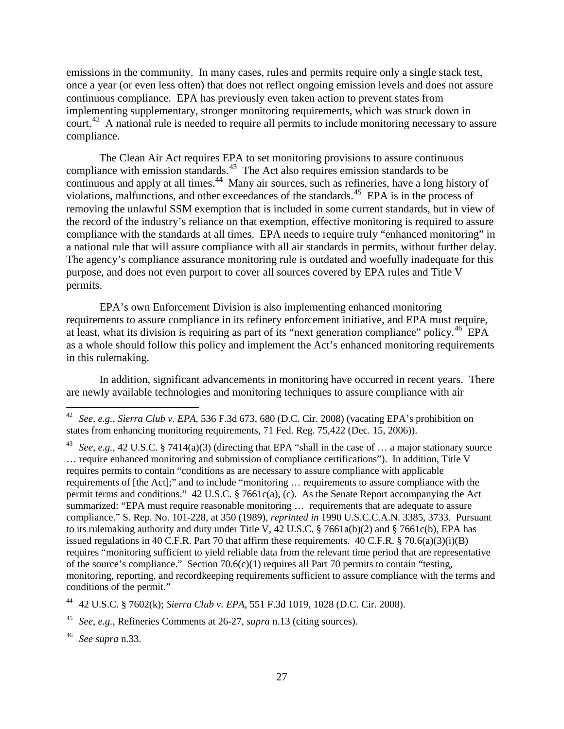emissions in the community. In many cases, rules and permits require only a single stack test, once a year (or even less often) that does not reflect ongoing emission levels and does not assure continuous compliance. EPA has previously even taken action to prevent states from implementing supplementary, stronger monitoring requirements, which was struck down in court.[42] A national rule is needed to require all permits to include monitoring necessary to assure compliance.

The Clean Air Act requires EPA to set monitoring provisions to assure continuous compliance with emission standards.[43] The Act also requires emission standards to be continuous and apply at all times.[44] Many air sources, such as refineries, have a long history of violations, malfunctions, and other exceedances of the standards.[45] EPA is in the process of removing the unlawful SSM exemption that is included in some current standards, but in view of the record of the industry's reliance on that exemption, effective monitoring is required to assure compliance with the standards at all times. EPA needs to require truly "enhanced monitoring" in a national rule that will assure compliance with all air standards in permits, without further delay. The agency's compliance assurance monitoring rule is outdated and woefully inadequate for this purpose, and does not even purport to cover all sources covered by EPA rules and Title V permits.

EPA's own Enforcement Division is also implementing enhanced monitoring requirements to assure compliance in its refinery enforcement initiative, and EPA must require, at least, what its division is requiring as part of its "next generation compliance" policy.[46] EPA as a whole should follow this policy and implement the Act's enhanced monitoring requirements in this rulemaking.

In addition, significant advancements in monitoring have occurred in recent years. There are newly available technologies and monitoring techniques to assure compliance with air

---

[42] *See, e.g.*, *Sierra Club v. EPA*, 536 F.3d 673, 680 (D.C. Cir. 2008) (vacating EPA's prohibition on states from enhancing monitoring requirements, 71 Fed. Reg. 75,422 (Dec. 15, 2006)).

[43] *See, e.g.*, 42 U.S.C. § 7414(a)(3) (directing that EPA "shall in the case of … a major stationary source … require enhanced monitoring and submission of compliance certifications"). In addition, Title V requires permits to contain "conditions as are necessary to assure compliance with applicable requirements of [the Act];" and to include "monitoring … requirements to assure compliance with the permit terms and conditions." 42 U.S.C. § 7661c(a), (c). As the Senate Report accompanying the Act summarized: "EPA must require reasonable monitoring … requirements that are adequate to assure compliance." S. Rep. No. 101-228, at 350 (1989), *reprinted in* 1990 U.S.C.C.A.N. 3385, 3733. Pursuant to its rulemaking authority and duty under Title V, 42 U.S.C. § 7661a(b)(2) and § 7661c(b), EPA has issued regulations in 40 C.F.R. Part 70 that affirm these requirements. 40 C.F.R. § 70.6(a)(3)(i)(B) requires "monitoring sufficient to yield reliable data from the relevant time period that are representative of the source's compliance." Section 70.6(c)(1) requires all Part 70 permits to contain "testing, monitoring, reporting, and recordkeeping requirements sufficient to assure compliance with the terms and conditions of the permit."

[44] 42 U.S.C. § 7602(k); *Sierra Club v. EPA*, 551 F.3d 1019, 1028 (D.C. Cir. 2008).

[45] *See, e.g.*, Refineries Comments at 26-27, *supra* n.13 (citing sources).

[46] *See supra* n.33.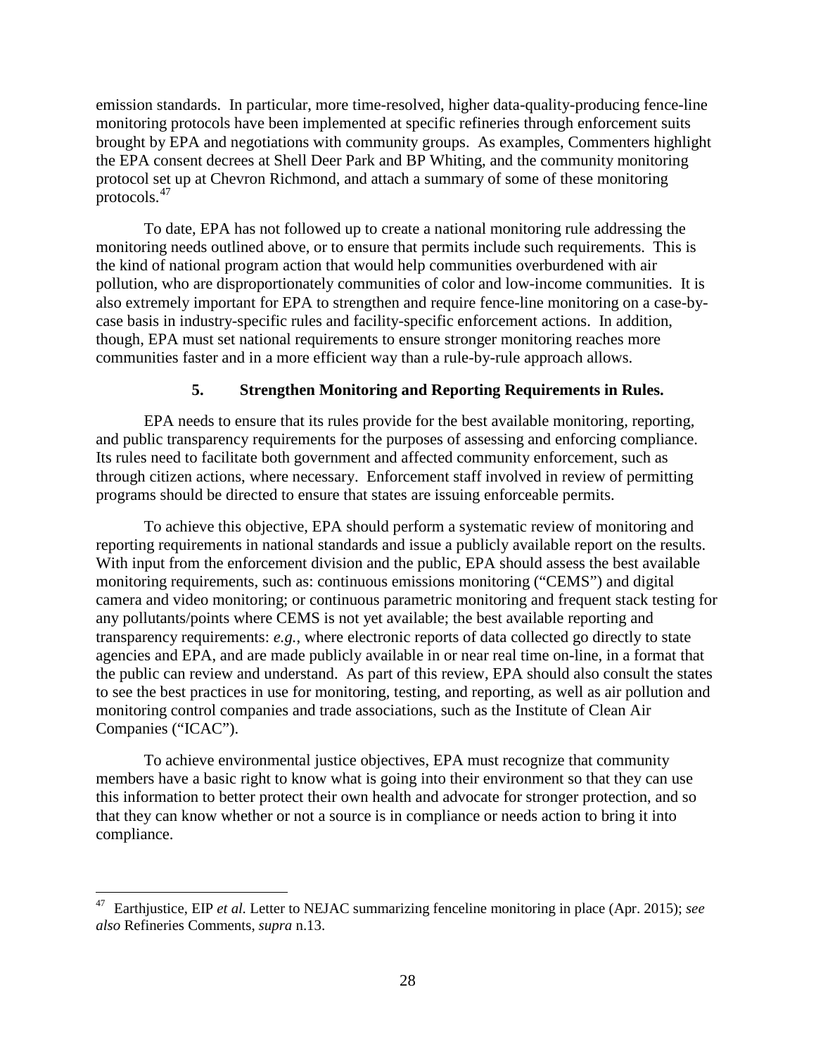emission standards. In particular, more time-resolved, higher data-quality-producing fence-line monitoring protocols have been implemented at specific refineries through enforcement suits brought by EPA and negotiations with community groups. As examples, Commenters highlight the EPA consent decrees at Shell Deer Park and BP Whiting, and the community monitoring protocol set up at Chevron Richmond, and attach a summary of some of these monitoring protocols.[47]

To date, EPA has not followed up to create a national monitoring rule addressing the monitoring needs outlined above, or to ensure that permits include such requirements. This is the kind of national program action that would help communities overburdened with air pollution, who are disproportionately communities of color and low-income communities. It is also extremely important for EPA to strengthen and require fence-line monitoring on a case-by-case basis in industry-specific rules and facility-specific enforcement actions. In addition, though, EPA must set national requirements to ensure stronger monitoring reaches more communities faster and in a more efficient way than a rule-by-rule approach allows.

### 5. Strengthen Monitoring and Reporting Requirements in Rules.

EPA needs to ensure that its rules provide for the best available monitoring, reporting, and public transparency requirements for the purposes of assessing and enforcing compliance. Its rules need to facilitate both government and affected community enforcement, such as through citizen actions, where necessary. Enforcement staff involved in review of permitting programs should be directed to ensure that states are issuing enforceable permits.

To achieve this objective, EPA should perform a systematic review of monitoring and reporting requirements in national standards and issue a publicly available report on the results. With input from the enforcement division and the public, EPA should assess the best available monitoring requirements, such as: continuous emissions monitoring ("CEMS") and digital camera and video monitoring; or continuous parametric monitoring and frequent stack testing for any pollutants/points where CEMS is not yet available; the best available reporting and transparency requirements: *e.g.*, where electronic reports of data collected go directly to state agencies and EPA, and are made publicly available in or near real time on-line, in a format that the public can review and understand. As part of this review, EPA should also consult the states to see the best practices in use for monitoring, testing, and reporting, as well as air pollution and monitoring control companies and trade associations, such as the Institute of Clean Air Companies ("ICAC").

To achieve environmental justice objectives, EPA must recognize that community members have a basic right to know what is going into their environment so that they can use this information to better protect their own health and advocate for stronger protection, and so that they can know whether or not a source is in compliance or needs action to bring it into compliance.

---

[47] Earthjustice, EIP *et al.* Letter to NEJAC summarizing fenceline monitoring in place (Apr. 2015); *see also* Refineries Comments, *supra* n.13.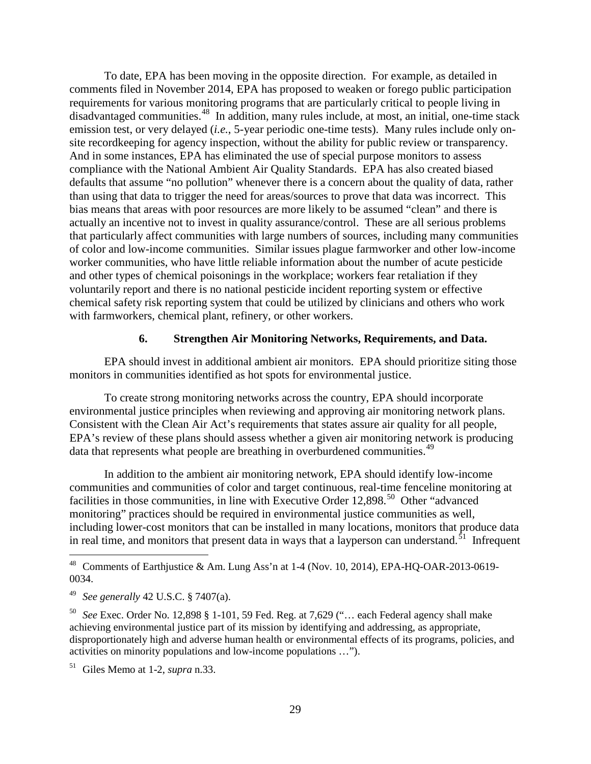To date, EPA has been moving in the opposite direction. For example, as detailed in comments filed in November 2014, EPA has proposed to weaken or forego public participation requirements for various monitoring programs that are particularly critical to people living in disadvantaged communities.[48] In addition, many rules include, at most, an initial, one-time stack emission test, or very delayed (*i.e.*, 5-year periodic one-time tests). Many rules include only on-site recordkeeping for agency inspection, without the ability for public review or transparency. And in some instances, EPA has eliminated the use of special purpose monitors to assess compliance with the National Ambient Air Quality Standards. EPA has also created biased defaults that assume "no pollution" whenever there is a concern about the quality of data, rather than using that data to trigger the need for areas/sources to prove that data was incorrect. This bias means that areas with poor resources are more likely to be assumed "clean" and there is actually an incentive not to invest in quality assurance/control. These are all serious problems that particularly affect communities with large numbers of sources, including many communities of color and low-income communities. Similar issues plague farmworker and other low-income worker communities, who have little reliable information about the number of acute pesticide and other types of chemical poisonings in the workplace; workers fear retaliation if they voluntarily report and there is no national pesticide incident reporting system or effective chemical safety risk reporting system that could be utilized by clinicians and others who work with farmworkers, chemical plant, refinery, or other workers.

### 6. Strengthen Air Monitoring Networks, Requirements, and Data.

EPA should invest in additional ambient air monitors. EPA should prioritize siting those monitors in communities identified as hot spots for environmental justice.

To create strong monitoring networks across the country, EPA should incorporate environmental justice principles when reviewing and approving air monitoring network plans. Consistent with the Clean Air Act's requirements that states assure air quality for all people, EPA's review of these plans should assess whether a given air monitoring network is producing data that represents what people are breathing in overburdened communities.[49]

In addition to the ambient air monitoring network, EPA should identify low-income communities and communities of color and target continuous, real-time fenceline monitoring at facilities in those communities, in line with Executive Order 12,898.[50] Other "advanced monitoring" practices should be required in environmental justice communities as well, including lower-cost monitors that can be installed in many locations, monitors that produce data in real time, and monitors that present data in ways that a layperson can understand.[51] Infrequent

---

[48] Comments of Earthjustice & Am. Lung Ass'n at 1-4 (Nov. 10, 2014), EPA-HQ-OAR-2013-0619-0034.

[49] *See generally* 42 U.S.C. § 7407(a).

[50] *See* Exec. Order No. 12,898 § 1-101, 59 Fed. Reg. at 7,629 ("… each Federal agency shall make achieving environmental justice part of its mission by identifying and addressing, as appropriate, disproportionately high and adverse human health or environmental effects of its programs, policies, and activities on minority populations and low-income populations …").

[51] Giles Memo at 1-2, *supra* n.33.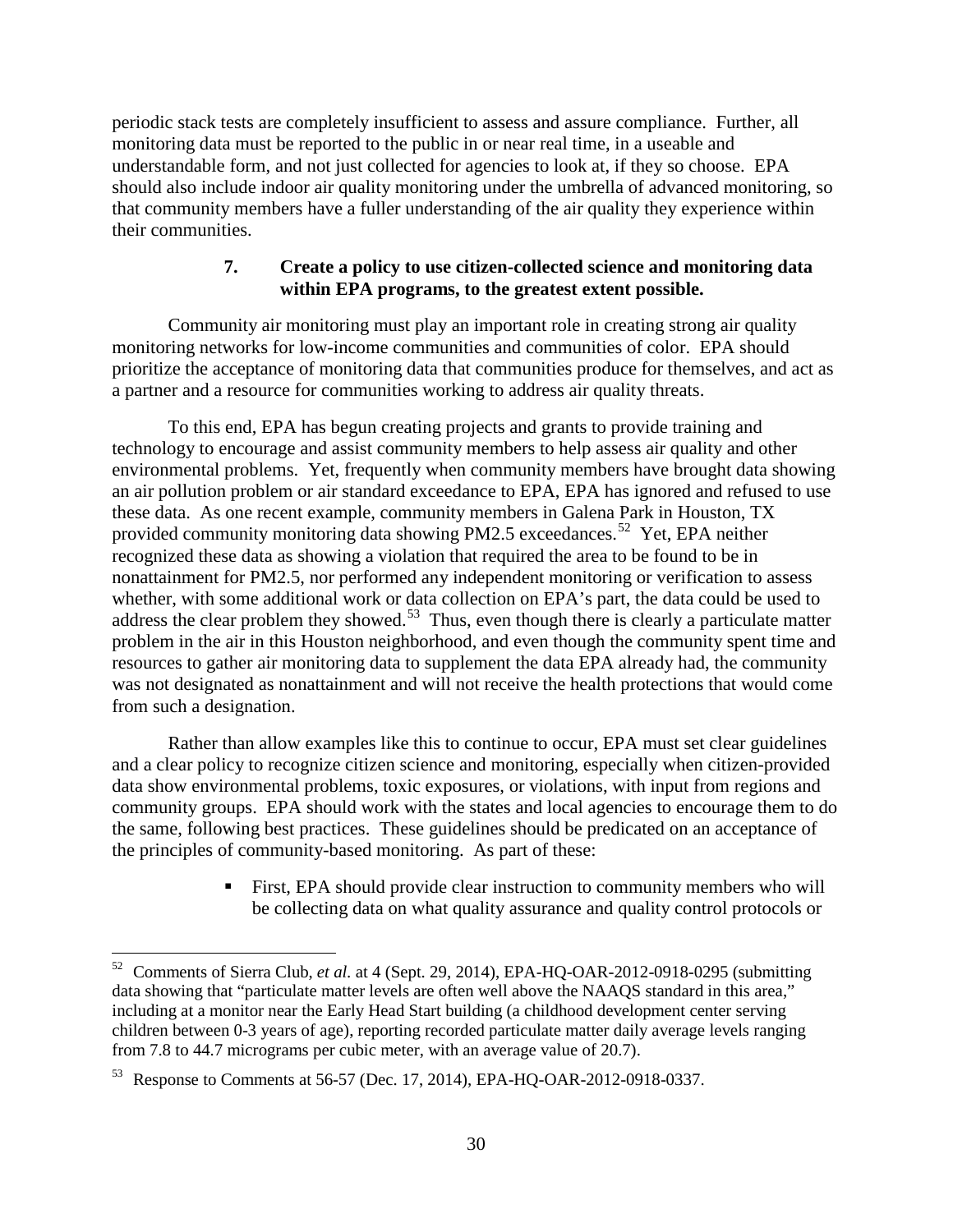periodic stack tests are completely insufficient to assess and assure compliance. Further, all monitoring data must be reported to the public in or near real time, in a useable and understandable form, and not just collected for agencies to look at, if they so choose. EPA should also include indoor air quality monitoring under the umbrella of advanced monitoring, so that community members have a fuller understanding of the air quality they experience within their communities.

### 7. Create a policy to use citizen-collected science and monitoring data within EPA programs, to the greatest extent possible.

Community air monitoring must play an important role in creating strong air quality monitoring networks for low-income communities and communities of color. EPA should prioritize the acceptance of monitoring data that communities produce for themselves, and act as a partner and a resource for communities working to address air quality threats.

To this end, EPA has begun creating projects and grants to provide training and technology to encourage and assist community members to help assess air quality and other environmental problems. Yet, frequently when community members have brought data showing an air pollution problem or air standard exceedance to EPA, EPA has ignored and refused to use these data. As one recent example, community members in Galena Park in Houston, TX provided community monitoring data showing PM2.5 exceedances.[52] Yet, EPA neither recognized these data as showing a violation that required the area to be found to be in nonattainment for PM2.5, nor performed any independent monitoring or verification to assess whether, with some additional work or data collection on EPA's part, the data could be used to address the clear problem they showed.[53] Thus, even though there is clearly a particulate matter problem in the air in this Houston neighborhood, and even though the community spent time and resources to gather air monitoring data to supplement the data EPA already had, the community was not designated as nonattainment and will not receive the health protections that would come from such a designation.

Rather than allow examples like this to continue to occur, EPA must set clear guidelines and a clear policy to recognize citizen science and monitoring, especially when citizen-provided data show environmental problems, toxic exposures, or violations, with input from regions and community groups. EPA should work with the states and local agencies to encourage them to do the same, following best practices. These guidelines should be predicated on an acceptance of the principles of community-based monitoring. As part of these:

- First, EPA should provide clear instruction to community members who will be collecting data on what quality assurance and quality control protocols or

---

[52] Comments of Sierra Club, *et al.* at 4 (Sept. 29, 2014), EPA-HQ-OAR-2012-0918-0295 (submitting data showing that "particulate matter levels are often well above the NAAQS standard in this area," including at a monitor near the Early Head Start building (a childhood development center serving children between 0-3 years of age), reporting recorded particulate matter daily average levels ranging from 7.8 to 44.7 micrograms per cubic meter, with an average value of 20.7).

[53] Response to Comments at 56-57 (Dec. 17, 2014), EPA-HQ-OAR-2012-0918-0337.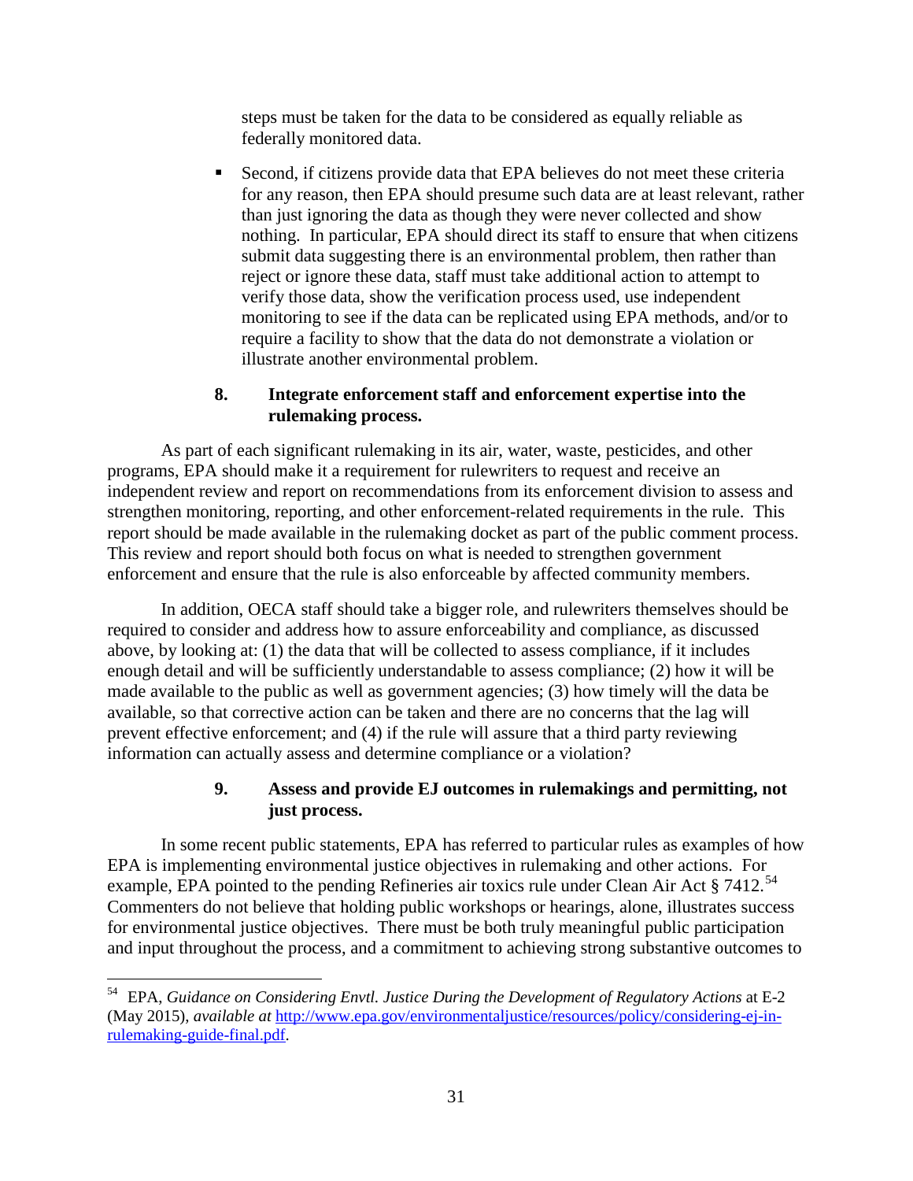steps must be taken for the data to be considered as equally reliable as federally monitored data.

- Second, if citizens provide data that EPA believes do not meet these criteria for any reason, then EPA should presume such data are at least relevant, rather than just ignoring the data as though they were never collected and show nothing. In particular, EPA should direct its staff to ensure that when citizens submit data suggesting there is an environmental problem, then rather than reject or ignore these data, staff must take additional action to attempt to verify those data, show the verification process used, use independent monitoring to see if the data can be replicated using EPA methods, and/or to require a facility to show that the data do not demonstrate a violation or illustrate another environmental problem.

### 8. Integrate enforcement staff and enforcement expertise into the rulemaking process.

As part of each significant rulemaking in its air, water, waste, pesticides, and other programs, EPA should make it a requirement for rulewriters to request and receive an independent review and report on recommendations from its enforcement division to assess and strengthen monitoring, reporting, and other enforcement-related requirements in the rule. This report should be made available in the rulemaking docket as part of the public comment process. This review and report should both focus on what is needed to strengthen government enforcement and ensure that the rule is also enforceable by affected community members.

In addition, OECA staff should take a bigger role, and rulewriters themselves should be required to consider and address how to assure enforceability and compliance, as discussed above, by looking at: (1) the data that will be collected to assess compliance, if it includes enough detail and will be sufficiently understandable to assess compliance; (2) how it will be made available to the public as well as government agencies; (3) how timely will the data be available, so that corrective action can be taken and there are no concerns that the lag will prevent effective enforcement; and (4) if the rule will assure that a third party reviewing information can actually assess and determine compliance or a violation?

### 9. Assess and provide EJ outcomes in rulemakings and permitting, not just process.

In some recent public statements, EPA has referred to particular rules as examples of how EPA is implementing environmental justice objectives in rulemaking and other actions. For example, EPA pointed to the pending Refineries air toxics rule under Clean Air Act § 7412.[54] Commenters do not believe that holding public workshops or hearings, alone, illustrates success for environmental justice objectives. There must be both truly meaningful public participation and input throughout the process, and a commitment to achieving strong substantive outcomes to

---

[54] EPA, *Guidance on Considering Envtl. Justice During the Development of Regulatory Actions* at E-2 (May 2015), *available at* http://www.epa.gov/environmentaljustice/resources/policy/considering-ej-in-rulemaking-guide-final.pdf.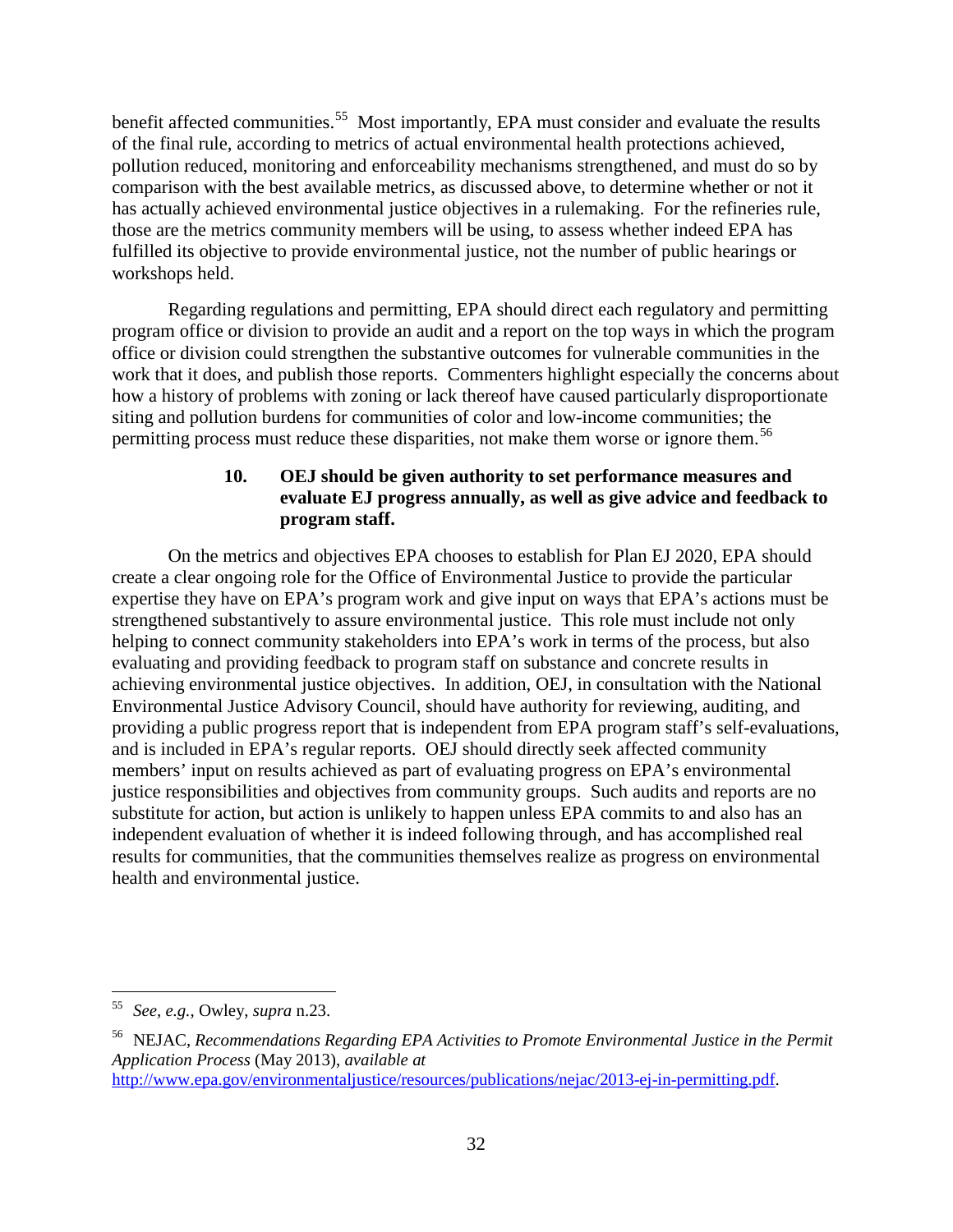benefit affected communities.[55] Most importantly, EPA must consider and evaluate the results of the final rule, according to metrics of actual environmental health protections achieved, pollution reduced, monitoring and enforceability mechanisms strengthened, and must do so by comparison with the best available metrics, as discussed above, to determine whether or not it has actually achieved environmental justice objectives in a rulemaking. For the refineries rule, those are the metrics community members will be using, to assess whether indeed EPA has fulfilled its objective to provide environmental justice, not the number of public hearings or workshops held.

Regarding regulations and permitting, EPA should direct each regulatory and permitting program office or division to provide an audit and a report on the top ways in which the program office or division could strengthen the substantive outcomes for vulnerable communities in the work that it does, and publish those reports. Commenters highlight especially the concerns about how a history of problems with zoning or lack thereof have caused particularly disproportionate siting and pollution burdens for communities of color and low-income communities; the permitting process must reduce these disparities, not make them worse or ignore them.[56]

### 10. OEJ should be given authority to set performance measures and evaluate EJ progress annually, as well as give advice and feedback to program staff.

On the metrics and objectives EPA chooses to establish for Plan EJ 2020, EPA should create a clear ongoing role for the Office of Environmental Justice to provide the particular expertise they have on EPA's program work and give input on ways that EPA's actions must be strengthened substantively to assure environmental justice. This role must include not only helping to connect community stakeholders into EPA's work in terms of the process, but also evaluating and providing feedback to program staff on substance and concrete results in achieving environmental justice objectives. In addition, OEJ, in consultation with the National Environmental Justice Advisory Council, should have authority for reviewing, auditing, and providing a public progress report that is independent from EPA program staff's self-evaluations, and is included in EPA's regular reports. OEJ should directly seek affected community members' input on results achieved as part of evaluating progress on EPA's environmental justice responsibilities and objectives from community groups. Such audits and reports are no substitute for action, but action is unlikely to happen unless EPA commits to and also has an independent evaluation of whether it is indeed following through, and has accomplished real results for communities, that the communities themselves realize as progress on environmental health and environmental justice.

---

[55] *See, e.g.*, Owley, *supra* n.23.

[56] NEJAC, *Recommendations Regarding EPA Activities to Promote Environmental Justice in the Permit Application Process* (May 2013), *available at* http://www.epa.gov/environmentaljustice/resources/publications/nejac/2013-ej-in-permitting.pdf.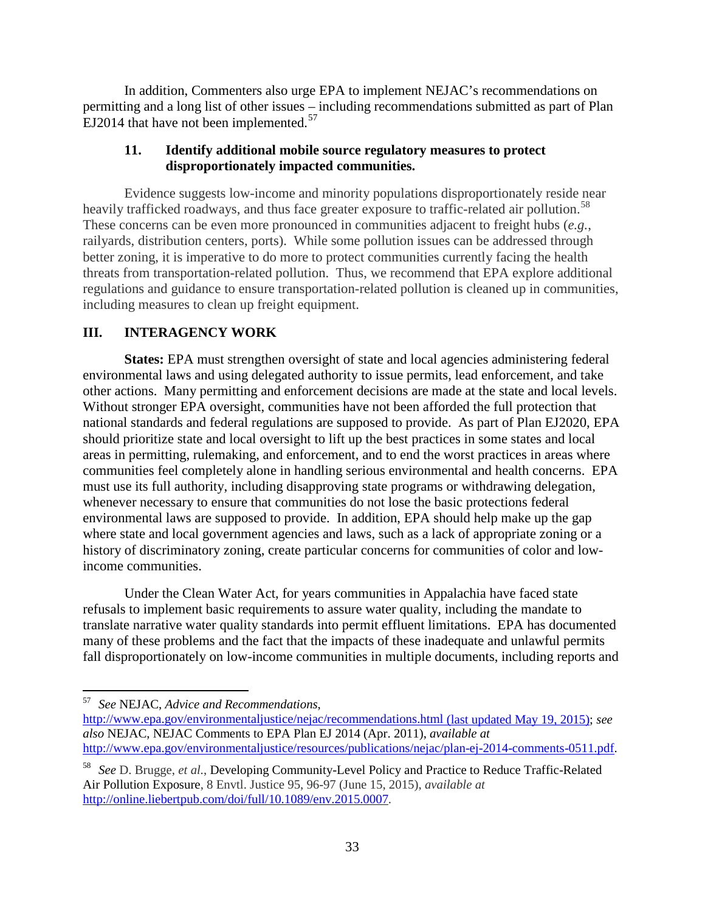In addition, Commenters also urge EPA to implement NEJAC's recommendations on permitting and a long list of other issues – including recommendations submitted as part of Plan EJ2014 that have not been implemented.[57]

### 11. Identify additional mobile source regulatory measures to protect disproportionately impacted communities.

Evidence suggests low-income and minority populations disproportionately reside near heavily trafficked roadways, and thus face greater exposure to traffic-related air pollution.[58] These concerns can be even more pronounced in communities adjacent to freight hubs (*e.g.*, railyards, distribution centers, ports). While some pollution issues can be addressed through better zoning, it is imperative to do more to protect communities currently facing the health threats from transportation-related pollution. Thus, we recommend that EPA explore additional regulations and guidance to ensure transportation-related pollution is cleaned up in communities, including measures to clean up freight equipment.

## III. INTERAGENCY WORK

**States:** EPA must strengthen oversight of state and local agencies administering federal environmental laws and using delegated authority to issue permits, lead enforcement, and take other actions. Many permitting and enforcement decisions are made at the state and local levels. Without stronger EPA oversight, communities have not been afforded the full protection that national standards and federal regulations are supposed to provide. As part of Plan EJ2020, EPA should prioritize state and local oversight to lift up the best practices in some states and local areas in permitting, rulemaking, and enforcement, and to end the worst practices in areas where communities feel completely alone in handling serious environmental and health concerns. EPA must use its full authority, including disapproving state programs or withdrawing delegation, whenever necessary to ensure that communities do not lose the basic protections federal environmental laws are supposed to provide. In addition, EPA should help make up the gap where state and local government agencies and laws, such as a lack of appropriate zoning or a history of discriminatory zoning, create particular concerns for communities of color and low-income communities.

Under the Clean Water Act, for years communities in Appalachia have faced state refusals to implement basic requirements to assure water quality, including the mandate to translate narrative water quality standards into permit effluent limitations. EPA has documented many of these problems and the fact that the impacts of these inadequate and unlawful permits fall disproportionately on low-income communities in multiple documents, including reports and

---

[57] *See* NEJAC, *Advice and Recommendations*, http://www.epa.gov/environmentaljustice/nejac/recommendations.html (last updated May 19, 2015); *see also* NEJAC, NEJAC Comments to EPA Plan EJ 2014 (Apr. 2011), *available at* http://www.epa.gov/environmentaljustice/resources/publications/nejac/plan-ej-2014-comments-0511.pdf.

[58] *See* D. Brugge, *et al.*, Developing Community-Level Policy and Practice to Reduce Traffic-Related Air Pollution Exposure, 8 Envtl. Justice 95, 96-97 (June 15, 2015), *available at* http://online.liebertpub.com/doi/full/10.1089/env.2015.0007.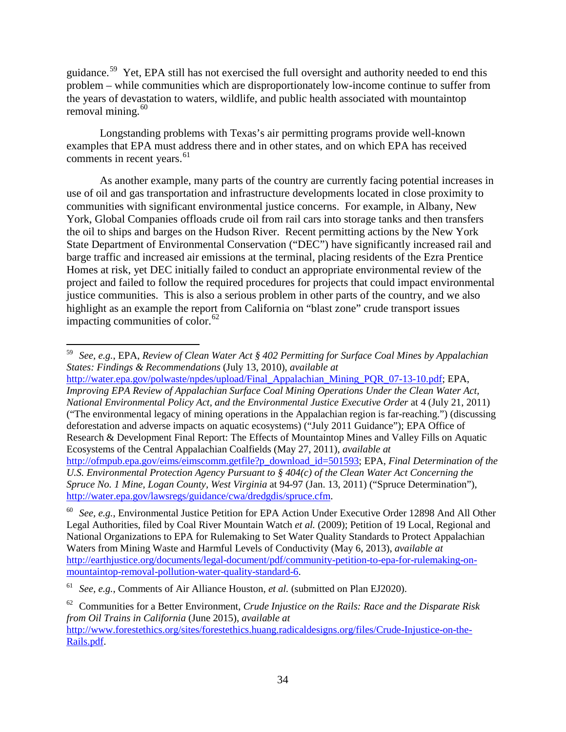guidance.[59] Yet, EPA still has not exercised the full oversight and authority needed to end this problem – while communities which are disproportionately low-income continue to suffer from the years of devastation to waters, wildlife, and public health associated with mountaintop removal mining.[60]

Longstanding problems with Texas's air permitting programs provide well-known examples that EPA must address there and in other states, and on which EPA has received comments in recent years.[61]

As another example, many parts of the country are currently facing potential increases in use of oil and gas transportation and infrastructure developments located in close proximity to communities with significant environmental justice concerns. For example, in Albany, New York, Global Companies offloads crude oil from rail cars into storage tanks and then transfers the oil to ships and barges on the Hudson River. Recent permitting actions by the New York State Department of Environmental Conservation ("DEC") have significantly increased rail and barge traffic and increased air emissions at the terminal, placing residents of the Ezra Prentice Homes at risk, yet DEC initially failed to conduct an appropriate environmental review of the project and failed to follow the required procedures for projects that could impact environmental justice communities. This is also a serious problem in other parts of the country, and we also highlight as an example the report from California on "blast zone" crude transport issues impacting communities of color.[62]

---

[59] *See, e.g.*, EPA, *Review of Clean Water Act § 402 Permitting for Surface Coal Mines by Appalachian States: Findings & Recommendations* (July 13, 2010), *available at* http://water.epa.gov/polwaste/npdes/upload/Final_Appalachian_Mining_PQR_07-13-10.pdf; EPA, *Improving EPA Review of Appalachian Surface Coal Mining Operations Under the Clean Water Act, National Environmental Policy Act, and the Environmental Justice Executive Order* at 4 (July 21, 2011) ("The environmental legacy of mining operations in the Appalachian region is far-reaching.") (discussing deforestation and adverse impacts on aquatic ecosystems) ("July 2011 Guidance"); EPA Office of Research & Development Final Report: The Effects of Mountaintop Mines and Valley Fills on Aquatic Ecosystems of the Central Appalachian Coalfields (May 27, 2011), *available at* http://ofmpub.epa.gov/eims/eimscomm.getfile?p_download_id=501593; EPA, *Final Determination of the U.S. Environmental Protection Agency Pursuant to § 404(c) of the Clean Water Act Concerning the Spruce No. 1 Mine, Logan County, West Virginia* at 94-97 (Jan. 13, 2011) ("Spruce Determination"), http://water.epa.gov/lawsregs/guidance/cwa/dredgdis/spruce.cfm.

[60] *See, e.g.*, Environmental Justice Petition for EPA Action Under Executive Order 12898 And All Other Legal Authorities, filed by Coal River Mountain Watch *et al.* (2009); Petition of 19 Local, Regional and National Organizations to EPA for Rulemaking to Set Water Quality Standards to Protect Appalachian Waters from Mining Waste and Harmful Levels of Conductivity (May 6, 2013), *available at* http://earthjustice.org/documents/legal-document/pdf/community-petition-to-epa-for-rulemaking-on-mountaintop-removal-pollution-water-quality-standard-6.

[61] *See, e.g.*, Comments of Air Alliance Houston, *et al.* (submitted on Plan EJ2020).

[62] Communities for a Better Environment, *Crude Injustice on the Rails: Race and the Disparate Risk from Oil Trains in California* (June 2015), *available at* http://www.forestethics.org/sites/forestethics.huang.radicaldesigns.org/files/Crude-Injustice-on-the-Rails.pdf.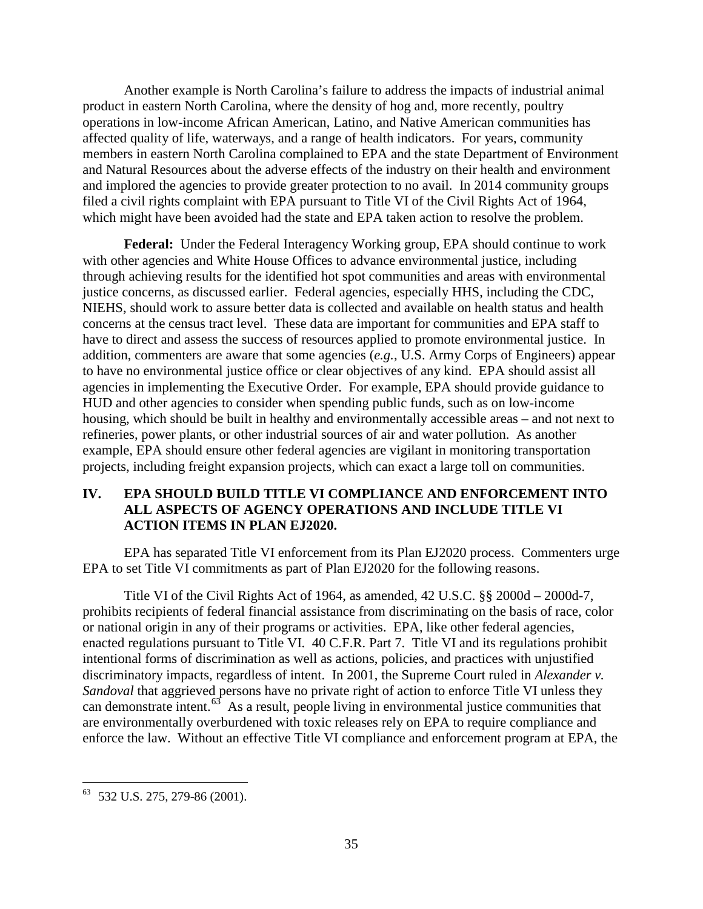Another example is North Carolina's failure to address the impacts of industrial animal product in eastern North Carolina, where the density of hog and, more recently, poultry operations in low-income African American, Latino, and Native American communities has affected quality of life, waterways, and a range of health indicators. For years, community members in eastern North Carolina complained to EPA and the state Department of Environment and Natural Resources about the adverse effects of the industry on their health and environment and implored the agencies to provide greater protection to no avail. In 2014 community groups filed a civil rights complaint with EPA pursuant to Title VI of the Civil Rights Act of 1964, which might have been avoided had the state and EPA taken action to resolve the problem.

**Federal:** Under the Federal Interagency Working group, EPA should continue to work with other agencies and White House Offices to advance environmental justice, including through achieving results for the identified hot spot communities and areas with environmental justice concerns, as discussed earlier. Federal agencies, especially HHS, including the CDC, NIEHS, should work to assure better data is collected and available on health status and health concerns at the census tract level. These data are important for communities and EPA staff to have to direct and assess the success of resources applied to promote environmental justice. In addition, commenters are aware that some agencies (*e.g.*, U.S. Army Corps of Engineers) appear to have no environmental justice office or clear objectives of any kind. EPA should assist all agencies in implementing the Executive Order. For example, EPA should provide guidance to HUD and other agencies to consider when spending public funds, such as on low-income housing, which should be built in healthy and environmentally accessible areas – and not next to refineries, power plants, or other industrial sources of air and water pollution. As another example, EPA should ensure other federal agencies are vigilant in monitoring transportation projects, including freight expansion projects, which can exact a large toll on communities.

## IV. EPA SHOULD BUILD TITLE VI COMPLIANCE AND ENFORCEMENT INTO ALL ASPECTS OF AGENCY OPERATIONS AND INCLUDE TITLE VI ACTION ITEMS IN PLAN EJ2020.

EPA has separated Title VI enforcement from its Plan EJ2020 process. Commenters urge EPA to set Title VI commitments as part of Plan EJ2020 for the following reasons.

Title VI of the Civil Rights Act of 1964, as amended, 42 U.S.C. §§ 2000d – 2000d-7, prohibits recipients of federal financial assistance from discriminating on the basis of race, color or national origin in any of their programs or activities. EPA, like other federal agencies, enacted regulations pursuant to Title VI. 40 C.F.R. Part 7. Title VI and its regulations prohibit intentional forms of discrimination as well as actions, policies, and practices with unjustified discriminatory impacts, regardless of intent. In 2001, the Supreme Court ruled in *Alexander v. Sandoval* that aggrieved persons have no private right of action to enforce Title VI unless they can demonstrate intent.[63] As a result, people living in environmental justice communities that are environmentally overburdened with toxic releases rely on EPA to require compliance and enforce the law. Without an effective Title VI compliance and enforcement program at EPA, the

---

[63] 532 U.S. 275, 279-86 (2001).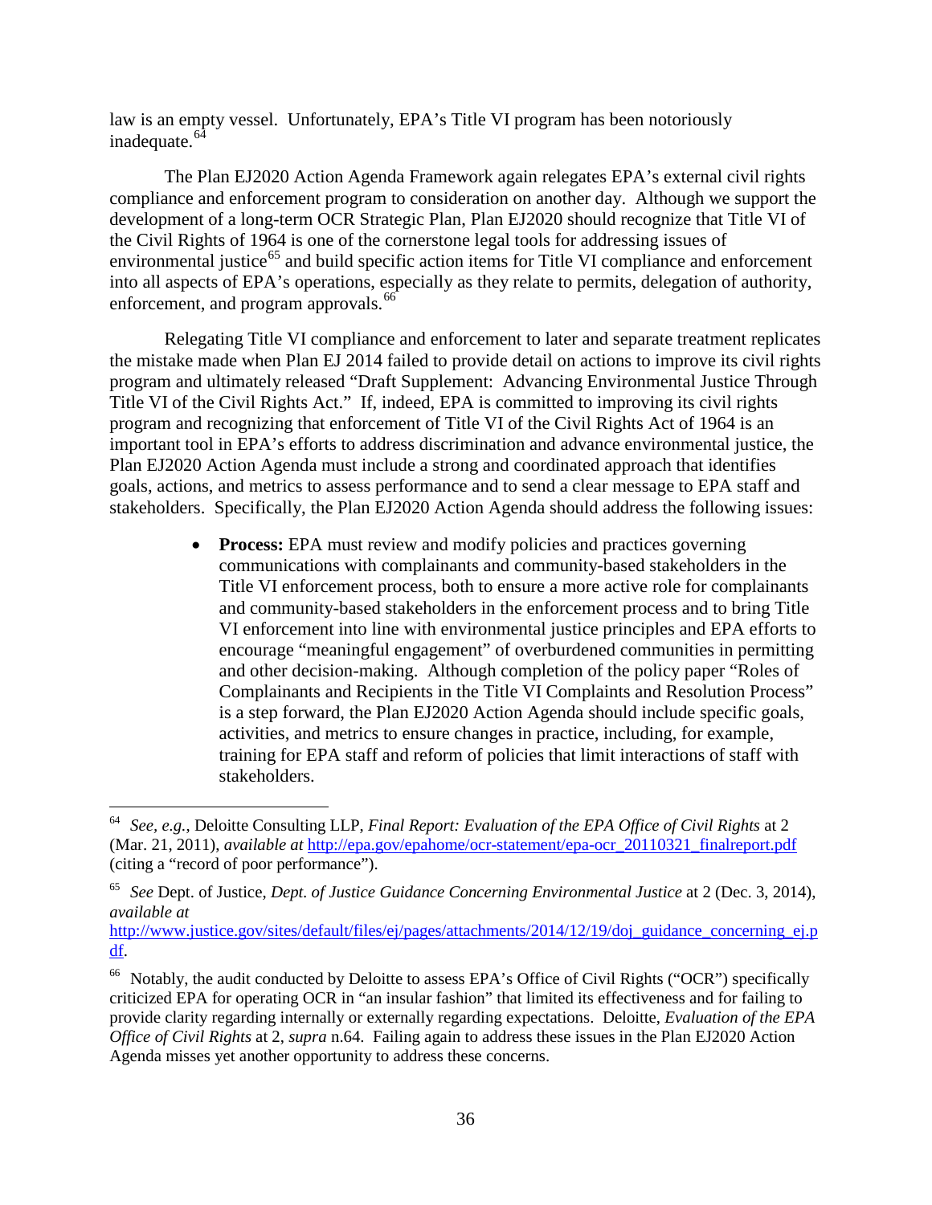law is an empty vessel. Unfortunately, EPA's Title VI program has been notoriously inadequate.[64]

The Plan EJ2020 Action Agenda Framework again relegates EPA's external civil rights compliance and enforcement program to consideration on another day. Although we support the development of a long-term OCR Strategic Plan, Plan EJ2020 should recognize that Title VI of the Civil Rights of 1964 is one of the cornerstone legal tools for addressing issues of environmental justice[65] and build specific action items for Title VI compliance and enforcement into all aspects of EPA's operations, especially as they relate to permits, delegation of authority, enforcement, and program approvals.[66]

Relegating Title VI compliance and enforcement to later and separate treatment replicates the mistake made when Plan EJ 2014 failed to provide detail on actions to improve its civil rights program and ultimately released "Draft Supplement: Advancing Environmental Justice Through Title VI of the Civil Rights Act." If, indeed, EPA is committed to improving its civil rights program and recognizing that enforcement of Title VI of the Civil Rights Act of 1964 is an important tool in EPA's efforts to address discrimination and advance environmental justice, the Plan EJ2020 Action Agenda must include a strong and coordinated approach that identifies goals, actions, and metrics to assess performance and to send a clear message to EPA staff and stakeholders. Specifically, the Plan EJ2020 Action Agenda should address the following issues:

- **Process:** EPA must review and modify policies and practices governing communications with complainants and community-based stakeholders in the Title VI enforcement process, both to ensure a more active role for complainants and community-based stakeholders in the enforcement process and to bring Title VI enforcement into line with environmental justice principles and EPA efforts to encourage "meaningful engagement" of overburdened communities in permitting and other decision-making. Although completion of the policy paper "Roles of Complainants and Recipients in the Title VI Complaints and Resolution Process" is a step forward, the Plan EJ2020 Action Agenda should include specific goals, activities, and metrics to ensure changes in practice, including, for example, training for EPA staff and reform of policies that limit interactions of staff with stakeholders.

---

[64] *See, e.g.*, Deloitte Consulting LLP, *Final Report: Evaluation of the EPA Office of Civil Rights* at 2 (Mar. 21, 2011), *available at* http://epa.gov/epahome/ocr-statement/epa-ocr_20110321_finalreport.pdf (citing a "record of poor performance").

[65] *See* Dept. of Justice, *Dept. of Justice Guidance Concerning Environmental Justice* at 2 (Dec. 3, 2014), *available at* http://www.justice.gov/sites/default/files/ej/pages/attachments/2014/12/19/doj_guidance_concerning_ej.pdf.

[66] Notably, the audit conducted by Deloitte to assess EPA's Office of Civil Rights ("OCR") specifically criticized EPA for operating OCR in "an insular fashion" that limited its effectiveness and for failing to provide clarity regarding internally or externally regarding expectations. Deloitte, *Evaluation of the EPA Office of Civil Rights* at 2, *supra* n.64. Failing again to address these issues in the Plan EJ2020 Action Agenda misses yet another opportunity to address these concerns.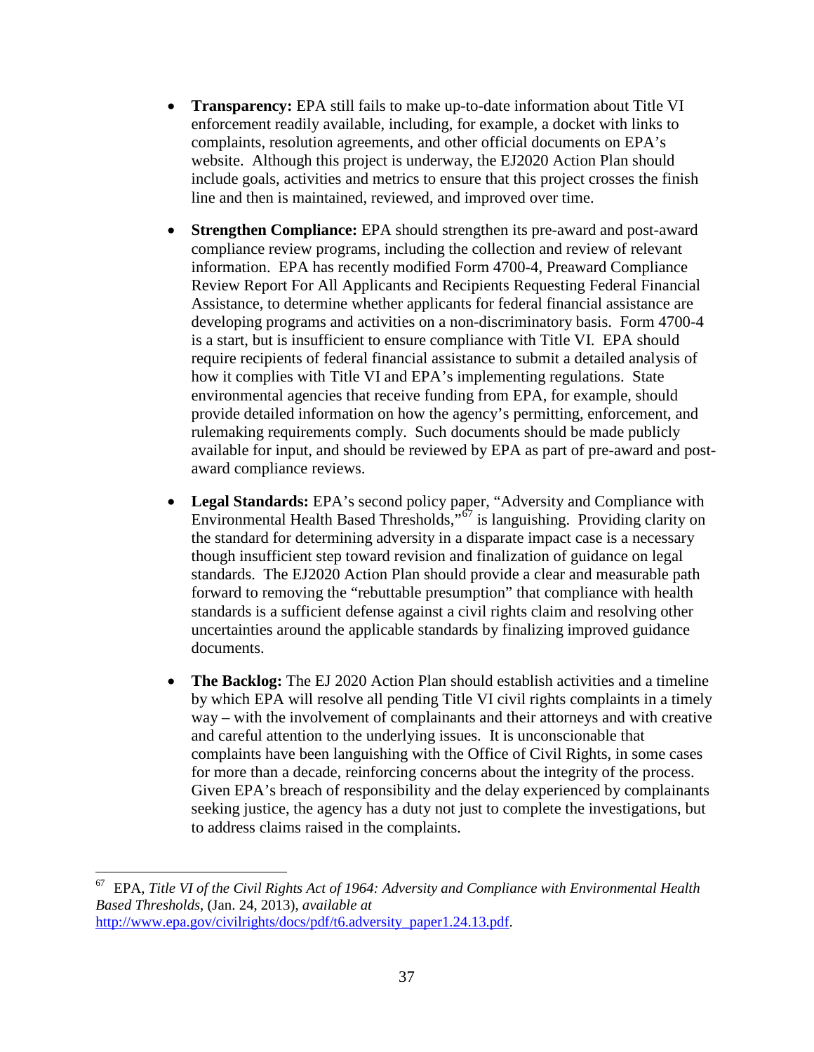- **Transparency:** EPA still fails to make up-to-date information about Title VI enforcement readily available, including, for example, a docket with links to complaints, resolution agreements, and other official documents on EPA's website. Although this project is underway, the EJ2020 Action Plan should include goals, activities and metrics to ensure that this project crosses the finish line and then is maintained, reviewed, and improved over time.

- **Strengthen Compliance:** EPA should strengthen its pre-award and post-award compliance review programs, including the collection and review of relevant information. EPA has recently modified Form 4700-4, Preaward Compliance Review Report For All Applicants and Recipients Requesting Federal Financial Assistance, to determine whether applicants for federal financial assistance are developing programs and activities on a non-discriminatory basis. Form 4700-4 is a start, but is insufficient to ensure compliance with Title VI. EPA should require recipients of federal financial assistance to submit a detailed analysis of how it complies with Title VI and EPA's implementing regulations. State environmental agencies that receive funding from EPA, for example, should provide detailed information on how the agency's permitting, enforcement, and rulemaking requirements comply. Such documents should be made publicly available for input, and should be reviewed by EPA as part of pre-award and post-award compliance reviews.

- **Legal Standards:** EPA's second policy paper, "Adversity and Compliance with Environmental Health Based Thresholds,"[67] is languishing. Providing clarity on the standard for determining adversity in a disparate impact case is a necessary though insufficient step toward revision and finalization of guidance on legal standards. The EJ2020 Action Plan should provide a clear and measurable path forward to removing the "rebuttable presumption" that compliance with health standards is a sufficient defense against a civil rights claim and resolving other uncertainties around the applicable standards by finalizing improved guidance documents.

- **The Backlog:** The EJ 2020 Action Plan should establish activities and a timeline by which EPA will resolve all pending Title VI civil rights complaints in a timely way – with the involvement of complainants and their attorneys and with creative and careful attention to the underlying issues. It is unconscionable that complaints have been languishing with the Office of Civil Rights, in some cases for more than a decade, reinforcing concerns about the integrity of the process. Given EPA's breach of responsibility and the delay experienced by complainants seeking justice, the agency has a duty not just to complete the investigations, but to address claims raised in the complaints.

---

[67] EPA, *Title VI of the Civil Rights Act of 1964: Adversity and Compliance with Environmental Health Based Thresholds*, (Jan. 24, 2013), *available at* http://www.epa.gov/civilrights/docs/pdf/t6.adversity_paper1.24.13.pdf.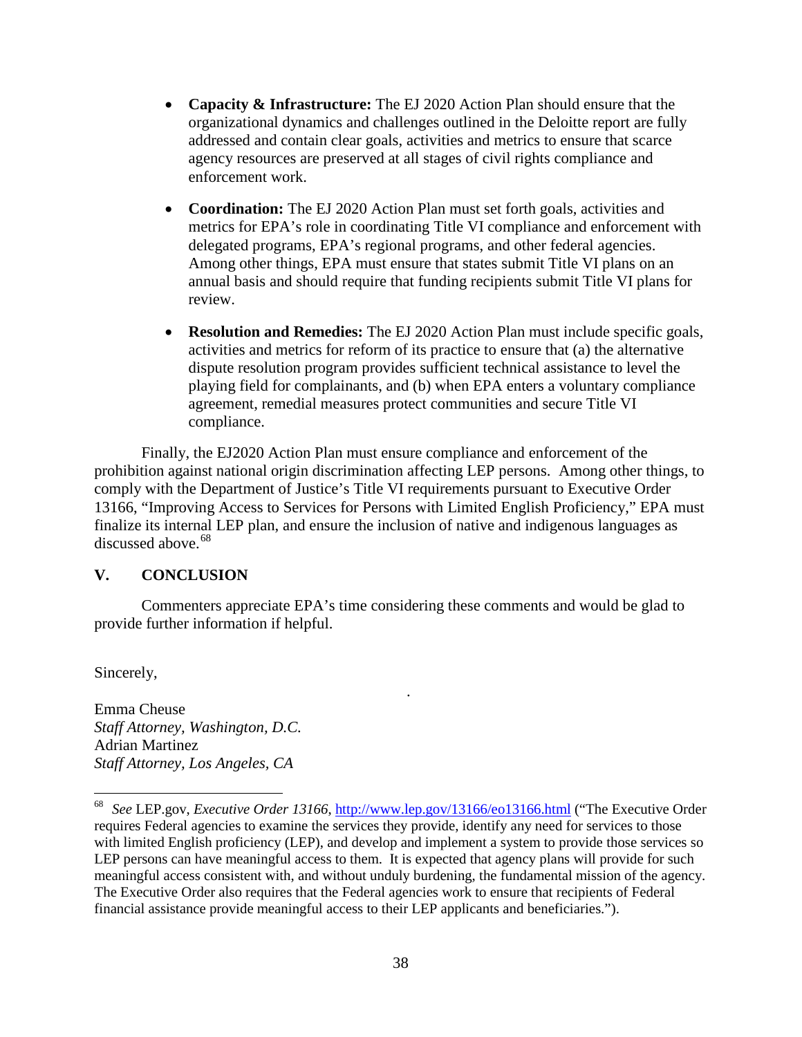- **Capacity & Infrastructure:** The EJ 2020 Action Plan should ensure that the organizational dynamics and challenges outlined in the Deloitte report are fully addressed and contain clear goals, activities and metrics to ensure that scarce agency resources are preserved at all stages of civil rights compliance and enforcement work.

- **Coordination:** The EJ 2020 Action Plan must set forth goals, activities and metrics for EPA's role in coordinating Title VI compliance and enforcement with delegated programs, EPA's regional programs, and other federal agencies. Among other things, EPA must ensure that states submit Title VI plans on an annual basis and should require that funding recipients submit Title VI plans for review.

- **Resolution and Remedies:** The EJ 2020 Action Plan must include specific goals, activities and metrics for reform of its practice to ensure that (a) the alternative dispute resolution program provides sufficient technical assistance to level the playing field for complainants, and (b) when EPA enters a voluntary compliance agreement, remedial measures protect communities and secure Title VI compliance.

Finally, the EJ2020 Action Plan must ensure compliance and enforcement of the prohibition against national origin discrimination affecting LEP persons. Among other things, to comply with the Department of Justice's Title VI requirements pursuant to Executive Order 13166, "Improving Access to Services for Persons with Limited English Proficiency," EPA must finalize its internal LEP plan, and ensure the inclusion of native and indigenous languages as discussed above.[68]

## V. CONCLUSION

Commenters appreciate EPA's time considering these comments and would be glad to provide further information if helpful.

Sincerely,

Emma Cheuse
*Staff Attorney, Washington, D.C.*
Adrian Martinez
*Staff Attorney, Los Angeles, CA*

---

[68] *See* LEP.gov, *Executive Order 13166*, http://www.lep.gov/13166/eo13166.html ("The Executive Order requires Federal agencies to examine the services they provide, identify any need for services to those with limited English proficiency (LEP), and develop and implement a system to provide those services so LEP persons can have meaningful access to them. It is expected that agency plans will provide for such meaningful access consistent with, and without unduly burdening, the fundamental mission of the agency. The Executive Order also requires that the Federal agencies work to ensure that recipients of Federal financial assistance provide meaningful access to their LEP applicants and beneficiaries.").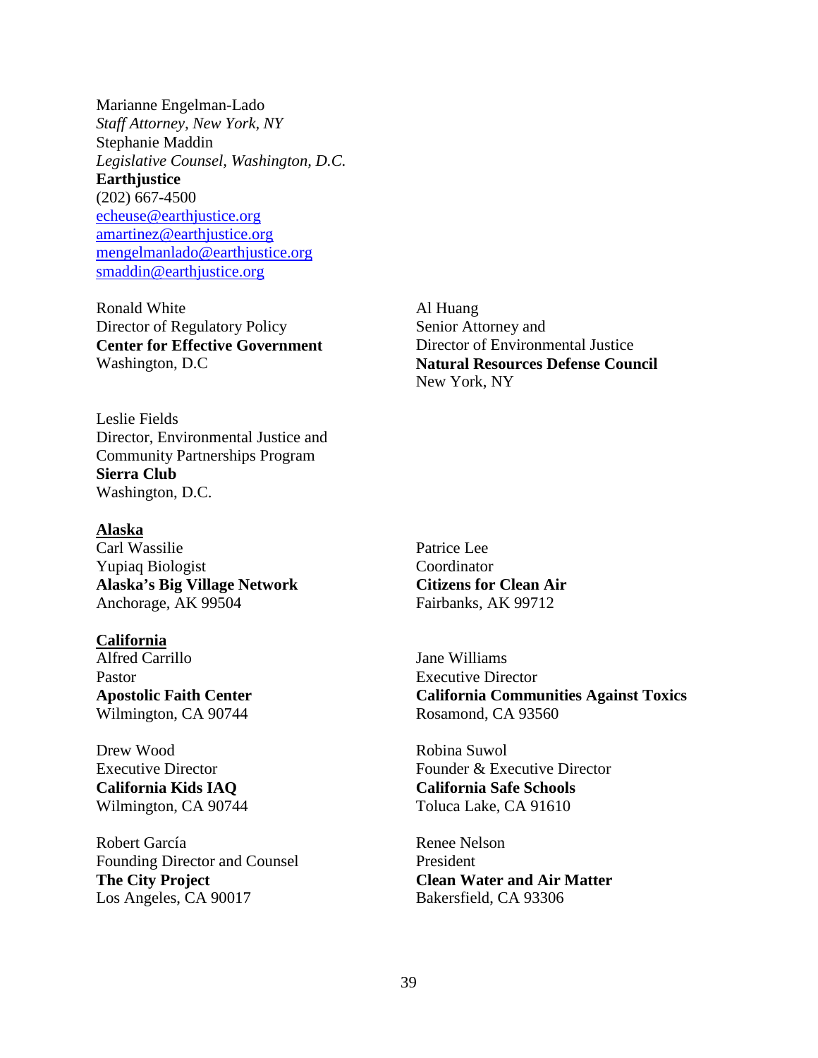Marianne Engelman-Lado
*Staff Attorney, New York, NY*
Stephanie Maddin
*Legislative Counsel, Washington, D.C.*
**Earthjustice**
(202) 667-4500
echeuse@earthjustice.org
amartinez@earthjustice.org
mengelmanlado@earthjustice.org
smaddin@earthjustice.org

Ronald White
Director of Regulatory Policy
**Center for Effective Government**
Washington, D.C

Al Huang
Senior Attorney and
Director of Environmental Justice
**Natural Resources Defense Council**
New York, NY

Leslie Fields
Director, Environmental Justice and
Community Partnerships Program
**Sierra Club**
Washington, D.C.

**Alaska**

Carl Wassilie
Yupiaq Biologist
**Alaska's Big Village Network**
Anchorage, AK 99504

Patrice Lee
Coordinator
**Citizens for Clean Air**
Fairbanks, AK 99712

**California**

Alfred Carrillo
Pastor
**Apostolic Faith Center**
Wilmington, CA 90744

Jane Williams
Executive Director
**California Communities Against Toxics**
Rosamond, CA 93560

Drew Wood
Executive Director
**California Kids IAQ**
Wilmington, CA 90744

Robina Suwol
Founder & Executive Director
**California Safe Schools**
Toluca Lake, CA 91610

Robert García
Founding Director and Counsel
**The City Project**
Los Angeles, CA 90017

Renee Nelson
President
**Clean Water and Air Matter**
Bakersfield, CA 93306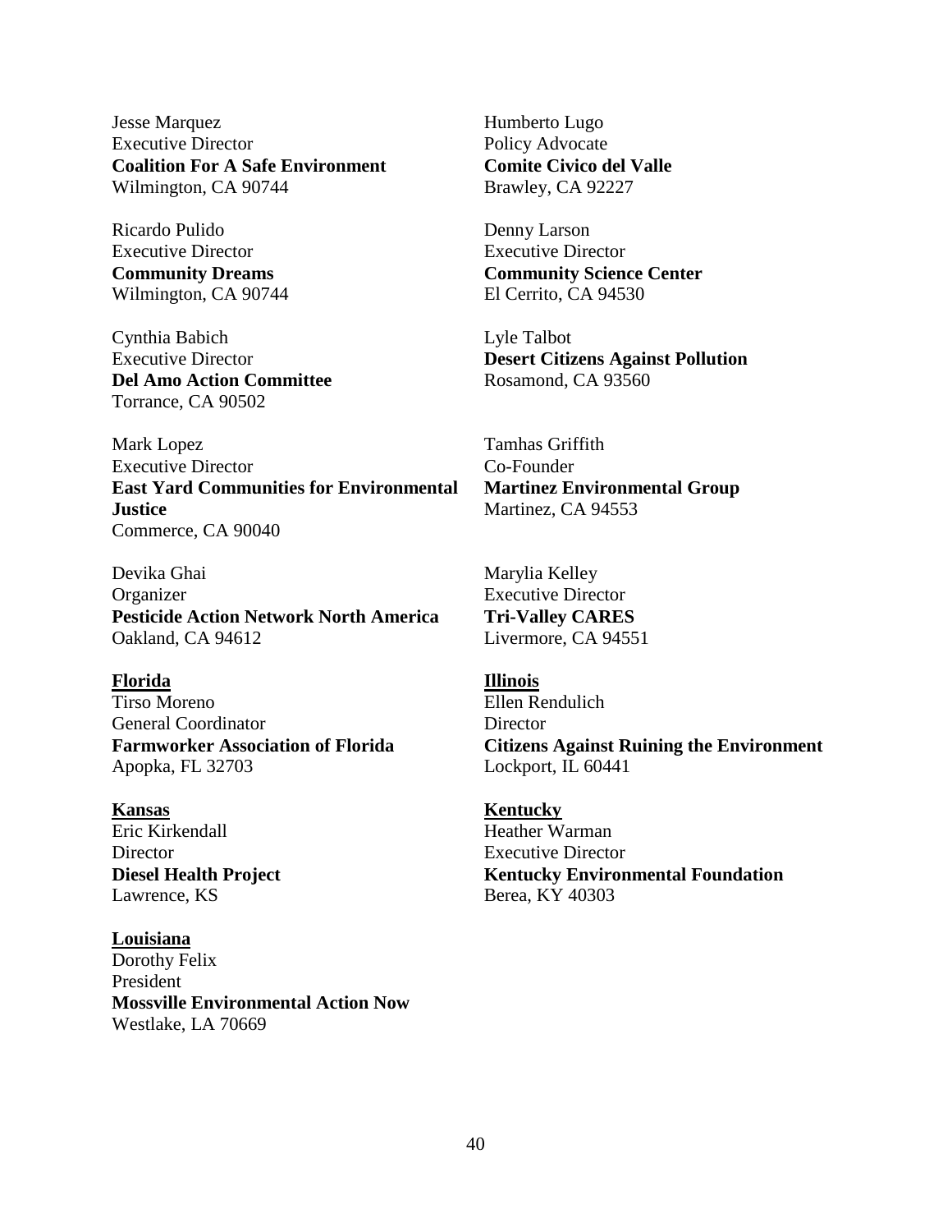Jesse Marquez
Executive Director
**Coalition For A Safe Environment**
Wilmington, CA 90744

Humberto Lugo
Policy Advocate
**Comite Civico del Valle**
Brawley, CA 92227

Ricardo Pulido
Executive Director
**Community Dreams**
Wilmington, CA 90744

Denny Larson
Executive Director
**Community Science Center**
El Cerrito, CA 94530

Cynthia Babich
Executive Director
**Del Amo Action Committee**
Torrance, CA 90502

Lyle Talbot
**Desert Citizens Against Pollution**
Rosamond, CA 93560

Mark Lopez
Executive Director
**East Yard Communities for Environmental Justice**
Commerce, CA 90040

Tamhas Griffith
Co-Founder
**Martinez Environmental Group**
Martinez, CA 94553

Devika Ghai
Organizer
**Pesticide Action Network North America**
Oakland, CA 94612

Marylia Kelley
Executive Director
**Tri-Valley CARES**
Livermore, CA 94551

**Florida**

Tirso Moreno
General Coordinator
**Farmworker Association of Florida**
Apopka, FL 32703

**Illinois**

Ellen Rendulich
Director
**Citizens Against Ruining the Environment**
Lockport, IL 60441

**Kansas**

Eric Kirkendall
Director
**Diesel Health Project**
Lawrence, KS

**Kentucky**

Heather Warman
Executive Director
**Kentucky Environmental Foundation**
Berea, KY 40303

**Louisiana**

Dorothy Felix
President
**Mossville Environmental Action Now**
Westlake, LA 70669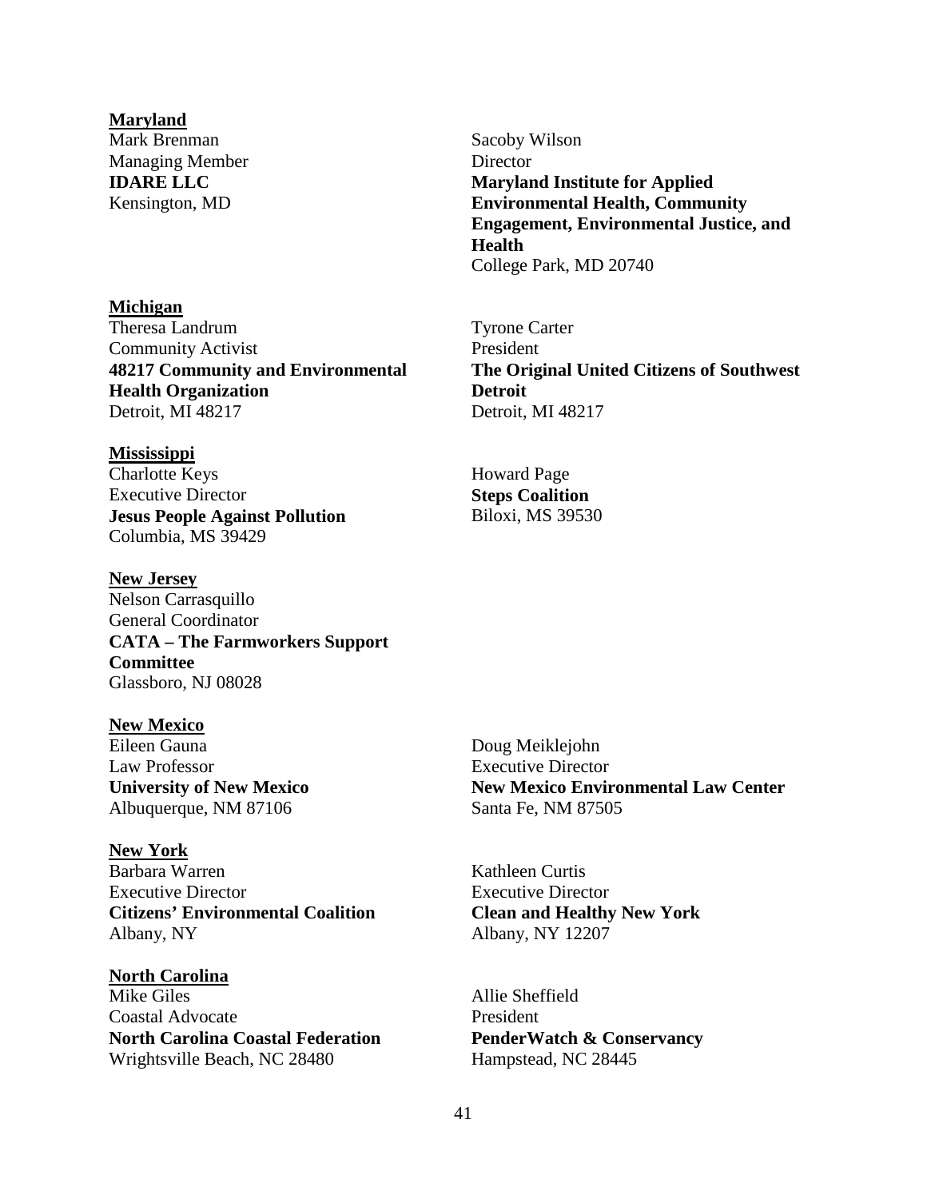**Maryland**

Mark Brenman
Managing Member
**IDARE LLC**
Kensington, MD

Sacoby Wilson
Director
**Maryland Institute for Applied Environmental Health, Community Engagement, Environmental Justice, and Health**
College Park, MD 20740

**Michigan**

Theresa Landrum
Community Activist
**48217 Community and Environmental Health Organization**
Detroit, MI 48217

Tyrone Carter
President
**The Original United Citizens of Southwest Detroit**
Detroit, MI 48217

**Mississippi**

Charlotte Keys
Executive Director
**Jesus People Against Pollution**
Columbia, MS 39429

Howard Page
**Steps Coalition**
Biloxi, MS 39530

**New Jersey**

Nelson Carrasquillo
General Coordinator
**CATA – The Farmworkers Support Committee**
Glassboro, NJ 08028

**New Mexico**

Eileen Gauna
Law Professor
**University of New Mexico**
Albuquerque, NM 87106

Doug Meiklejohn
Executive Director
**New Mexico Environmental Law Center**
Santa Fe, NM 87505

**New York**

Barbara Warren
Executive Director
**Citizens' Environmental Coalition**
Albany, NY

Kathleen Curtis
Executive Director
**Clean and Healthy New York**
Albany, NY 12207

**North Carolina**

Mike Giles
Coastal Advocate
**North Carolina Coastal Federation**
Wrightsville Beach, NC 28480

Allie Sheffield
President
**PenderWatch & Conservancy**
Hampstead, NC 28445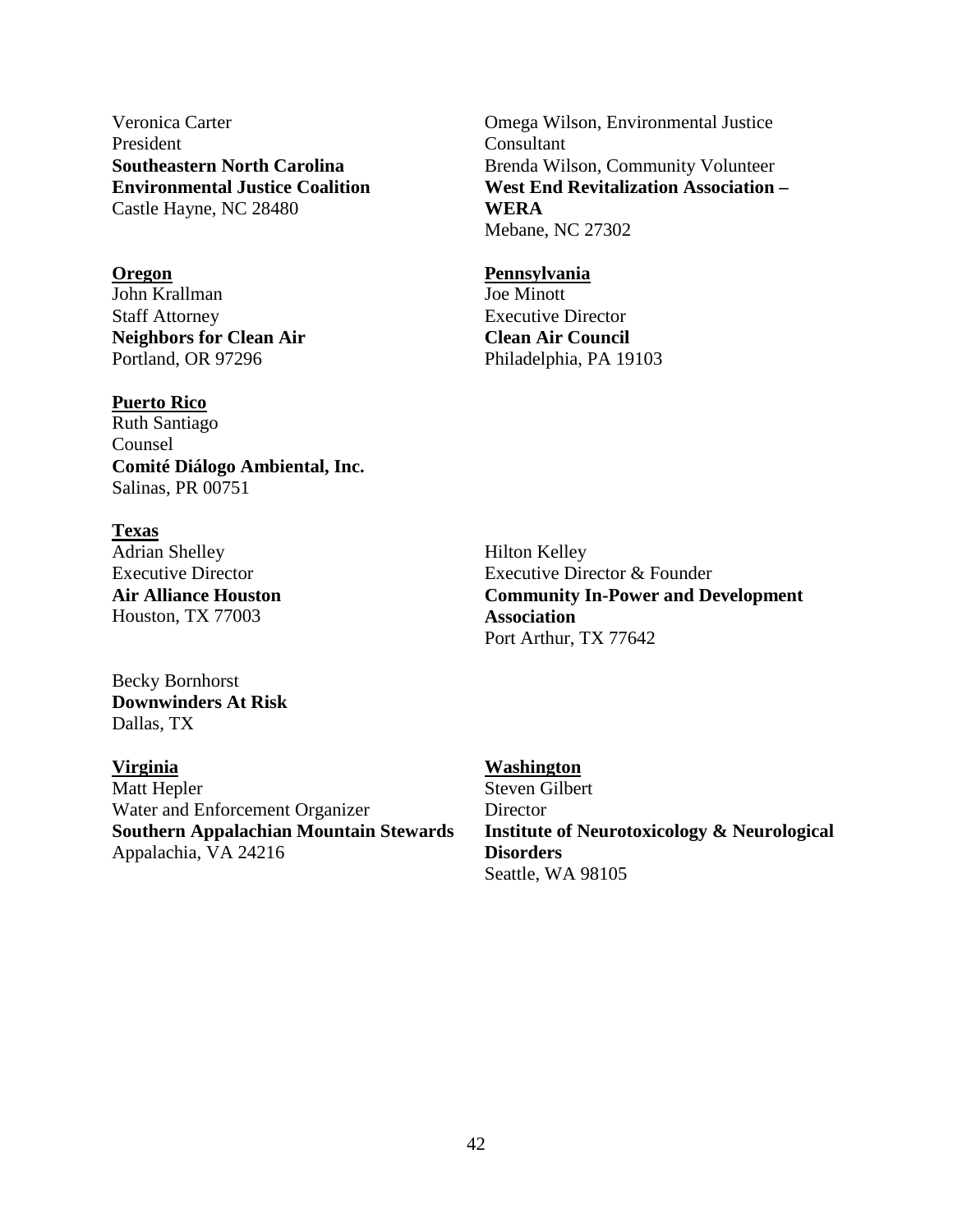Veronica Carter
President
**Southeastern North Carolina Environmental Justice Coalition**
Castle Hayne, NC 28480

Omega Wilson, Environmental Justice Consultant
Brenda Wilson, Community Volunteer
**West End Revitalization Association – WERA**
Mebane, NC 27302

**<u>Oregon</u>**
John Krallman
Staff Attorney
**Neighbors for Clean Air**
Portland, OR 97296

**<u>Pennsylvania</u>**
Joe Minott
Executive Director
**Clean Air Council**
Philadelphia, PA 19103

**<u>Puerto Rico</u>**
Ruth Santiago
Counsel
**Comité Diálogo Ambiental, Inc.**
Salinas, PR 00751

**<u>Texas</u>**
Adrian Shelley
Executive Director
**Air Alliance Houston**
Houston, TX 77003

Hilton Kelley
Executive Director & Founder
**Community In-Power and Development Association**
Port Arthur, TX 77642

Becky Bornhorst
**Downwinders At Risk**
Dallas, TX

**<u>Virginia</u>**
Matt Hepler
Water and Enforcement Organizer
**Southern Appalachian Mountain Stewards**
Appalachia, VA 24216

**<u>Washington</u>**
Steven Gilbert
Director
**Institute of Neurotoxicology & Neurological Disorders**
Seattle, WA 98105